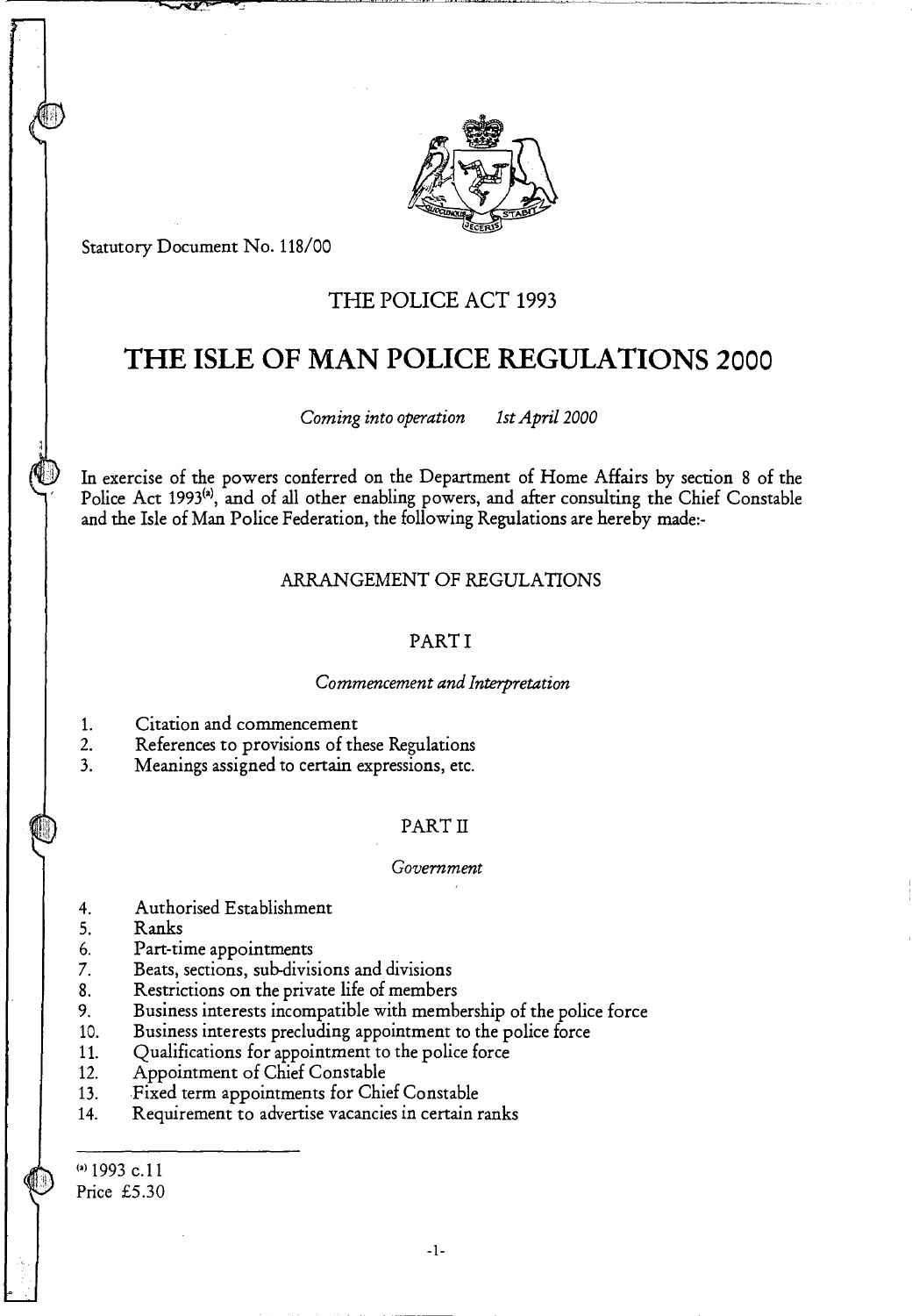Statutory Document No. 118/00

## THE POLICE ACT 1993

# THE ISLE OF MAN POLICE REGULATIONS 2000

*Coming into operation 1st April 2000*

In exercise of the powers conferred on the Department of Home Affairs by section 8 of the Police Act 1993[a], and of all other enabling powers, and after consulting the Chief Constable and the Isle of Man Police Federation, the following Regulations are hereby made:-

### ARRANGEMENT OF REGULATIONS

### PART I

*Commencement and Interpretation*

1. Citation and commencement
2. References to provisions of these Regulations
3. Meanings assigned to certain expressions, etc.

### PART II

*Government*

4. Authorised Establishment
5. Ranks
6. Part-time appointments
7. Beats, sections, sub-divisions and divisions
8. Restrictions on the private life of members
9. Business interests incompatible with membership of the police force
10. Business interests precluding appointment to the police force
11. Qualifications for appointment to the police force
12. Appointment of Chief Constable
13. Fixed term appointments for Chief Constable
14. Requirement to advertise vacancies in certain ranks

---

[a] 1993 c.11

Price £5.30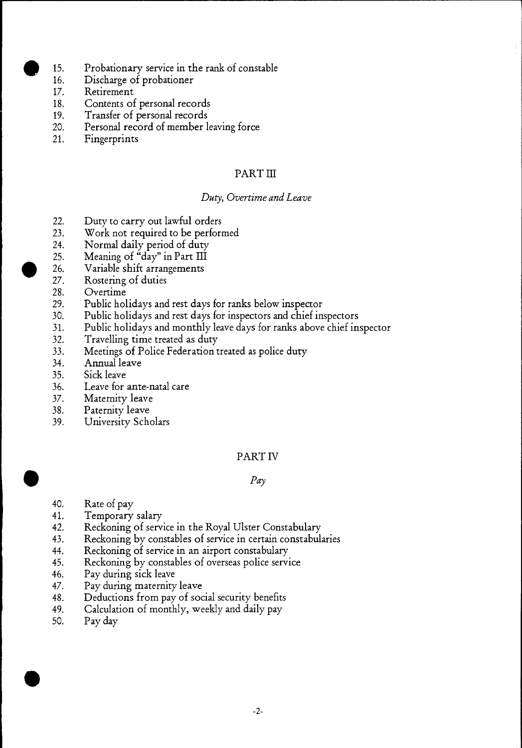15. Probationary service in the rank of constable
16. Discharge of probationer
17. Retirement
18. Contents of personal records
19. Transfer of personal records
20. Personal record of member leaving force
21. Fingerprints

## PART III

### *Duty, Overtime and Leave*

22. Duty to carry out lawful orders
23. Work not required to be performed
24. Normal daily period of duty
25. Meaning of "day" in Part III
26. Variable shift arrangements
27. Rostering of duties
28. Overtime
29. Public holidays and rest days for ranks below inspector
30. Public holidays and rest days for inspectors and chief inspectors
31. Public holidays and monthly leave days for ranks above chief inspector
32. Travelling time treated as duty
33. Meetings of Police Federation treated as police duty
34. Annual leave
35. Sick leave
36. Leave for ante-natal care
37. Maternity leave
38. Paternity leave
39. University Scholars

## PART IV

### *Pay*

40. Rate of pay
41. Temporary salary
42. Reckoning of service in the Royal Ulster Constabulary
43. Reckoning by constables of service in certain constabularies
44. Reckoning of service in an airport constabulary
45. Reckoning by constables of overseas police service
46. Pay during sick leave
47. Pay during maternity leave
48. Deductions from pay of social security benefits
49. Calculation of monthly, weekly and daily pay
50. Pay day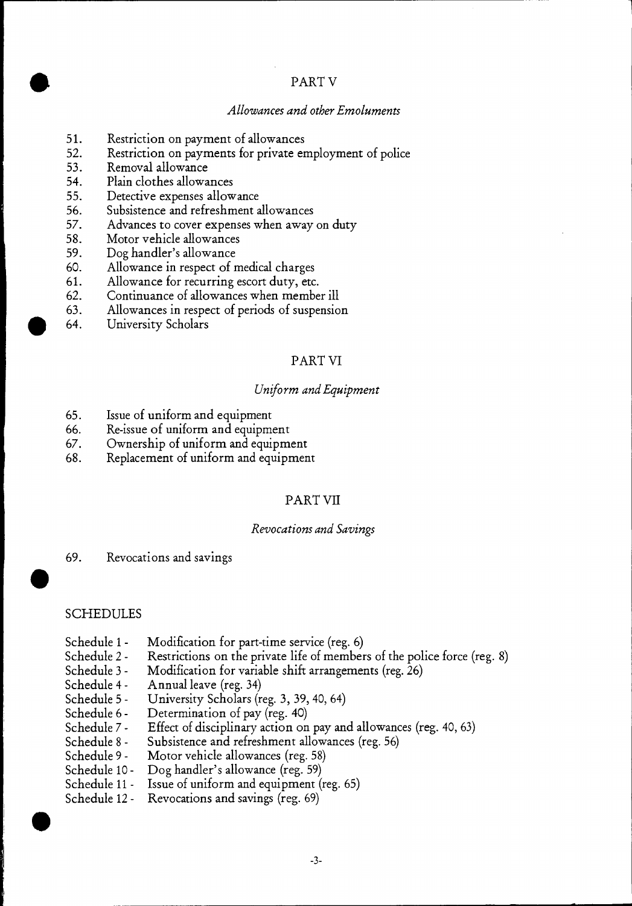## PART V

### *Allowances and other Emoluments*

51. Restriction on payment of allowances
52. Restriction on payments for private employment of police
53. Removal allowance
54. Plain clothes allowances
55. Detective expenses allowance
56. Subsistence and refreshment allowances
57. Advances to cover expenses when away on duty
58. Motor vehicle allowances
59. Dog handler's allowance
60. Allowance in respect of medical charges
61. Allowance for recurring escort duty, etc.
62. Continuance of allowances when member ill
63. Allowances in respect of periods of suspension
64. University Scholars

## PART VI

### *Uniform and Equipment*

65. Issue of uniform and equipment
66. Re-issue of uniform and equipment
67. Ownership of uniform and equipment
68. Replacement of uniform and equipment

## PART VII

### *Revocations and Savings*

69. Revocations and savings

## SCHEDULES

- Schedule 1 - Modification for part-time service (reg. 6)
- Schedule 2 - Restrictions on the private life of members of the police force (reg. 8)
- Schedule 3 - Modification for variable shift arrangements (reg. 26)
- Schedule 4 - Annual leave (reg. 34)
- Schedule 5 - University Scholars (reg. 3, 39, 40, 64)
- Schedule 6 - Determination of pay (reg. 40)
- Schedule 7 - Effect of disciplinary action on pay and allowances (reg. 40, 63)
- Schedule 8 - Subsistence and refreshment allowances (reg. 56)
- Schedule 9 - Motor vehicle allowances (reg. 58)
- Schedule 10 - Dog handler's allowance (reg. 59)
- Schedule 11 - Issue of uniform and equipment (reg. 65)
- Schedule 12 - Revocations and savings (reg. 69)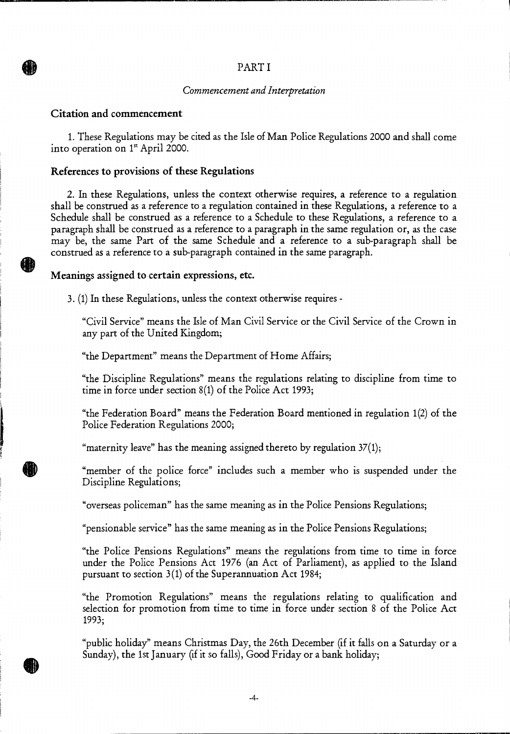# PART I

*Commencement and Interpretation*

## Citation and commencement

1. These Regulations may be cited as the Isle of Man Police Regulations 2000 and shall come into operation on 1st April 2000.

## References to provisions of these Regulations

2. In these Regulations, unless the context otherwise requires, a reference to a regulation shall be construed as a reference to a regulation contained in these Regulations, a reference to a Schedule shall be construed as a reference to a Schedule to these Regulations, a reference to a paragraph shall be construed as a reference to a paragraph in the same regulation or, as the case may be, the same Part of the same Schedule and a reference to a sub-paragraph shall be construed as a reference to a sub-paragraph contained in the same paragraph.

## Meanings assigned to certain expressions, etc.

3. (1) In these Regulations, unless the context otherwise requires -

"Civil Service" means the Isle of Man Civil Service or the Civil Service of the Crown in any part of the United Kingdom;

"the Department" means the Department of Home Affairs;

"the Discipline Regulations" means the regulations relating to discipline from time to time in force under section 8(1) of the Police Act 1993;

"the Federation Board" means the Federation Board mentioned in regulation 1(2) of the Police Federation Regulations 2000;

"maternity leave" has the meaning assigned thereto by regulation 37(1);

"member of the police force" includes such a member who is suspended under the Discipline Regulations;

"overseas policeman" has the same meaning as in the Police Pensions Regulations;

"pensionable service" has the same meaning as in the Police Pensions Regulations;

"the Police Pensions Regulations" means the regulations from time to time in force under the Police Pensions Act 1976 (an Act of Parliament), as applied to the Island pursuant to section 3(1) of the Superannuation Act 1984;

"the Promotion Regulations" means the regulations relating to qualification and selection for promotion from time to time in force under section 8 of the Police Act 1993;

"public holiday" means Christmas Day, the 26th December (if it falls on a Saturday or a Sunday), the 1st January (if it so falls), Good Friday or a bank holiday;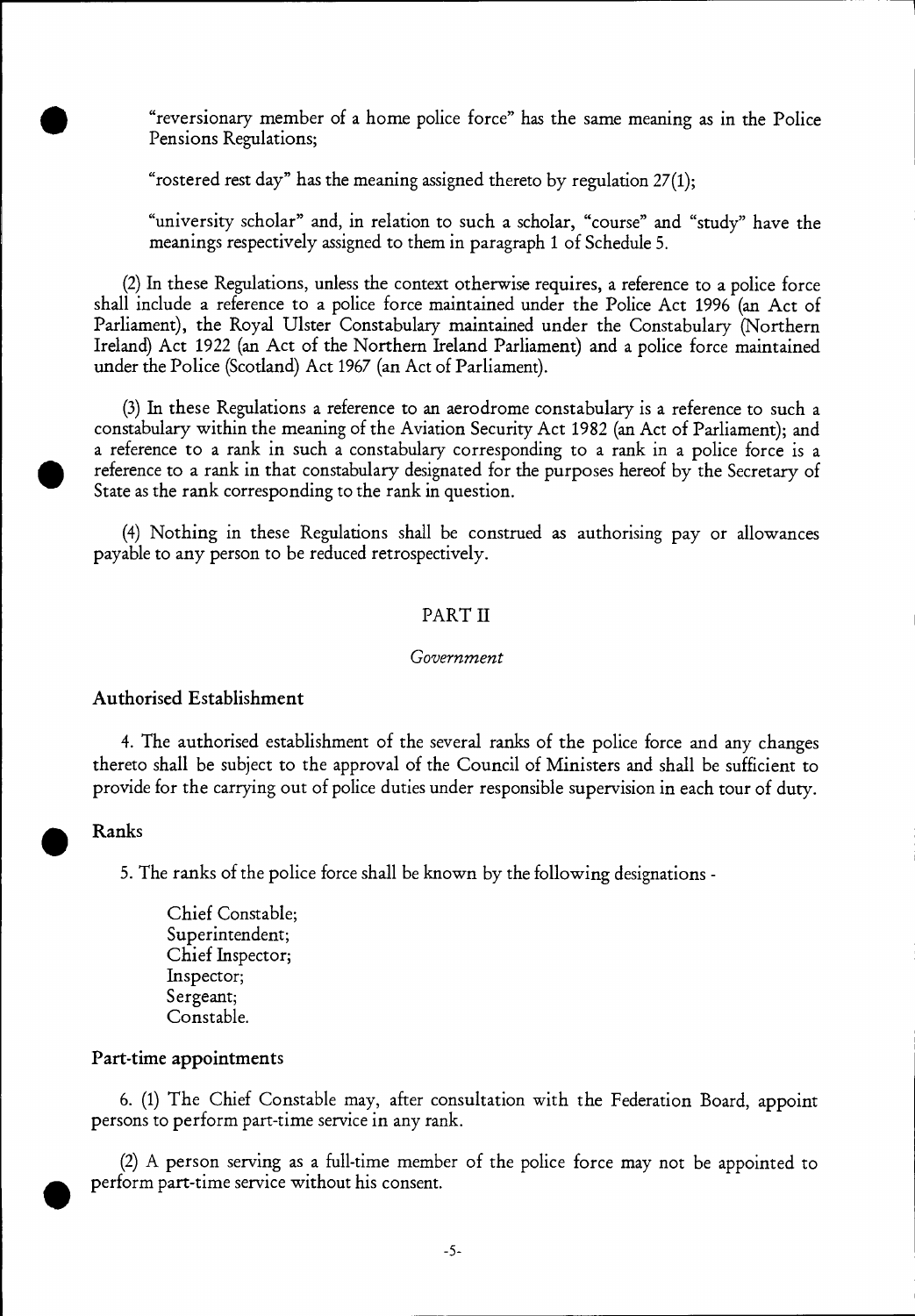"reversionary member of a home police force" has the same meaning as in the Police Pensions Regulations;

"rostered rest day" has the meaning assigned thereto by regulation 27(1);

"university scholar" and, in relation to such a scholar, "course" and "study" have the meanings respectively assigned to them in paragraph 1 of Schedule 5.

(2) In these Regulations, unless the context otherwise requires, a reference to a police force shall include a reference to a police force maintained under the Police Act 1996 (an Act of Parliament), the Royal Ulster Constabulary maintained under the Constabulary (Northern Ireland) Act 1922 (an Act of the Northern Ireland Parliament) and a police force maintained under the Police (Scotland) Act 1967 (an Act of Parliament).

(3) In these Regulations a reference to an aerodrome constabulary is a reference to such a constabulary within the meaning of the Aviation Security Act 1982 (an Act of Parliament); and a reference to a rank in such a constabulary corresponding to a rank in a police force is a reference to a rank in that constabulary designated for the purposes hereof by the Secretary of State as the rank corresponding to the rank in question.

(4) Nothing in these Regulations shall be construed as authorising pay or allowances payable to any person to be reduced retrospectively.

## PART II

*Government*

### Authorised Establishment

4. The authorised establishment of the several ranks of the police force and any changes thereto shall be subject to the approval of the Council of Ministers and shall be sufficient to provide for the carrying out of police duties under responsible supervision in each tour of duty.

### Ranks

5. The ranks of the police force shall be known by the following designations -

Chief Constable;
Superintendent;
Chief Inspector;
Inspector;
Sergeant;
Constable.

### Part-time appointments

6. (1) The Chief Constable may, after consultation with the Federation Board, appoint persons to perform part-time service in any rank.

(2) A person serving as a full-time member of the police force may not be appointed to perform part-time service without his consent.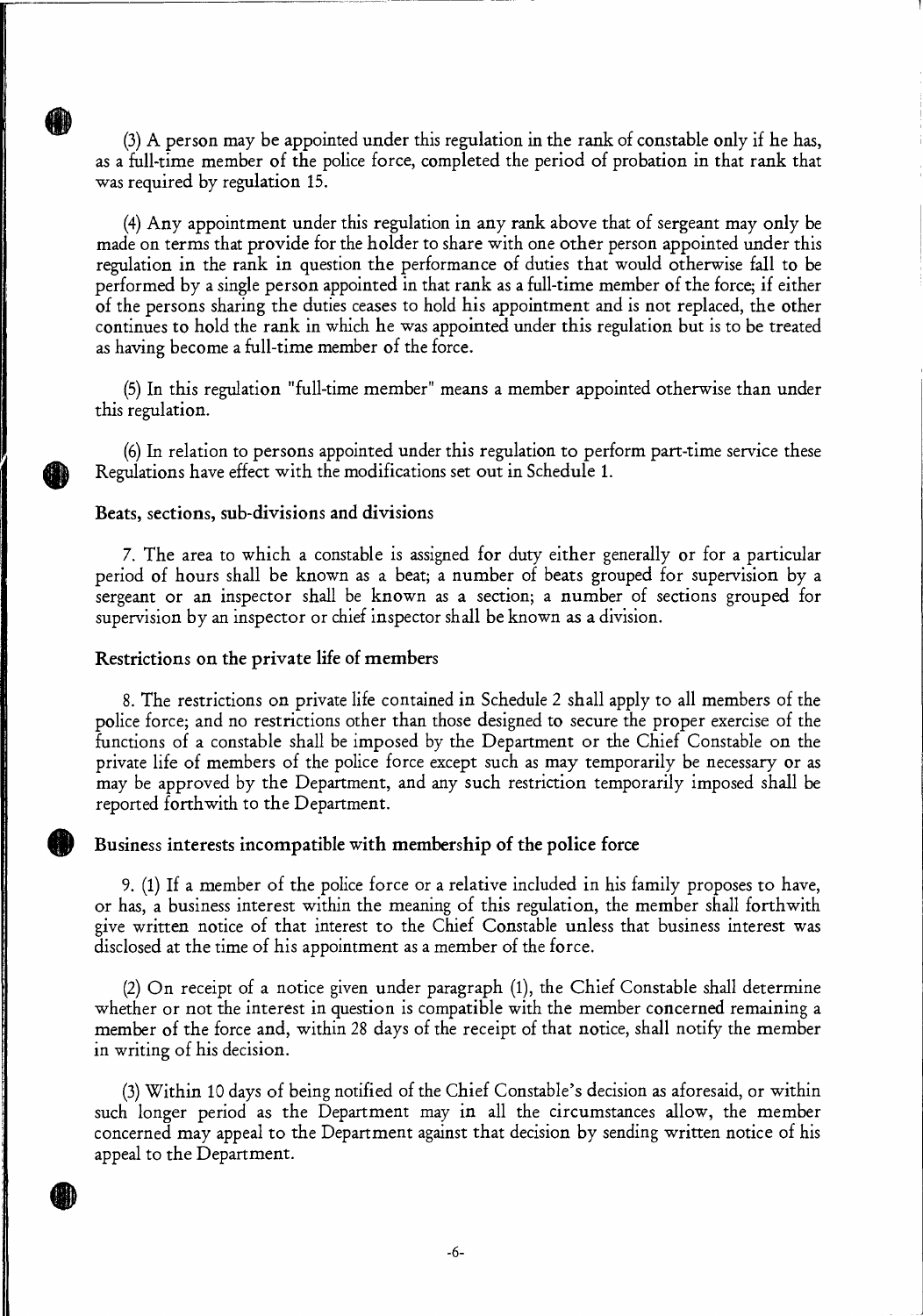(3) A person may be appointed under this regulation in the rank of constable only if he has, as a full-time member of the police force, completed the period of probation in that rank that was required by regulation 15.

(4) Any appointment under this regulation in any rank above that of sergeant may only be made on terms that provide for the holder to share with one other person appointed under this regulation in the rank in question the performance of duties that would otherwise fall to be performed by a single person appointed in that rank as a full-time member of the force; if either of the persons sharing the duties ceases to hold his appointment and is not replaced, the other continues to hold the rank in which he was appointed under this regulation but is to be treated as having become a full-time member of the force.

(5) In this regulation "full-time member" means a member appointed otherwise than under this regulation.

(6) In relation to persons appointed under this regulation to perform part-time service these Regulations have effect with the modifications set out in Schedule 1.

### Beats, sections, sub-divisions and divisions

7. The area to which a constable is assigned for duty either generally or for a particular period of hours shall be known as a beat; a number of beats grouped for supervision by a sergeant or an inspector shall be known as a section; a number of sections grouped for supervision by an inspector or chief inspector shall be known as a division.

### Restrictions on the private life of members

8. The restrictions on private life contained in Schedule 2 shall apply to all members of the police force; and no restrictions other than those designed to secure the proper exercise of the functions of a constable shall be imposed by the Department or the Chief Constable on the private life of members of the police force except such as may temporarily be necessary or as may be approved by the Department, and any such restriction temporarily imposed shall be reported forthwith to the Department.

### Business interests incompatible with membership of the police force

9. (1) If a member of the police force or a relative included in his family proposes to have, or has, a business interest within the meaning of this regulation, the member shall forthwith give written notice of that interest to the Chief Constable unless that business interest was disclosed at the time of his appointment as a member of the force.

(2) On receipt of a notice given under paragraph (1), the Chief Constable shall determine whether or not the interest in question is compatible with the member concerned remaining a member of the force and, within 28 days of the receipt of that notice, shall notify the member in writing of his decision.

(3) Within 10 days of being notified of the Chief Constable's decision as aforesaid, or within such longer period as the Department may in all the circumstances allow, the member concerned may appeal to the Department against that decision by sending written notice of his appeal to the Department.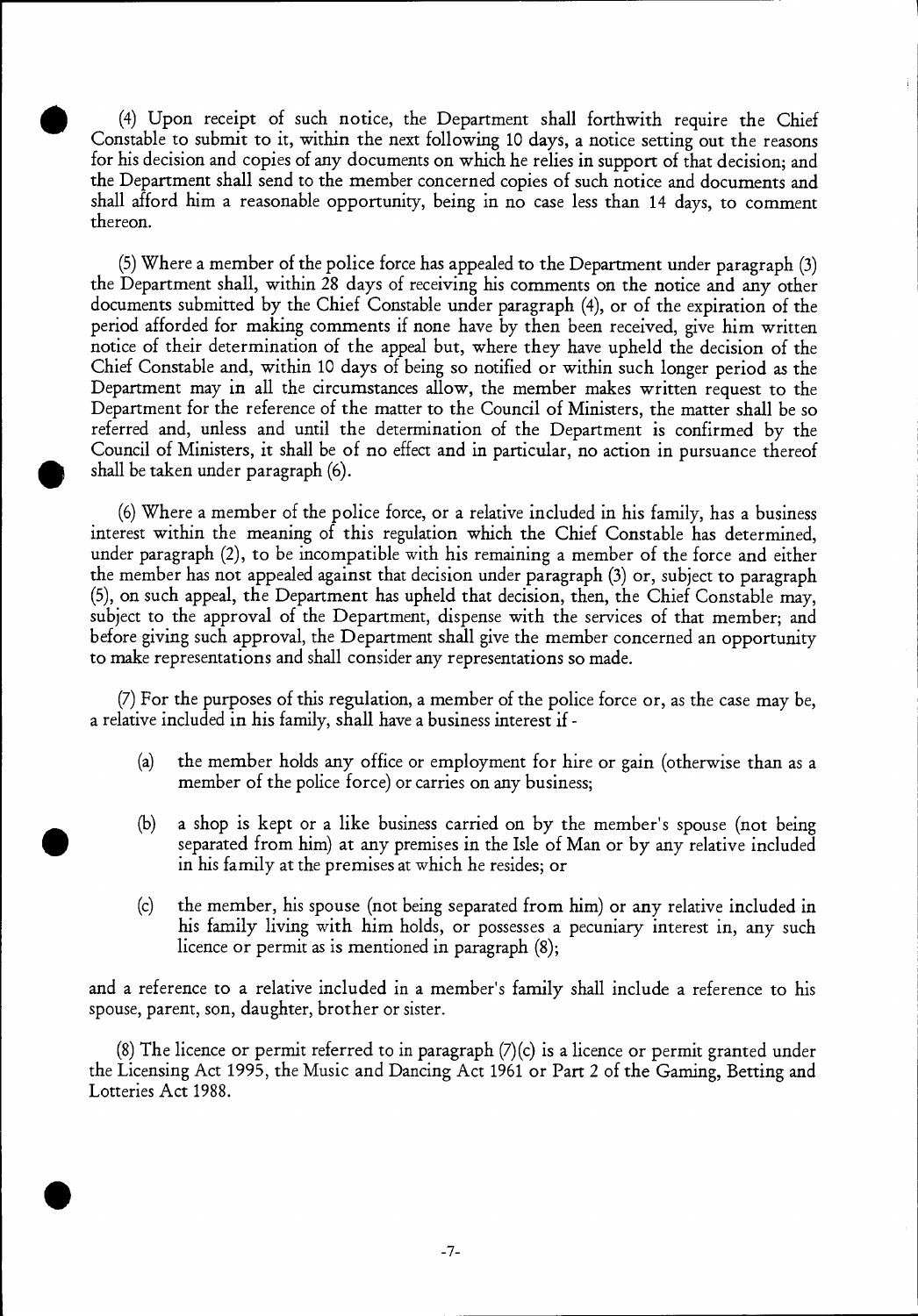(4) Upon receipt of such notice, the Department shall forthwith require the Chief Constable to submit to it, within the next following 10 days, a notice setting out the reasons for his decision and copies of any documents on which he relies in support of that decision; and the Department shall send to the member concerned copies of such notice and documents and shall afford him a reasonable opportunity, being in no case less than 14 days, to comment thereon.

(5) Where a member of the police force has appealed to the Department under paragraph (3) the Department shall, within 28 days of receiving his comments on the notice and any other documents submitted by the Chief Constable under paragraph (4), or of the expiration of the period afforded for making comments if none have by then been received, give him written notice of their determination of the appeal but, where they have upheld the decision of the Chief Constable and, within 10 days of being so notified or within such longer period as the Department may in all the circumstances allow, the member makes written request to the Department for the reference of the matter to the Council of Ministers, the matter shall be so referred and, unless and until the determination of the Department is confirmed by the Council of Ministers, it shall be of no effect and in particular, no action in pursuance thereof shall be taken under paragraph (6).

(6) Where a member of the police force, or a relative included in his family, has a business interest within the meaning of this regulation which the Chief Constable has determined, under paragraph (2), to be incompatible with his remaining a member of the force and either the member has not appealed against that decision under paragraph (3) or, subject to paragraph (5), on such appeal, the Department has upheld that decision, then, the Chief Constable may, subject to the approval of the Department, dispense with the services of that member; and before giving such approval, the Department shall give the member concerned an opportunity to make representations and shall consider any representations so made.

(7) For the purposes of this regulation, a member of the police force or, as the case may be, a relative included in his family, shall have a business interest if -

(a) the member holds any office or employment for hire or gain (otherwise than as a member of the police force) or carries on any business;

(b) a shop is kept or a like business carried on by the member's spouse (not being separated from him) at any premises in the Isle of Man or by any relative included in his family at the premises at which he resides; or

(c) the member, his spouse (not being separated from him) or any relative included in his family living with him holds, or possesses a pecuniary interest in, any such licence or permit as is mentioned in paragraph (8);

and a reference to a relative included in a member's family shall include a reference to his spouse, parent, son, daughter, brother or sister.

(8) The licence or permit referred to in paragraph (7)(c) is a licence or permit granted under the Licensing Act 1995, the Music and Dancing Act 1961 or Part 2 of the Gaming, Betting and Lotteries Act 1988.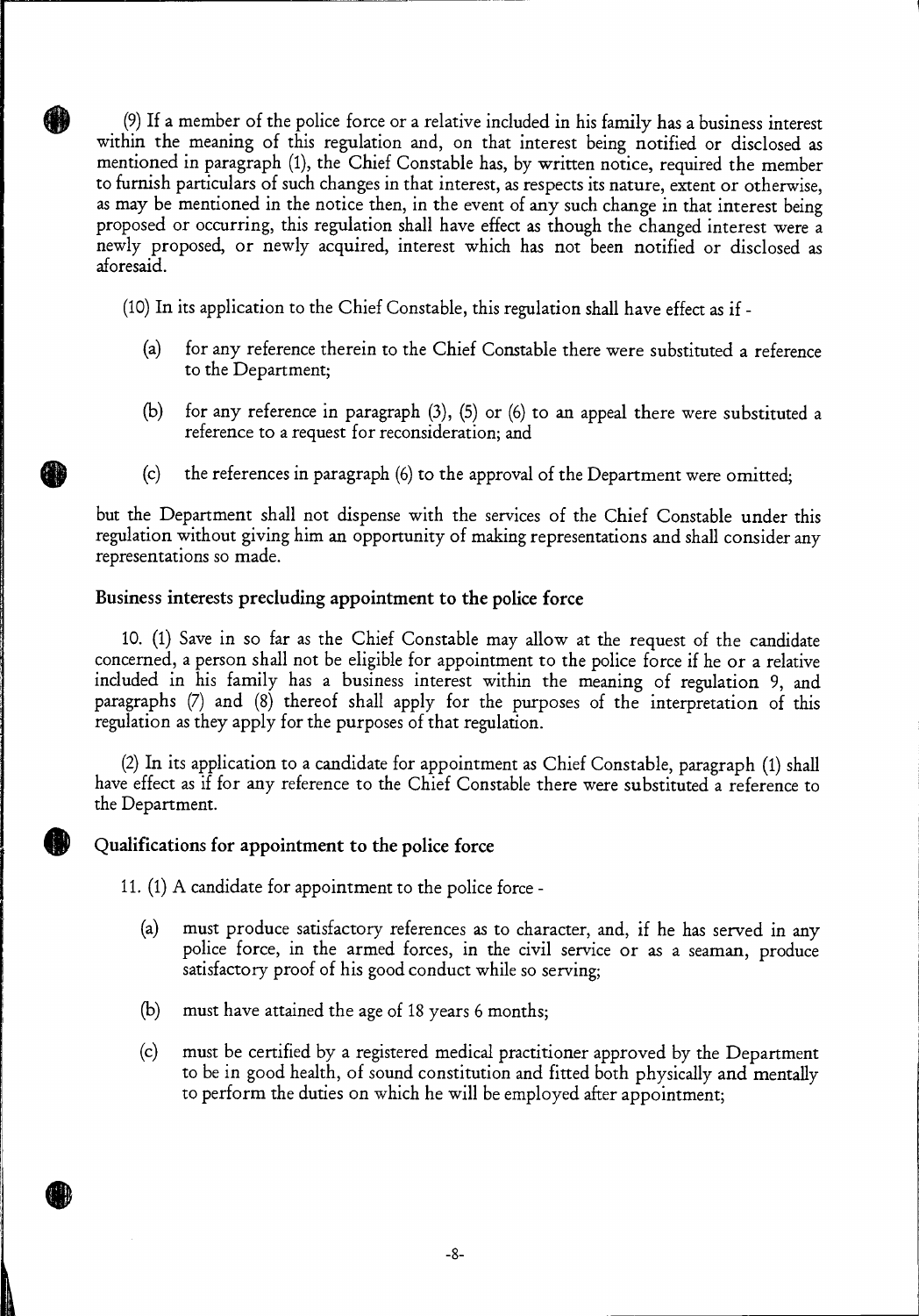(9) If a member of the police force or a relative included in his family has a business interest within the meaning of this regulation and, on that interest being notified or disclosed as mentioned in paragraph (1), the Chief Constable has, by written notice, required the member to furnish particulars of such changes in that interest, as respects its nature, extent or otherwise, as may be mentioned in the notice then, in the event of any such change in that interest being proposed or occurring, this regulation shall have effect as though the changed interest were a newly proposed, or newly acquired, interest which has not been notified or disclosed as aforesaid.

(10) In its application to the Chief Constable, this regulation shall have effect as if -

(a) for any reference therein to the Chief Constable there were substituted a reference to the Department;

(b) for any reference in paragraph (3), (5) or (6) to an appeal there were substituted a reference to a request for reconsideration; and

(c) the references in paragraph (6) to the approval of the Department were omitted;

but the Department shall not dispense with the services of the Chief Constable under this regulation without giving him an opportunity of making representations and shall consider any representations so made.

### Business interests precluding appointment to the police force

10. (1) Save in so far as the Chief Constable may allow at the request of the candidate concerned, a person shall not be eligible for appointment to the police force if he or a relative included in his family has a business interest within the meaning of regulation 9, and paragraphs (7) and (8) thereof shall apply for the purposes of the interpretation of this regulation as they apply for the purposes of that regulation.

(2) In its application to a candidate for appointment as Chief Constable, paragraph (1) shall have effect as if for any reference to the Chief Constable there were substituted a reference to the Department.

### Qualifications for appointment to the police force

11. (1) A candidate for appointment to the police force -

(a) must produce satisfactory references as to character, and, if he has served in any police force, in the armed forces, in the civil service or as a seaman, produce satisfactory proof of his good conduct while so serving;

(b) must have attained the age of 18 years 6 months;

(c) must be certified by a registered medical practitioner approved by the Department to be in good health, of sound constitution and fitted both physically and mentally to perform the duties on which he will be employed after appointment;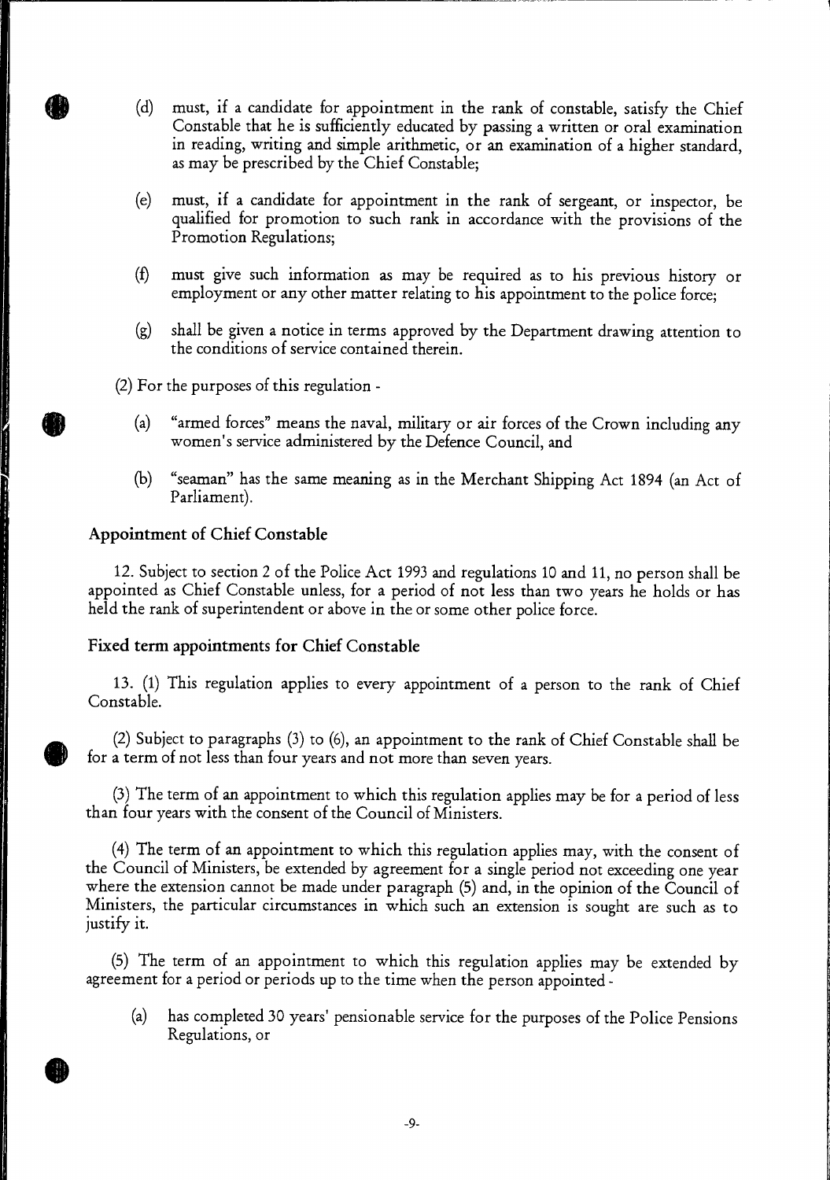(d) must, if a candidate for appointment in the rank of constable, satisfy the Chief Constable that he is sufficiently educated by passing a written or oral examination in reading, writing and simple arithmetic, or an examination of a higher standard, as may be prescribed by the Chief Constable;

(e) must, if a candidate for appointment in the rank of sergeant, or inspector, be qualified for promotion to such rank in accordance with the provisions of the Promotion Regulations;

(f) must give such information as may be required as to his previous history or employment or any other matter relating to his appointment to the police force;

(g) shall be given a notice in terms approved by the Department drawing attention to the conditions of service contained therein.

(2) For the purposes of this regulation -

(a) "armed forces" means the naval, military or air forces of the Crown including any women's service administered by the Defence Council, and

(b) "seaman" has the same meaning as in the Merchant Shipping Act 1894 (an Act of Parliament).

### Appointment of Chief Constable

12. Subject to section 2 of the Police Act 1993 and regulations 10 and 11, no person shall be appointed as Chief Constable unless, for a period of not less than two years he holds or has held the rank of superintendent or above in the or some other police force.

### Fixed term appointments for Chief Constable

13. (1) This regulation applies to every appointment of a person to the rank of Chief Constable.

(2) Subject to paragraphs (3) to (6), an appointment to the rank of Chief Constable shall be for a term of not less than four years and not more than seven years.

(3) The term of an appointment to which this regulation applies may be for a period of less than four years with the consent of the Council of Ministers.

(4) The term of an appointment to which this regulation applies may, with the consent of the Council of Ministers, be extended by agreement for a single period not exceeding one year where the extension cannot be made under paragraph (5) and, in the opinion of the Council of Ministers, the particular circumstances in which such an extension is sought are such as to justify it.

(5) The term of an appointment to which this regulation applies may be extended by agreement for a period or periods up to the time when the person appointed -

(a) has completed 30 years' pensionable service for the purposes of the Police Pensions Regulations, or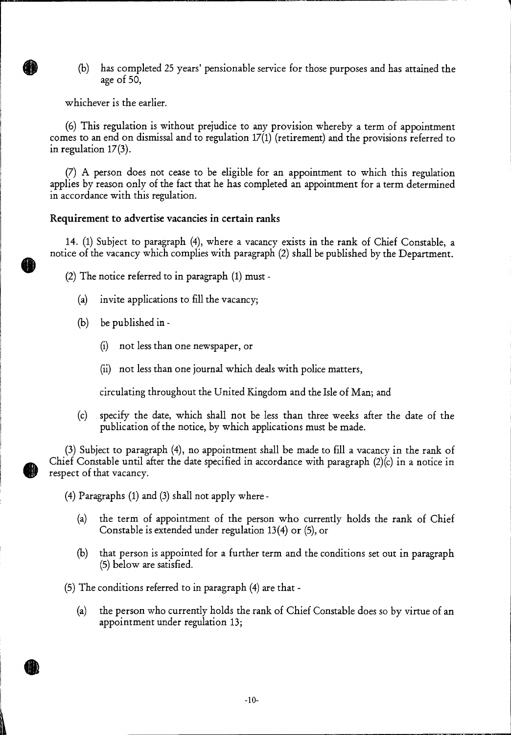(b) has completed 25 years' pensionable service for those purposes and has attained the age of 50,

whichever is the earlier.

(6) This regulation is without prejudice to any provision whereby a term of appointment comes to an end on dismissal and to regulation 17(1) (retirement) and the provisions referred to in regulation 17(3).

(7) A person does not cease to be eligible for an appointment to which this regulation applies by reason only of the fact that he has completed an appointment for a term determined in accordance with this regulation.

**Requirement to advertise vacancies in certain ranks**

14. (1) Subject to paragraph (4), where a vacancy exists in the rank of Chief Constable, a notice of the vacancy which complies with paragraph (2) shall be published by the Department.

(2) The notice referred to in paragraph (1) must -

- (a) invite applications to fill the vacancy;
- (b) be published in -
  - (i) not less than one newspaper, or
  - (ii) not less than one journal which deals with police matters,

  circulating throughout the United Kingdom and the Isle of Man; and
- (c) specify the date, which shall not be less than three weeks after the date of the publication of the notice, by which applications must be made.

(3) Subject to paragraph (4), no appointment shall be made to fill a vacancy in the rank of Chief Constable until after the date specified in accordance with paragraph (2)(c) in a notice in respect of that vacancy.

(4) Paragraphs (1) and (3) shall not apply where -

- (a) the term of appointment of the person who currently holds the rank of Chief Constable is extended under regulation 13(4) or (5), or
- (b) that person is appointed for a further term and the conditions set out in paragraph (5) below are satisfied.

(5) The conditions referred to in paragraph (4) are that -

- (a) the person who currently holds the rank of Chief Constable does so by virtue of an appointment under regulation 13;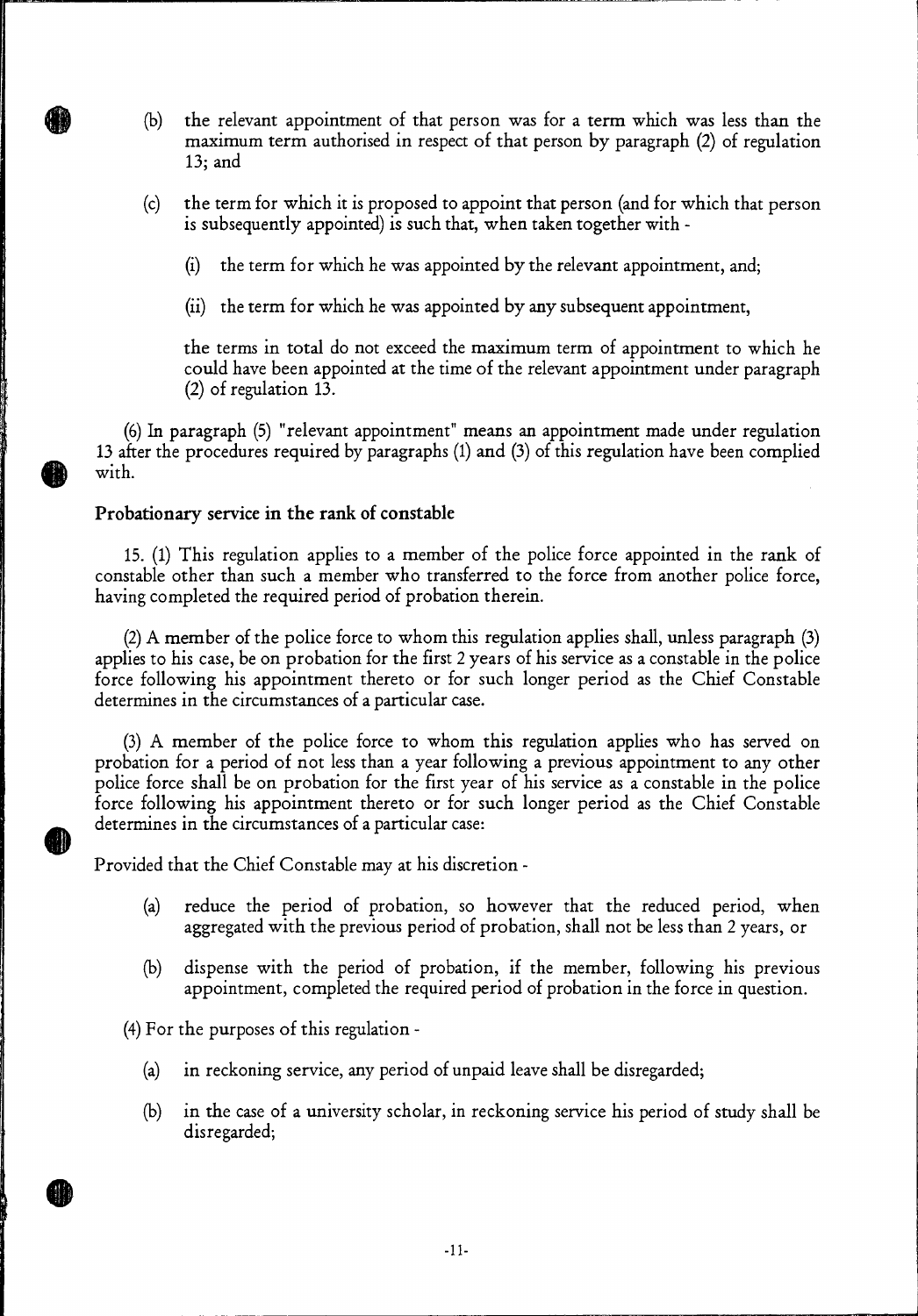(b) the relevant appointment of that person was for a term which was less than the maximum term authorised in respect of that person by paragraph (2) of regulation 13; and

(c) the term for which it is proposed to appoint that person (and for which that person is subsequently appointed) is such that, when taken together with -

(i) the term for which he was appointed by the relevant appointment, and;

(ii) the term for which he was appointed by any subsequent appointment,

the terms in total do not exceed the maximum term of appointment to which he could have been appointed at the time of the relevant appointment under paragraph (2) of regulation 13.

(6) In paragraph (5) "relevant appointment" means an appointment made under regulation 13 after the procedures required by paragraphs (1) and (3) of this regulation have been complied with.

**Probationary service in the rank of constable**

15. (1) This regulation applies to a member of the police force appointed in the rank of constable other than such a member who transferred to the force from another police force, having completed the required period of probation therein.

(2) A member of the police force to whom this regulation applies shall, unless paragraph (3) applies to his case, be on probation for the first 2 years of his service as a constable in the police force following his appointment thereto or for such longer period as the Chief Constable determines in the circumstances of a particular case.

(3) A member of the police force to whom this regulation applies who has served on probation for a period of not less than a year following a previous appointment to any other police force shall be on probation for the first year of his service as a constable in the police force following his appointment thereto or for such longer period as the Chief Constable determines in the circumstances of a particular case:

Provided that the Chief Constable may at his discretion -

(a) reduce the period of probation, so however that the reduced period, when aggregated with the previous period of probation, shall not be less than 2 years, or

(b) dispense with the period of probation, if the member, following his previous appointment, completed the required period of probation in the force in question.

(4) For the purposes of this regulation -

(a) in reckoning service, any period of unpaid leave shall be disregarded;

(b) in the case of a university scholar, in reckoning service his period of study shall be disregarded;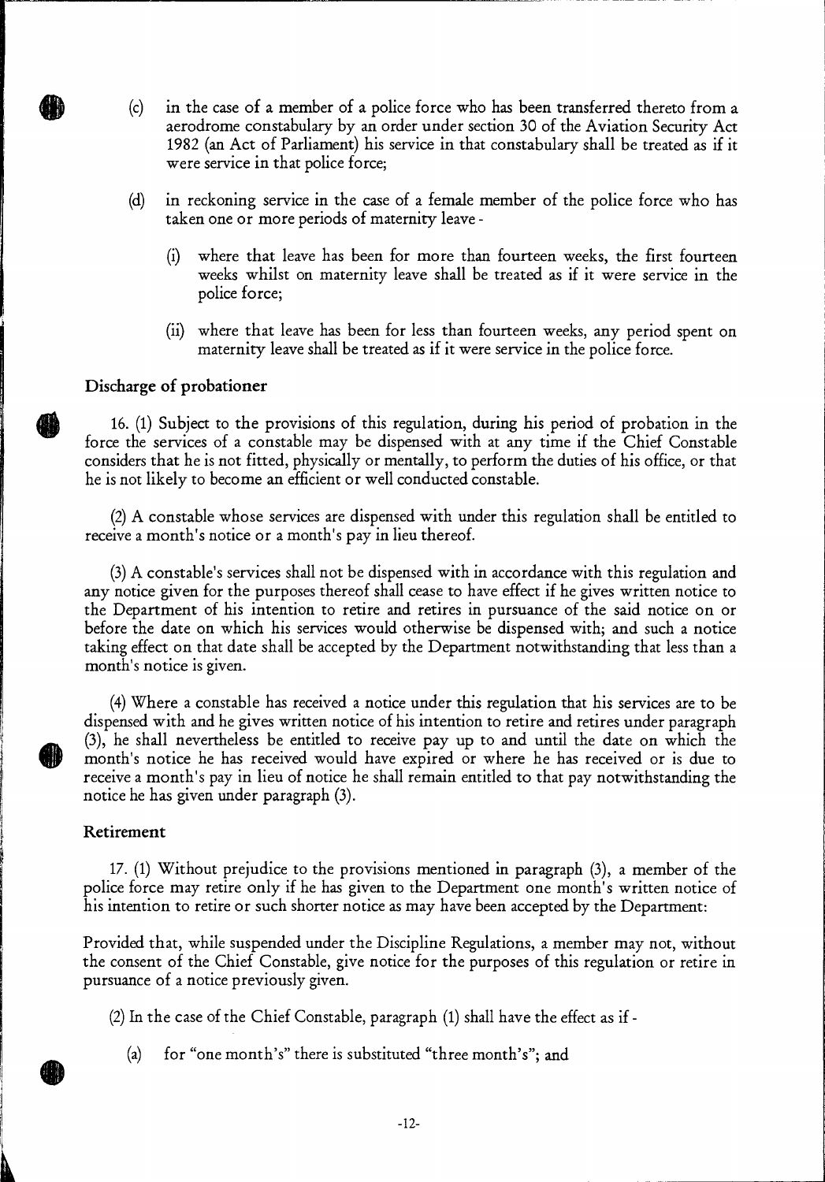(c) in the case of a member of a police force who has been transferred thereto from a aerodrome constabulary by an order under section 30 of the Aviation Security Act 1982 (an Act of Parliament) his service in that constabulary shall be treated as if it were service in that police force;

(d) in reckoning service in the case of a female member of the police force who has taken one or more periods of maternity leave -

  (i) where that leave has been for more than fourteen weeks, the first fourteen weeks whilst on maternity leave shall be treated as if it were service in the police force;

  (ii) where that leave has been for less than fourteen weeks, any period spent on maternity leave shall be treated as if it were service in the police force.

### Discharge of probationer

16. (1) Subject to the provisions of this regulation, during his period of probation in the force the services of a constable may be dispensed with at any time if the Chief Constable considers that he is not fitted, physically or mentally, to perform the duties of his office, or that he is not likely to become an efficient or well conducted constable.

(2) A constable whose services are dispensed with under this regulation shall be entitled to receive a month's notice or a month's pay in lieu thereof.

(3) A constable's services shall not be dispensed with in accordance with this regulation and any notice given for the purposes thereof shall cease to have effect if he gives written notice to the Department of his intention to retire and retires in pursuance of the said notice on or before the date on which his services would otherwise be dispensed with; and such a notice taking effect on that date shall be accepted by the Department notwithstanding that less than a month's notice is given.

(4) Where a constable has received a notice under this regulation that his services are to be dispensed with and he gives written notice of his intention to retire and retires under paragraph (3), he shall nevertheless be entitled to receive pay up to and until the date on which the month's notice he has received would have expired or where he has received or is due to receive a month's pay in lieu of notice he shall remain entitled to that pay notwithstanding the notice he has given under paragraph (3).

### Retirement

17. (1) Without prejudice to the provisions mentioned in paragraph (3), a member of the police force may retire only if he has given to the Department one month's written notice of his intention to retire or such shorter notice as may have been accepted by the Department:

Provided that, while suspended under the Discipline Regulations, a member may not, without the consent of the Chief Constable, give notice for the purposes of this regulation or retire in pursuance of a notice previously given.

(2) In the case of the Chief Constable, paragraph (1) shall have the effect as if -

(a) for "one month's" there is substituted "three month's"; and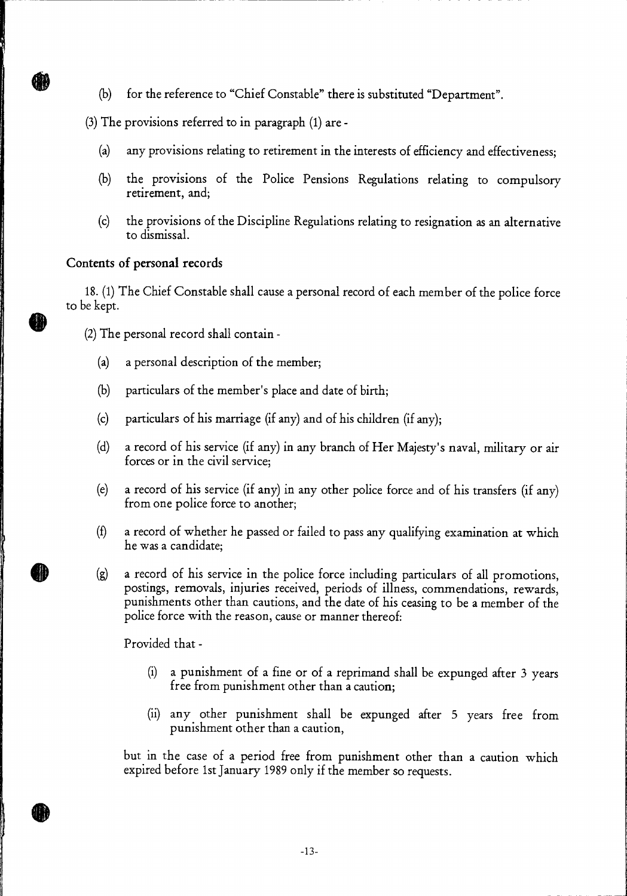(b) for the reference to "Chief Constable" there is substituted "Department".

(3) The provisions referred to in paragraph (1) are -

(a) any provisions relating to retirement in the interests of efficiency and effectiveness;

(b) the provisions of the Police Pensions Regulations relating to compulsory retirement, and;

(c) the provisions of the Discipline Regulations relating to resignation as an alternative to dismissal.

### Contents of personal records

18. (1) The Chief Constable shall cause a personal record of each member of the police force to be kept.

(2) The personal record shall contain -

(a) a personal description of the member;

(b) particulars of the member's place and date of birth;

(c) particulars of his marriage (if any) and of his children (if any);

(d) a record of his service (if any) in any branch of Her Majesty's naval, military or air forces or in the civil service;

(e) a record of his service (if any) in any other police force and of his transfers (if any) from one police force to another;

(f) a record of whether he passed or failed to pass any qualifying examination at which he was a candidate;

(g) a record of his service in the police force including particulars of all promotions, postings, removals, injuries received, periods of illness, commendations, rewards, punishments other than cautions, and the date of his ceasing to be a member of the police force with the reason, cause or manner thereof:

Provided that -

(i) a punishment of a fine or of a reprimand shall be expunged after 3 years free from punishment other than a caution;

(ii) any other punishment shall be expunged after 5 years free from punishment other than a caution,

but in the case of a period free from punishment other than a caution which expired before 1st January 1989 only if the member so requests.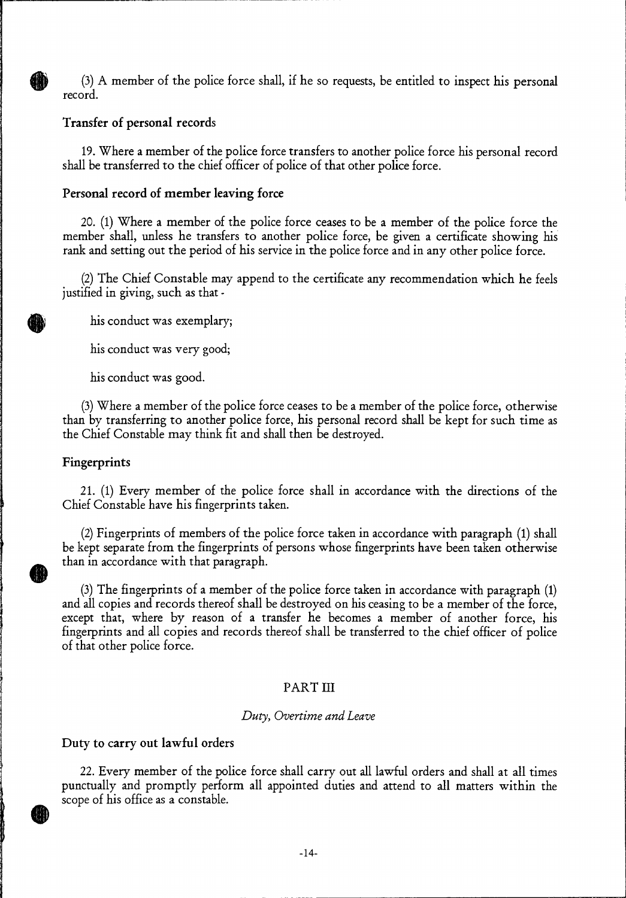(3) A member of the police force shall, if he so requests, be entitled to inspect his personal record.

### Transfer of personal records

19. Where a member of the police force transfers to another police force his personal record shall be transferred to the chief officer of police of that other police force.

### Personal record of member leaving force

20. (1) Where a member of the police force ceases to be a member of the police force the member shall, unless he transfers to another police force, be given a certificate showing his rank and setting out the period of his service in the police force and in any other police force.

(2) The Chief Constable may append to the certificate any recommendation which he feels justified in giving, such as that -

his conduct was exemplary;

his conduct was very good;

his conduct was good.

(3) Where a member of the police force ceases to be a member of the police force, otherwise than by transferring to another police force, his personal record shall be kept for such time as the Chief Constable may think fit and shall then be destroyed.

### Fingerprints

21. (1) Every member of the police force shall in accordance with the directions of the Chief Constable have his fingerprints taken.

(2) Fingerprints of members of the police force taken in accordance with paragraph (1) shall be kept separate from the fingerprints of persons whose fingerprints have been taken otherwise than in accordance with that paragraph.

(3) The fingerprints of a member of the police force taken in accordance with paragraph (1) and all copies and records thereof shall be destroyed on his ceasing to be a member of the force, except that, where by reason of a transfer he becomes a member of another force, his fingerprints and all copies and records thereof shall be transferred to the chief officer of police of that other police force.

## PART III

*Duty, Overtime and Leave*

### Duty to carry out lawful orders

22. Every member of the police force shall carry out all lawful orders and shall at all times punctually and promptly perform all appointed duties and attend to all matters within the scope of his office as a constable.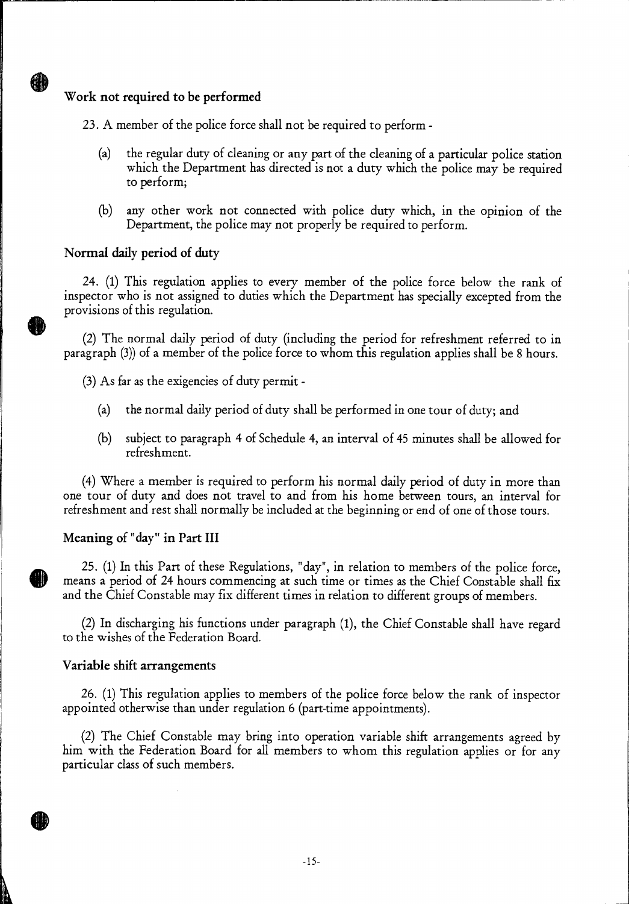### Work not required to be performed

23. A member of the police force shall not be required to perform -

(a) the regular duty of cleaning or any part of the cleaning of a particular police station which the Department has directed is not a duty which the police may be required to perform;

(b) any other work not connected with police duty which, in the opinion of the Department, the police may not properly be required to perform.

### Normal daily period of duty

24. (1) This regulation applies to every member of the police force below the rank of inspector who is not assigned to duties which the Department has specially excepted from the provisions of this regulation.

(2) The normal daily period of duty (including the period for refreshment referred to in paragraph (3)) of a member of the police force to whom this regulation applies shall be 8 hours.

(3) As far as the exigencies of duty permit -

(a) the normal daily period of duty shall be performed in one tour of duty; and

(b) subject to paragraph 4 of Schedule 4, an interval of 45 minutes shall be allowed for refreshment.

(4) Where a member is required to perform his normal daily period of duty in more than one tour of duty and does not travel to and from his home between tours, an interval for refreshment and rest shall normally be included at the beginning or end of one of those tours.

### Meaning of "day" in Part III

25. (1) In this Part of these Regulations, "day", in relation to members of the police force, means a period of 24 hours commencing at such time or times as the Chief Constable shall fix and the Chief Constable may fix different times in relation to different groups of members.

(2) In discharging his functions under paragraph (1), the Chief Constable shall have regard to the wishes of the Federation Board.

### Variable shift arrangements

26. (1) This regulation applies to members of the police force below the rank of inspector appointed otherwise than under regulation 6 (part-time appointments).

(2) The Chief Constable may bring into operation variable shift arrangements agreed by him with the Federation Board for all members to whom this regulation applies or for any particular class of such members.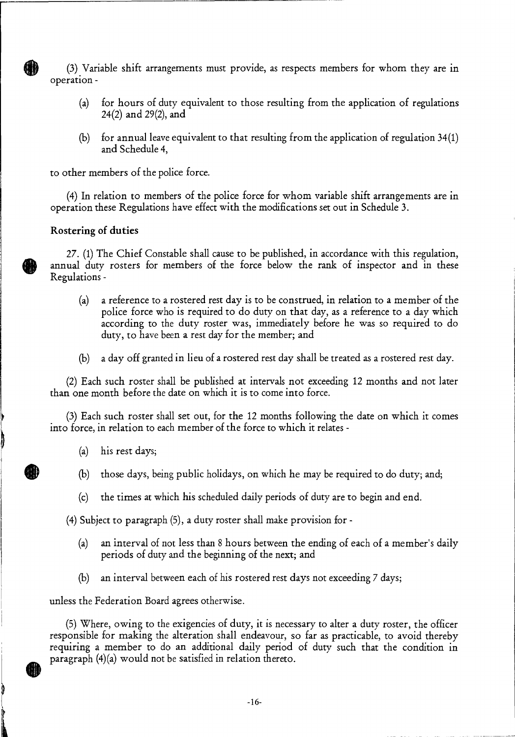(3) Variable shift arrangements must provide, as respects members for whom they are in operation -

(a) for hours of duty equivalent to those resulting from the application of regulations 24(2) and 29(2), and

(b) for annual leave equivalent to that resulting from the application of regulation 34(1) and Schedule 4,

to other members of the police force.

(4) In relation to members of the police force for whom variable shift arrangements are in operation these Regulations have effect with the modifications set out in Schedule 3.

### Rostering of duties

27. (1) The Chief Constable shall cause to be published, in accordance with this regulation, annual duty rosters for members of the force below the rank of inspector and in these Regulations -

(a) a reference to a rostered rest day is to be construed, in relation to a member of the police force who is required to do duty on that day, as a reference to a day which according to the duty roster was, immediately before he was so required to do duty, to have been a rest day for the member; and

(b) a day off granted in lieu of a rostered rest day shall be treated as a rostered rest day.

(2) Each such roster shall be published at intervals not exceeding 12 months and not later than one month before the date on which it is to come into force.

(3) Each such roster shall set out, for the 12 months following the date on which it comes into force, in relation to each member of the force to which it relates -

(a) his rest days;

(b) those days, being public holidays, on which he may be required to do duty; and;

(c) the times at which his scheduled daily periods of duty are to begin and end.

(4) Subject to paragraph (5), a duty roster shall make provision for -

(a) an interval of not less than 8 hours between the ending of each of a member's daily periods of duty and the beginning of the next; and

(b) an interval between each of his rostered rest days not exceeding 7 days;

unless the Federation Board agrees otherwise.

(5) Where, owing to the exigencies of duty, it is necessary to alter a duty roster, the officer responsible for making the alteration shall endeavour, so far as practicable, to avoid thereby requiring a member to do an additional daily period of duty such that the condition in paragraph (4)(a) would not be satisfied in relation thereto.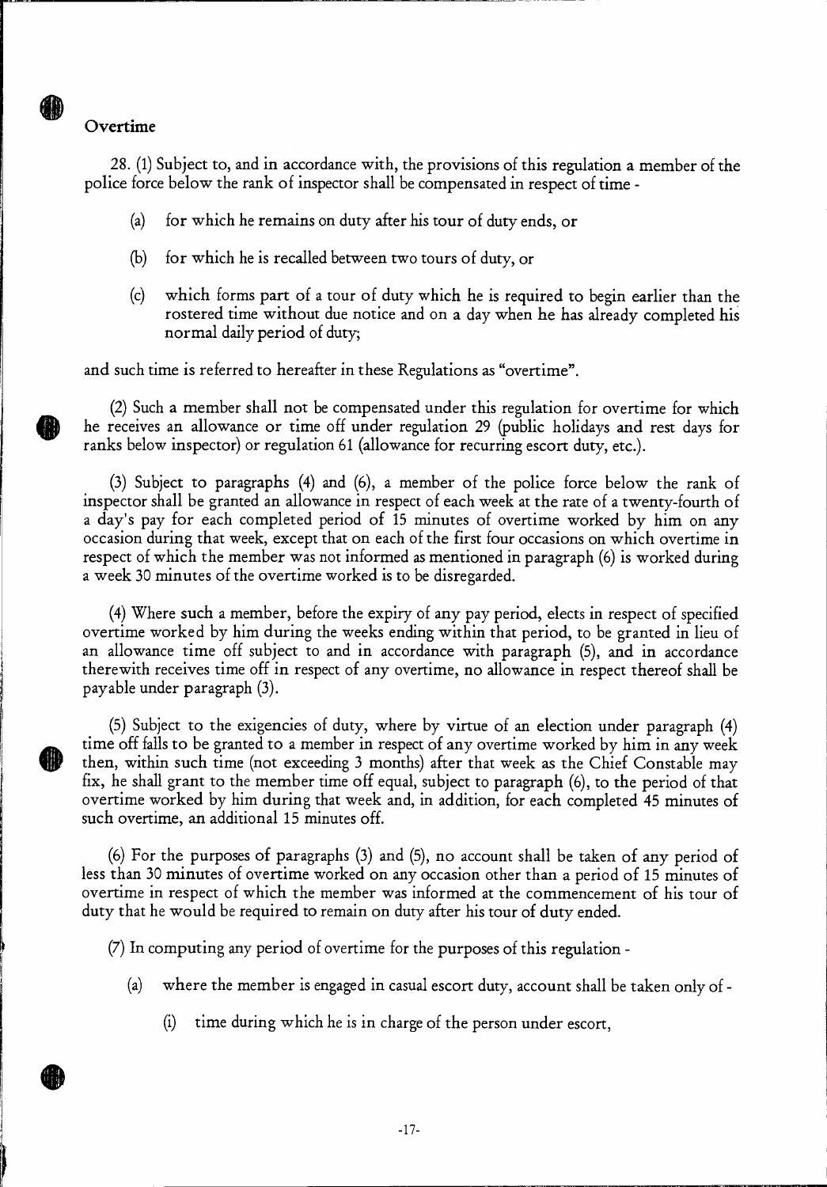## Overtime

28. (1) Subject to, and in accordance with, the provisions of this regulation a member of the police force below the rank of inspector shall be compensated in respect of time -

(a) for which he remains on duty after his tour of duty ends, or

(b) for which he is recalled between two tours of duty, or

(c) which forms part of a tour of duty which he is required to begin earlier than the rostered time without due notice and on a day when he has already completed his normal daily period of duty;

and such time is referred to hereafter in these Regulations as "overtime".

(2) Such a member shall not be compensated under this regulation for overtime for which he receives an allowance or time off under regulation 29 (public holidays and rest days for ranks below inspector) or regulation 61 (allowance for recurring escort duty, etc.).

(3) Subject to paragraphs (4) and (6), a member of the police force below the rank of inspector shall be granted an allowance in respect of each week at the rate of a twenty-fourth of a day's pay for each completed period of 15 minutes of overtime worked by him on any occasion during that week, except that on each of the first four occasions on which overtime in respect of which the member was not informed as mentioned in paragraph (6) is worked during a week 30 minutes of the overtime worked is to be disregarded.

(4) Where such a member, before the expiry of any pay period, elects in respect of specified overtime worked by him during the weeks ending within that period, to be granted in lieu of an allowance time off subject to and in accordance with paragraph (5), and in accordance therewith receives time off in respect of any overtime, no allowance in respect thereof shall be payable under paragraph (3).

(5) Subject to the exigencies of duty, where by virtue of an election under paragraph (4) time off falls to be granted to a member in respect of any overtime worked by him in any week then, within such time (not exceeding 3 months) after that week as the Chief Constable may fix, he shall grant to the member time off equal, subject to paragraph (6), to the period of that overtime worked by him during that week and, in addition, for each completed 45 minutes of such overtime, an additional 15 minutes off.

(6) For the purposes of paragraphs (3) and (5), no account shall be taken of any period of less than 30 minutes of overtime worked on any occasion other than a period of 15 minutes of overtime in respect of which the member was informed at the commencement of his tour of duty that he would be required to remain on duty after his tour of duty ended.

(7) In computing any period of overtime for the purposes of this regulation -

(a) where the member is engaged in casual escort duty, account shall be taken only of -

(i) time during which he is in charge of the person under escort,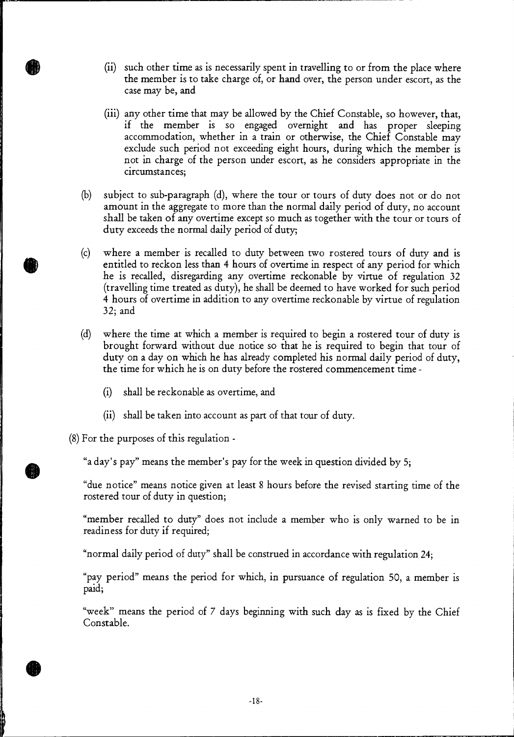(ii) such other time as is necessarily spent in travelling to or from the place where the member is to take charge of, or hand over, the person under escort, as the case may be, and

(iii) any other time that may be allowed by the Chief Constable, so however, that, if the member is so engaged overnight and has proper sleeping accommodation, whether in a train or otherwise, the Chief Constable may exclude such period not exceeding eight hours, during which the member is not in charge of the person under escort, as he considers appropriate in the circumstances;

(b) subject to sub-paragraph (d), where the tour or tours of duty does not or do not amount in the aggregate to more than the normal daily period of duty, no account shall be taken of any overtime except so much as together with the tour or tours of duty exceeds the normal daily period of duty;

(c) where a member is recalled to duty between two rostered tours of duty and is entitled to reckon less than 4 hours of overtime in respect of any period for which he is recalled, disregarding any overtime reckonable by virtue of regulation 32 (travelling time treated as duty), he shall be deemed to have worked for such period 4 hours of overtime in addition to any overtime reckonable by virtue of regulation 32; and

(d) where the time at which a member is required to begin a rostered tour of duty is brought forward without due notice so that he is required to begin that tour of duty on a day on which he has already completed his normal daily period of duty, the time for which he is on duty before the rostered commencement time -

(i) shall be reckonable as overtime, and

(ii) shall be taken into account as part of that tour of duty.

(8) For the purposes of this regulation -

"a day's pay" means the member's pay for the week in question divided by 5;

"due notice" means notice given at least 8 hours before the revised starting time of the rostered tour of duty in question;

"member recalled to duty" does not include a member who is only warned to be in readiness for duty if required;

"normal daily period of duty" shall be construed in accordance with regulation 24;

"pay period" means the period for which, in pursuance of regulation 50, a member is paid;

"week" means the period of 7 days beginning with such day as is fixed by the Chief Constable.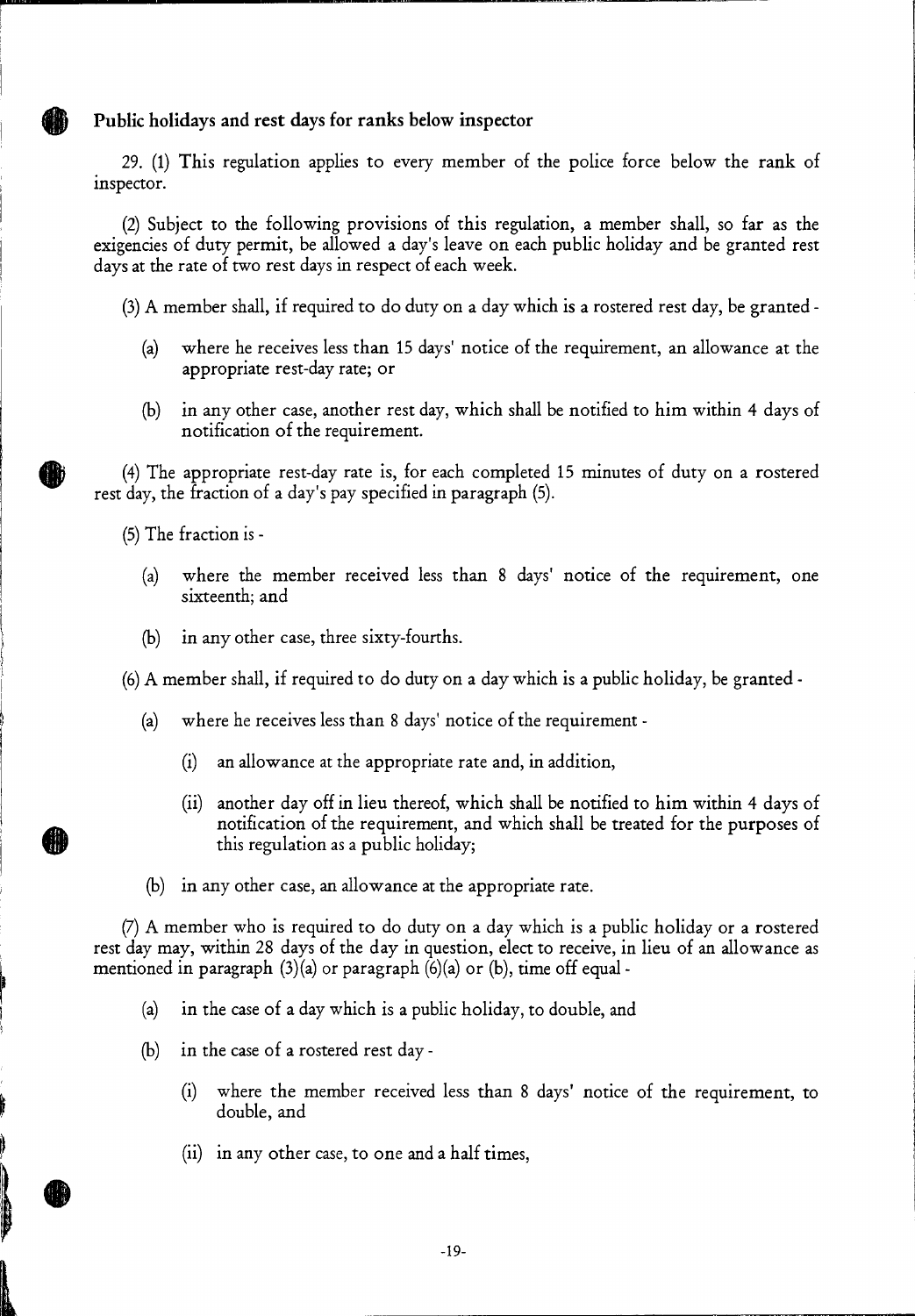## Public holidays and rest days for ranks below inspector

29. (1) This regulation applies to every member of the police force below the rank of inspector.

(2) Subject to the following provisions of this regulation, a member shall, so far as the exigencies of duty permit, be allowed a day's leave on each public holiday and be granted rest days at the rate of two rest days in respect of each week.

(3) A member shall, if required to do duty on a day which is a rostered rest day, be granted -

- (a) where he receives less than 15 days' notice of the requirement, an allowance at the appropriate rest-day rate; or
- (b) in any other case, another rest day, which shall be notified to him within 4 days of notification of the requirement.

(4) The appropriate rest-day rate is, for each completed 15 minutes of duty on a rostered rest day, the fraction of a day's pay specified in paragraph (5).

(5) The fraction is -

- (a) where the member received less than 8 days' notice of the requirement, one sixteenth; and
- (b) in any other case, three sixty-fourths.

(6) A member shall, if required to do duty on a day which is a public holiday, be granted -

- (a) where he receives less than 8 days' notice of the requirement -
  - (i) an allowance at the appropriate rate and, in addition,
  - (ii) another day off in lieu thereof, which shall be notified to him within 4 days of notification of the requirement, and which shall be treated for the purposes of this regulation as a public holiday;
- (b) in any other case, an allowance at the appropriate rate.

(7) A member who is required to do duty on a day which is a public holiday or a rostered rest day may, within 28 days of the day in question, elect to receive, in lieu of an allowance as mentioned in paragraph (3)(a) or paragraph (6)(a) or (b), time off equal -

- (a) in the case of a day which is a public holiday, to double, and
- (b) in the case of a rostered rest day -
  - (i) where the member received less than 8 days' notice of the requirement, to double, and
  - (ii) in any other case, to one and a half times,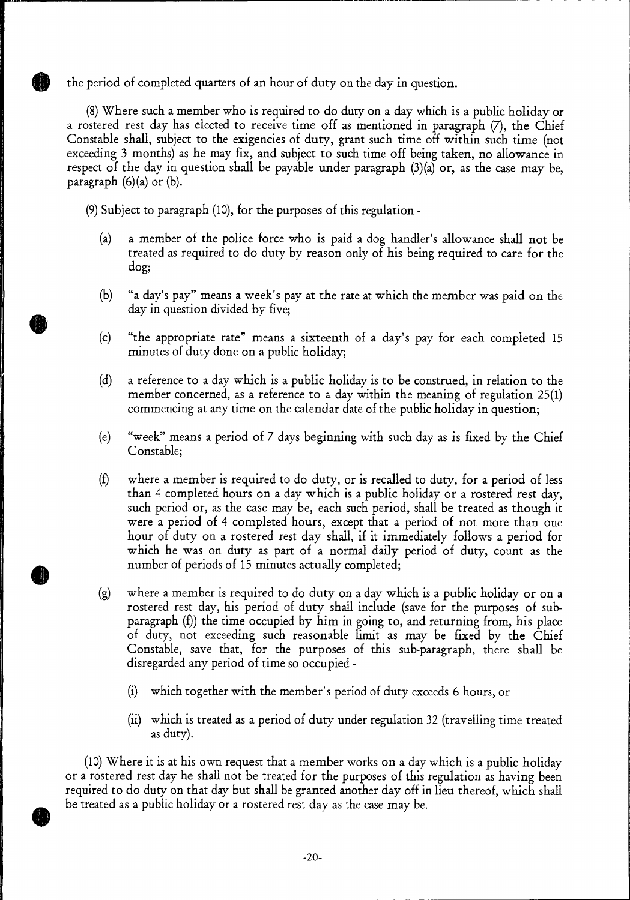the period of completed quarters of an hour of duty on the day in question.

(8) Where such a member who is required to do duty on a day which is a public holiday or a rostered rest day has elected to receive time off as mentioned in paragraph (7), the Chief Constable shall, subject to the exigencies of duty, grant such time off within such time (not exceeding 3 months) as he may fix, and subject to such time off being taken, no allowance in respect of the day in question shall be payable under paragraph (3)(a) or, as the case may be, paragraph (6)(a) or (b).

(9) Subject to paragraph (10), for the purposes of this regulation -

(a) a member of the police force who is paid a dog handler's allowance shall not be treated as required to do duty by reason only of his being required to care for the dog;

(b) "a day's pay" means a week's pay at the rate at which the member was paid on the day in question divided by five;

(c) "the appropriate rate" means a sixteenth of a day's pay for each completed 15 minutes of duty done on a public holiday;

(d) a reference to a day which is a public holiday is to be construed, in relation to the member concerned, as a reference to a day within the meaning of regulation 25(1) commencing at any time on the calendar date of the public holiday in question;

(e) "week" means a period of 7 days beginning with such day as is fixed by the Chief Constable;

(f) where a member is required to do duty, or is recalled to duty, for a period of less than 4 completed hours on a day which is a public holiday or a rostered rest day, such period or, as the case may be, each such period, shall be treated as though it were a period of 4 completed hours, except that a period of not more than one hour of duty on a rostered rest day shall, if it immediately follows a period for which he was on duty as part of a normal daily period of duty, count as the number of periods of 15 minutes actually completed;

(g) where a member is required to do duty on a day which is a public holiday or on a rostered rest day, his period of duty shall include (save for the purposes of sub-paragraph (f)) the time occupied by him in going to, and returning from, his place of duty, not exceeding such reasonable limit as may be fixed by the Chief Constable, save that, for the purposes of this sub-paragraph, there shall be disregarded any period of time so occupied -

  (i) which together with the member's period of duty exceeds 6 hours, or

  (ii) which is treated as a period of duty under regulation 32 (travelling time treated as duty).

(10) Where it is at his own request that a member works on a day which is a public holiday or a rostered rest day he shall not be treated for the purposes of this regulation as having been required to do duty on that day but shall be granted another day off in lieu thereof, which shall be treated as a public holiday or a rostered rest day as the case may be.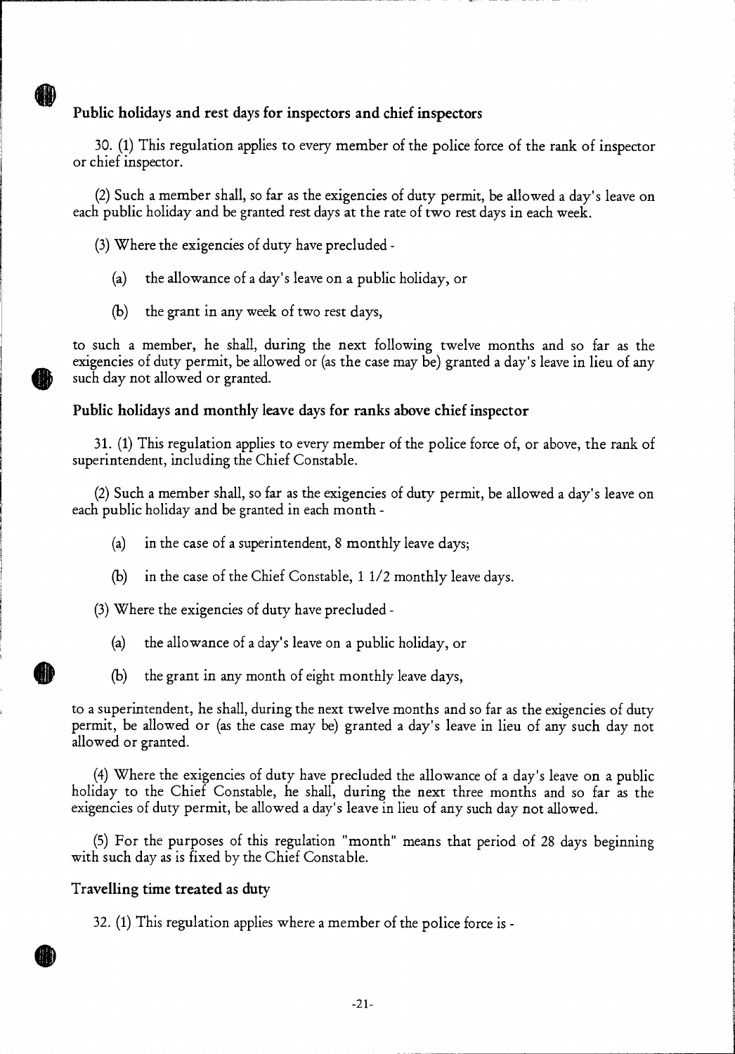### Public holidays and rest days for inspectors and chief inspectors

30. (1) This regulation applies to every member of the police force of the rank of inspector or chief inspector.

(2) Such a member shall, so far as the exigencies of duty permit, be allowed a day's leave on each public holiday and be granted rest days at the rate of two rest days in each week.

(3) Where the exigencies of duty have precluded -

(a) the allowance of a day's leave on a public holiday, or

(b) the grant in any week of two rest days,

to such a member, he shall, during the next following twelve months and so far as the exigencies of duty permit, be allowed or (as the case may be) granted a day's leave in lieu of any such day not allowed or granted.

### Public holidays and monthly leave days for ranks above chief inspector

31. (1) This regulation applies to every member of the police force of, or above, the rank of superintendent, including the Chief Constable.

(2) Such a member shall, so far as the exigencies of duty permit, be allowed a day's leave on each public holiday and be granted in each month -

(a) in the case of a superintendent, 8 monthly leave days;

(b) in the case of the Chief Constable, 1 1/2 monthly leave days.

(3) Where the exigencies of duty have precluded -

(a) the allowance of a day's leave on a public holiday, or

(b) the grant in any month of eight monthly leave days,

to a superintendent, he shall, during the next twelve months and so far as the exigencies of duty permit, be allowed or (as the case may be) granted a day's leave in lieu of any such day not allowed or granted.

(4) Where the exigencies of duty have precluded the allowance of a day's leave on a public holiday to the Chief Constable, he shall, during the next three months and so far as the exigencies of duty permit, be allowed a day's leave in lieu of any such day not allowed.

(5) For the purposes of this regulation "month" means that period of 28 days beginning with such day as is fixed by the Chief Constable.

### Travelling time treated as duty

32. (1) This regulation applies where a member of the police force is -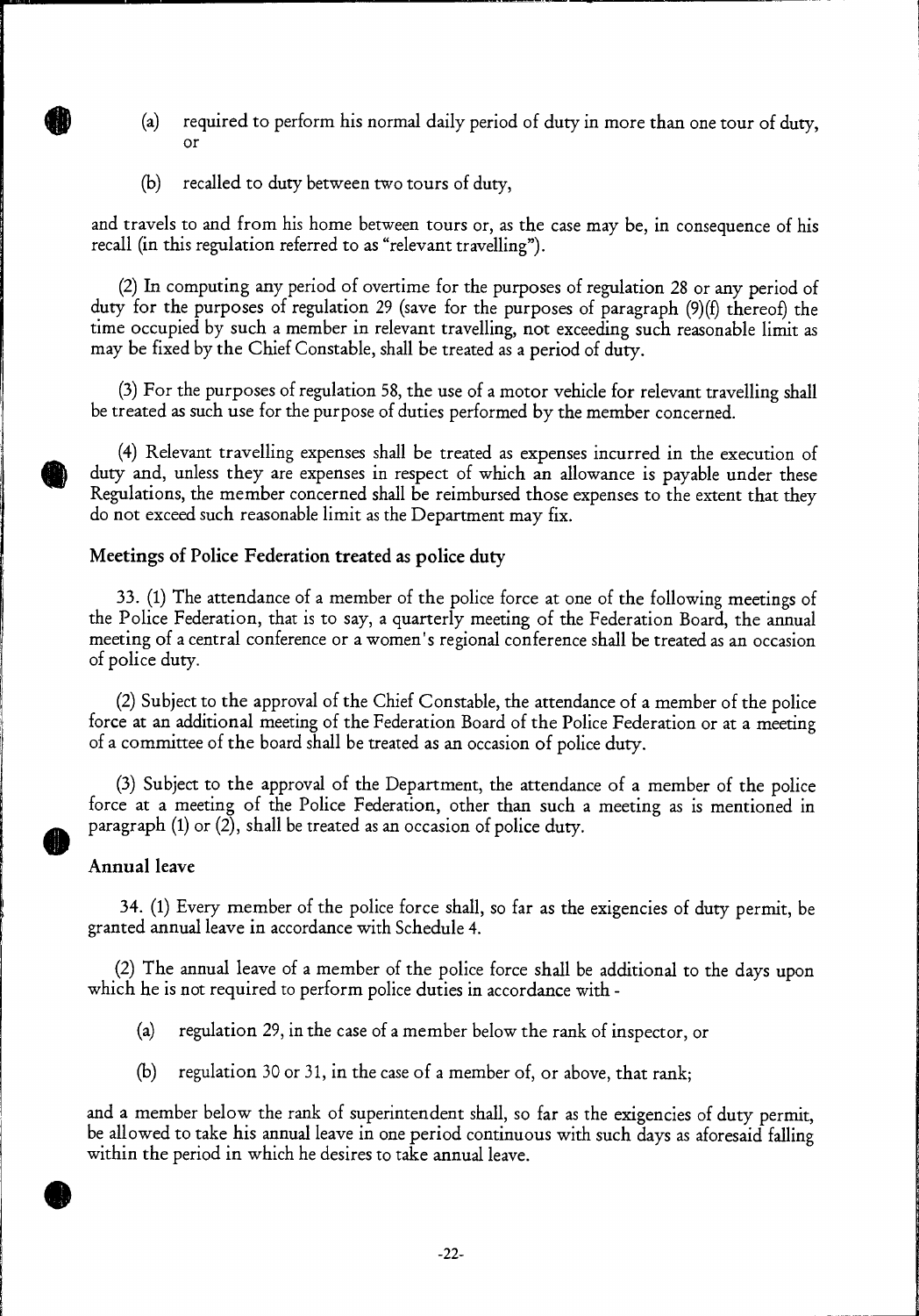(a) required to perform his normal daily period of duty in more than one tour of duty, or

(b) recalled to duty between two tours of duty,

and travels to and from his home between tours or, as the case may be, in consequence of his recall (in this regulation referred to as "relevant travelling").

(2) In computing any period of overtime for the purposes of regulation 28 or any period of duty for the purposes of regulation 29 (save for the purposes of paragraph (9)(f) thereof) the time occupied by such a member in relevant travelling, not exceeding such reasonable limit as may be fixed by the Chief Constable, shall be treated as a period of duty.

(3) For the purposes of regulation 58, the use of a motor vehicle for relevant travelling shall be treated as such use for the purpose of duties performed by the member concerned.

(4) Relevant travelling expenses shall be treated as expenses incurred in the execution of duty and, unless they are expenses in respect of which an allowance is payable under these Regulations, the member concerned shall be reimbursed those expenses to the extent that they do not exceed such reasonable limit as the Department may fix.

### Meetings of Police Federation treated as police duty

33. (1) The attendance of a member of the police force at one of the following meetings of the Police Federation, that is to say, a quarterly meeting of the Federation Board, the annual meeting of a central conference or a women's regional conference shall be treated as an occasion of police duty.

(2) Subject to the approval of the Chief Constable, the attendance of a member of the police force at an additional meeting of the Federation Board of the Police Federation or at a meeting of a committee of the board shall be treated as an occasion of police duty.

(3) Subject to the approval of the Department, the attendance of a member of the police force at a meeting of the Police Federation, other than such a meeting as is mentioned in paragraph (1) or (2), shall be treated as an occasion of police duty.

### Annual leave

34. (1) Every member of the police force shall, so far as the exigencies of duty permit, be granted annual leave in accordance with Schedule 4.

(2) The annual leave of a member of the police force shall be additional to the days upon which he is not required to perform police duties in accordance with -

(a) regulation 29, in the case of a member below the rank of inspector, or

(b) regulation 30 or 31, in the case of a member of, or above, that rank;

and a member below the rank of superintendent shall, so far as the exigencies of duty permit, be allowed to take his annual leave in one period continuous with such days as aforesaid falling within the period in which he desires to take annual leave.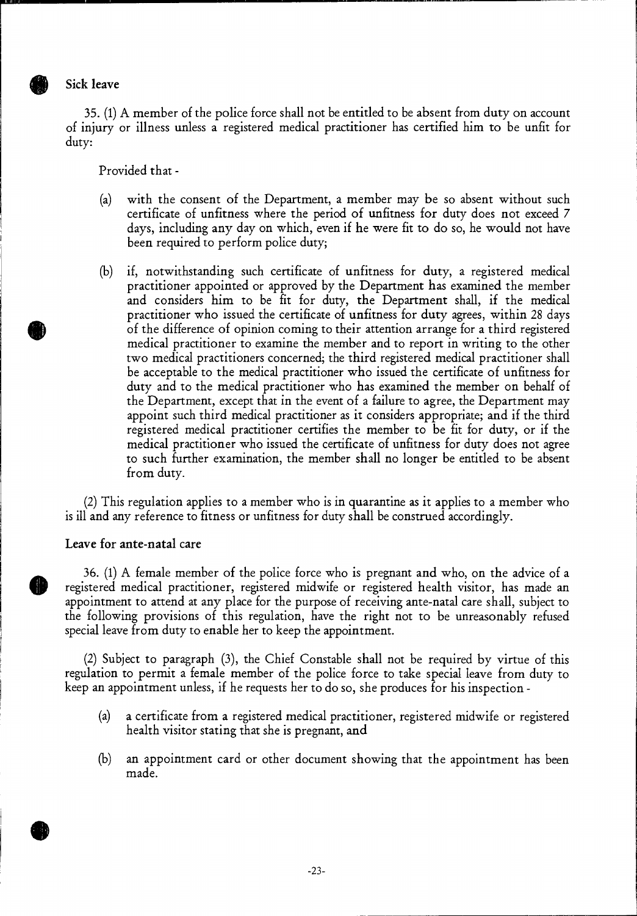### Sick leave

35. (1) A member of the police force shall not be entitled to be absent from duty on account of injury or illness unless a registered medical practitioner has certified him to be unfit for duty:

Provided that -

(a) with the consent of the Department, a member may be so absent without such certificate of unfitness where the period of unfitness for duty does not exceed 7 days, including any day on which, even if he were fit to do so, he would not have been required to perform police duty;

(b) if, notwithstanding such certificate of unfitness for duty, a registered medical practitioner appointed or approved by the Department has examined the member and considers him to be fit for duty, the Department shall, if the medical practitioner who issued the certificate of unfitness for duty agrees, within 28 days of the difference of opinion coming to their attention arrange for a third registered medical practitioner to examine the member and to report in writing to the other two medical practitioners concerned; the third registered medical practitioner shall be acceptable to the medical practitioner who issued the certificate of unfitness for duty and to the medical practitioner who has examined the member on behalf of the Department, except that in the event of a failure to agree, the Department may appoint such third medical practitioner as it considers appropriate; and if the third registered medical practitioner certifies the member to be fit for duty, or if the medical practitioner who issued the certificate of unfitness for duty does not agree to such further examination, the member shall no longer be entitled to be absent from duty.

(2) This regulation applies to a member who is in quarantine as it applies to a member who is ill and any reference to fitness or unfitness for duty shall be construed accordingly.

### Leave for ante-natal care

36. (1) A female member of the police force who is pregnant and who, on the advice of a registered medical practitioner, registered midwife or registered health visitor, has made an appointment to attend at any place for the purpose of receiving ante-natal care shall, subject to the following provisions of this regulation, have the right not to be unreasonably refused special leave from duty to enable her to keep the appointment.

(2) Subject to paragraph (3), the Chief Constable shall not be required by virtue of this regulation to permit a female member of the police force to take special leave from duty to keep an appointment unless, if he requests her to do so, she produces for his inspection -

(a) a certificate from a registered medical practitioner, registered midwife or registered health visitor stating that she is pregnant, and

(b) an appointment card or other document showing that the appointment has been made.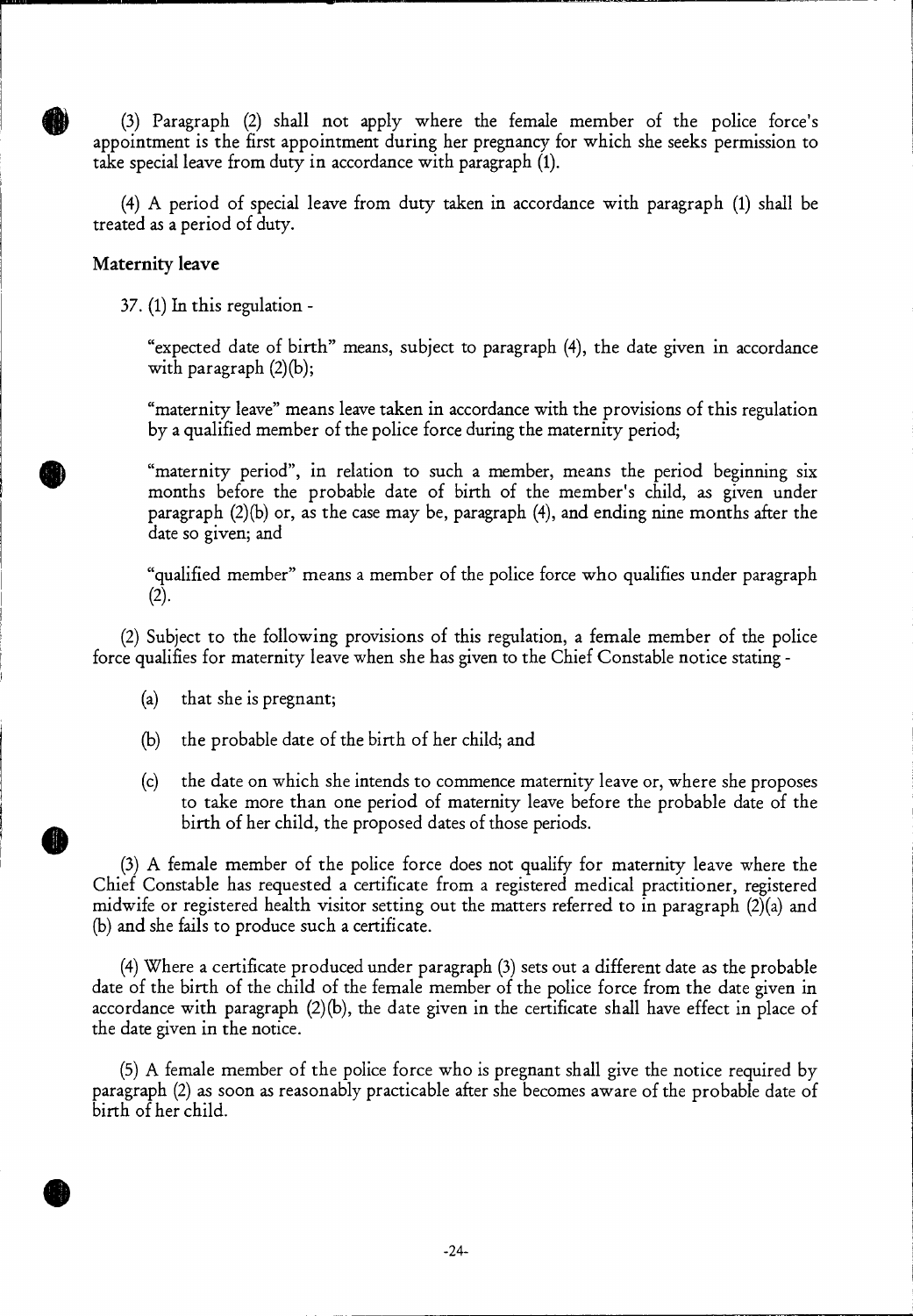(3) Paragraph (2) shall not apply where the female member of the police force's appointment is the first appointment during her pregnancy for which she seeks permission to take special leave from duty in accordance with paragraph (1).

(4) A period of special leave from duty taken in accordance with paragraph (1) shall be treated as a period of duty.

**Maternity leave**

37. (1) In this regulation -

"expected date of birth" means, subject to paragraph (4), the date given in accordance with paragraph (2)(b);

"maternity leave" means leave taken in accordance with the provisions of this regulation by a qualified member of the police force during the maternity period;

"maternity period", in relation to such a member, means the period beginning six months before the probable date of birth of the member's child, as given under paragraph (2)(b) or, as the case may be, paragraph (4), and ending nine months after the date so given; and

"qualified member" means a member of the police force who qualifies under paragraph (2).

(2) Subject to the following provisions of this regulation, a female member of the police force qualifies for maternity leave when she has given to the Chief Constable notice stating -

(a) that she is pregnant;

(b) the probable date of the birth of her child; and

(c) the date on which she intends to commence maternity leave or, where she proposes to take more than one period of maternity leave before the probable date of the birth of her child, the proposed dates of those periods.

(3) A female member of the police force does not qualify for maternity leave where the Chief Constable has requested a certificate from a registered medical practitioner, registered midwife or registered health visitor setting out the matters referred to in paragraph (2)(a) and (b) and she fails to produce such a certificate.

(4) Where a certificate produced under paragraph (3) sets out a different date as the probable date of the birth of the child of the female member of the police force from the date given in accordance with paragraph (2)(b), the date given in the certificate shall have effect in place of the date given in the notice.

(5) A female member of the police force who is pregnant shall give the notice required by paragraph (2) as soon as reasonably practicable after she becomes aware of the probable date of birth of her child.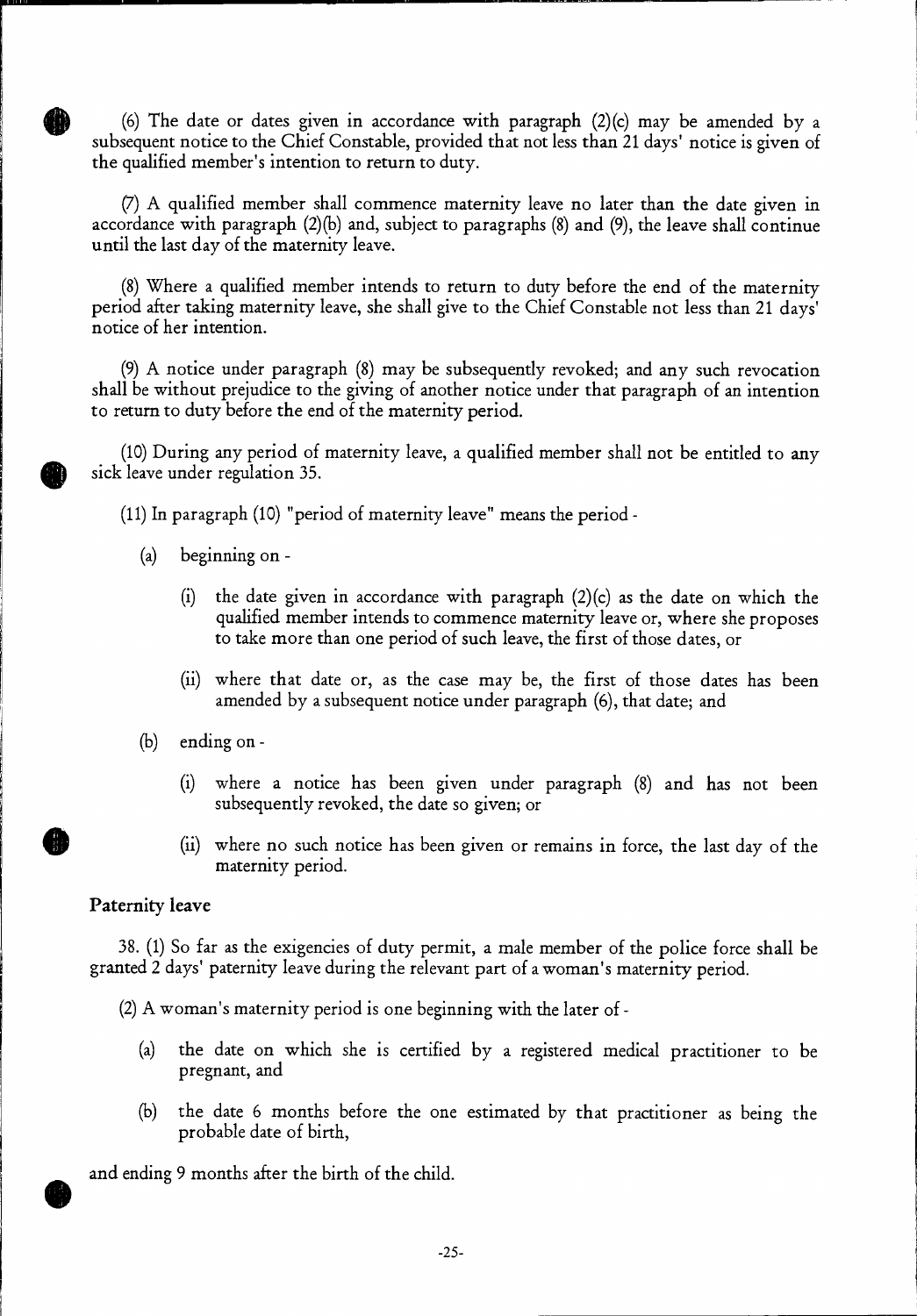(6) The date or dates given in accordance with paragraph (2)(c) may be amended by a subsequent notice to the Chief Constable, provided that not less than 21 days' notice is given of the qualified member's intention to return to duty.

(7) A qualified member shall commence maternity leave no later than the date given in accordance with paragraph (2)(b) and, subject to paragraphs (8) and (9), the leave shall continue until the last day of the maternity leave.

(8) Where a qualified member intends to return to duty before the end of the maternity period after taking maternity leave, she shall give to the Chief Constable not less than 21 days' notice of her intention.

(9) A notice under paragraph (8) may be subsequently revoked; and any such revocation shall be without prejudice to the giving of another notice under that paragraph of an intention to return to duty before the end of the maternity period.

(10) During any period of maternity leave, a qualified member shall not be entitled to any sick leave under regulation 35.

(11) In paragraph (10) "period of maternity leave" means the period -

(a) beginning on -

(i) the date given in accordance with paragraph (2)(c) as the date on which the qualified member intends to commence maternity leave or, where she proposes to take more than one period of such leave, the first of those dates, or

(ii) where that date or, as the case may be, the first of those dates has been amended by a subsequent notice under paragraph (6), that date; and

(b) ending on -

(i) where a notice has been given under paragraph (8) and has not been subsequently revoked, the date so given; or

(ii) where no such notice has been given or remains in force, the last day of the maternity period.

**Paternity leave**

38. (1) So far as the exigencies of duty permit, a male member of the police force shall be granted 2 days' paternity leave during the relevant part of a woman's maternity period.

(2) A woman's maternity period is one beginning with the later of -

(a) the date on which she is certified by a registered medical practitioner to be pregnant, and

(b) the date 6 months before the one estimated by that practitioner as being the probable date of birth,

and ending 9 months after the birth of the child.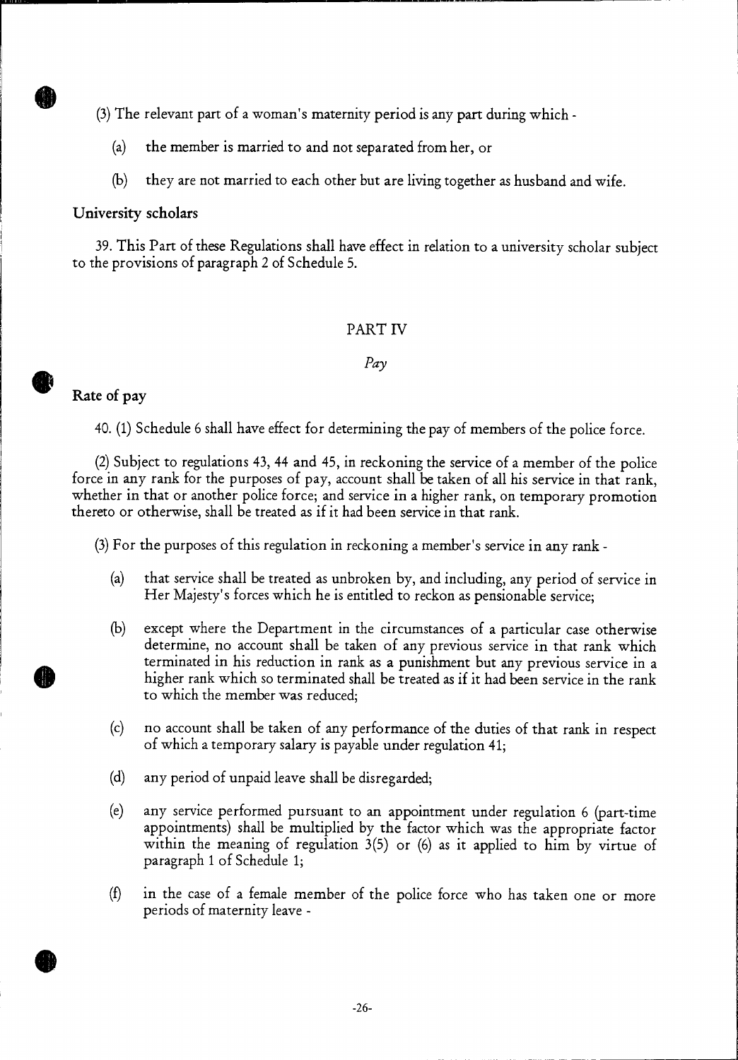(3) The relevant part of a woman's maternity period is any part during which -

(a) the member is married to and not separated from her, or

(b) they are not married to each other but are living together as husband and wife.

**University scholars**

39. This Part of these Regulations shall have effect in relation to a university scholar subject to the provisions of paragraph 2 of Schedule 5.

## PART IV

*Pay*

**Rate of pay**

40. (1) Schedule 6 shall have effect for determining the pay of members of the police force.

(2) Subject to regulations 43, 44 and 45, in reckoning the service of a member of the police force in any rank for the purposes of pay, account shall be taken of all his service in that rank, whether in that or another police force; and service in a higher rank, on temporary promotion thereto or otherwise, shall be treated as if it had been service in that rank.

(3) For the purposes of this regulation in reckoning a member's service in any rank -

(a) that service shall be treated as unbroken by, and including, any period of service in Her Majesty's forces which he is entitled to reckon as pensionable service;

(b) except where the Department in the circumstances of a particular case otherwise determine, no account shall be taken of any previous service in that rank which terminated in his reduction in rank as a punishment but any previous service in a higher rank which so terminated shall be treated as if it had been service in the rank to which the member was reduced;

(c) no account shall be taken of any performance of the duties of that rank in respect of which a temporary salary is payable under regulation 41;

(d) any period of unpaid leave shall be disregarded;

(e) any service performed pursuant to an appointment under regulation 6 (part-time appointments) shall be multiplied by the factor which was the appropriate factor within the meaning of regulation 3(5) or (6) as it applied to him by virtue of paragraph 1 of Schedule 1;

(f) in the case of a female member of the police force who has taken one or more periods of maternity leave -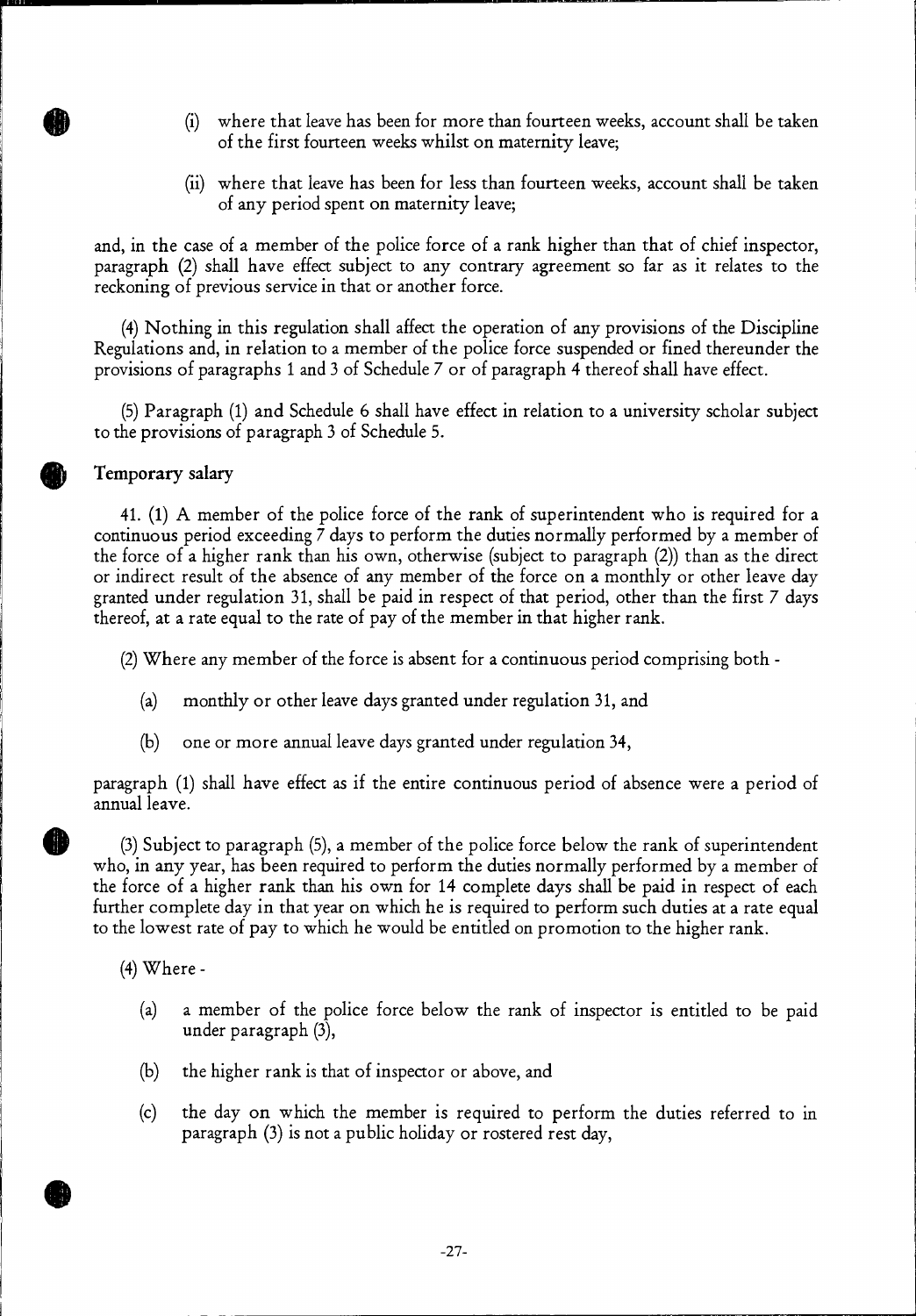(i) where that leave has been for more than fourteen weeks, account shall be taken of the first fourteen weeks whilst on maternity leave;

(ii) where that leave has been for less than fourteen weeks, account shall be taken of any period spent on maternity leave;

and, in the case of a member of the police force of a rank higher than that of chief inspector, paragraph (2) shall have effect subject to any contrary agreement so far as it relates to the reckoning of previous service in that or another force.

(4) Nothing in this regulation shall affect the operation of any provisions of the Discipline Regulations and, in relation to a member of the police force suspended or fined thereunder the provisions of paragraphs 1 and 3 of Schedule 7 or of paragraph 4 thereof shall have effect.

(5) Paragraph (1) and Schedule 6 shall have effect in relation to a university scholar subject to the provisions of paragraph 3 of Schedule 5.

**Temporary salary**

41. (1) A member of the police force of the rank of superintendent who is required for a continuous period exceeding 7 days to perform the duties normally performed by a member of the force of a higher rank than his own, otherwise (subject to paragraph (2)) than as the direct or indirect result of the absence of any member of the force on a monthly or other leave day granted under regulation 31, shall be paid in respect of that period, other than the first 7 days thereof, at a rate equal to the rate of pay of the member in that higher rank.

(2) Where any member of the force is absent for a continuous period comprising both -

(a) monthly or other leave days granted under regulation 31, and

(b) one or more annual leave days granted under regulation 34,

paragraph (1) shall have effect as if the entire continuous period of absence were a period of annual leave.

(3) Subject to paragraph (5), a member of the police force below the rank of superintendent who, in any year, has been required to perform the duties normally performed by a member of the force of a higher rank than his own for 14 complete days shall be paid in respect of each further complete day in that year on which he is required to perform such duties at a rate equal to the lowest rate of pay to which he would be entitled on promotion to the higher rank.

(4) Where -

(a) a member of the police force below the rank of inspector is entitled to be paid under paragraph (3),

(b) the higher rank is that of inspector or above, and

(c) the day on which the member is required to perform the duties referred to in paragraph (3) is not a public holiday or rostered rest day,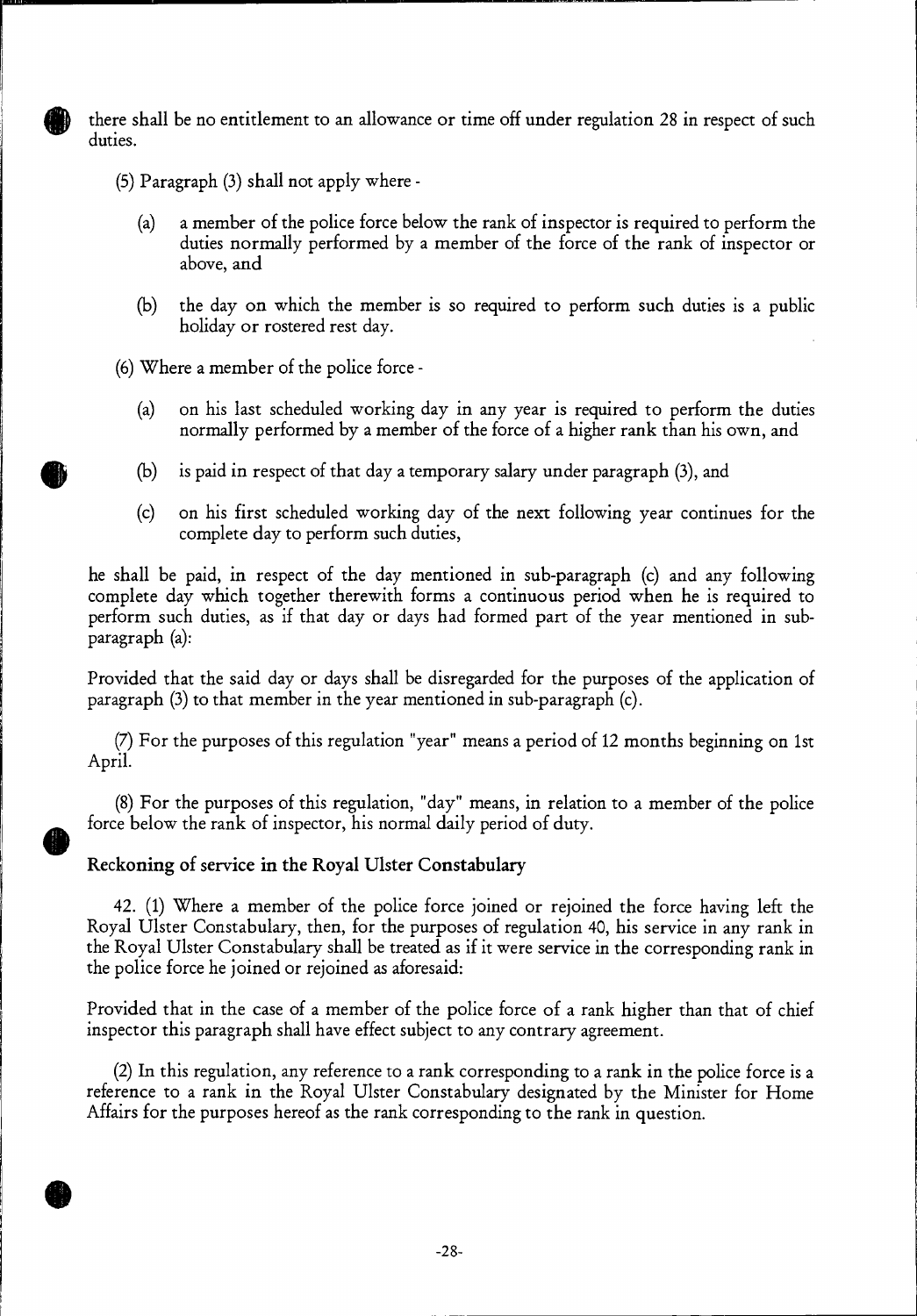there shall be no entitlement to an allowance or time off under regulation 28 in respect of such duties.

(5) Paragraph (3) shall not apply where -

(a) a member of the police force below the rank of inspector is required to perform the duties normally performed by a member of the force of the rank of inspector or above, and

(b) the day on which the member is so required to perform such duties is a public holiday or rostered rest day.

(6) Where a member of the police force -

(a) on his last scheduled working day in any year is required to perform the duties normally performed by a member of the force of a higher rank than his own, and

(b) is paid in respect of that day a temporary salary under paragraph (3), and

(c) on his first scheduled working day of the next following year continues for the complete day to perform such duties,

he shall be paid, in respect of the day mentioned in sub-paragraph (c) and any following complete day which together therewith forms a continuous period when he is required to perform such duties, as if that day or days had formed part of the year mentioned in sub-paragraph (a):

Provided that the said day or days shall be disregarded for the purposes of the application of paragraph (3) to that member in the year mentioned in sub-paragraph (c).

(7) For the purposes of this regulation "year" means a period of 12 months beginning on 1st April.

(8) For the purposes of this regulation, "day" means, in relation to a member of the police force below the rank of inspector, his normal daily period of duty.

### Reckoning of service in the Royal Ulster Constabulary

42. (1) Where a member of the police force joined or rejoined the force having left the Royal Ulster Constabulary, then, for the purposes of regulation 40, his service in any rank in the Royal Ulster Constabulary shall be treated as if it were service in the corresponding rank in the police force he joined or rejoined as aforesaid:

Provided that in the case of a member of the police force of a rank higher than that of chief inspector this paragraph shall have effect subject to any contrary agreement.

(2) In this regulation, any reference to a rank corresponding to a rank in the police force is a reference to a rank in the Royal Ulster Constabulary designated by the Minister for Home Affairs for the purposes hereof as the rank corresponding to the rank in question.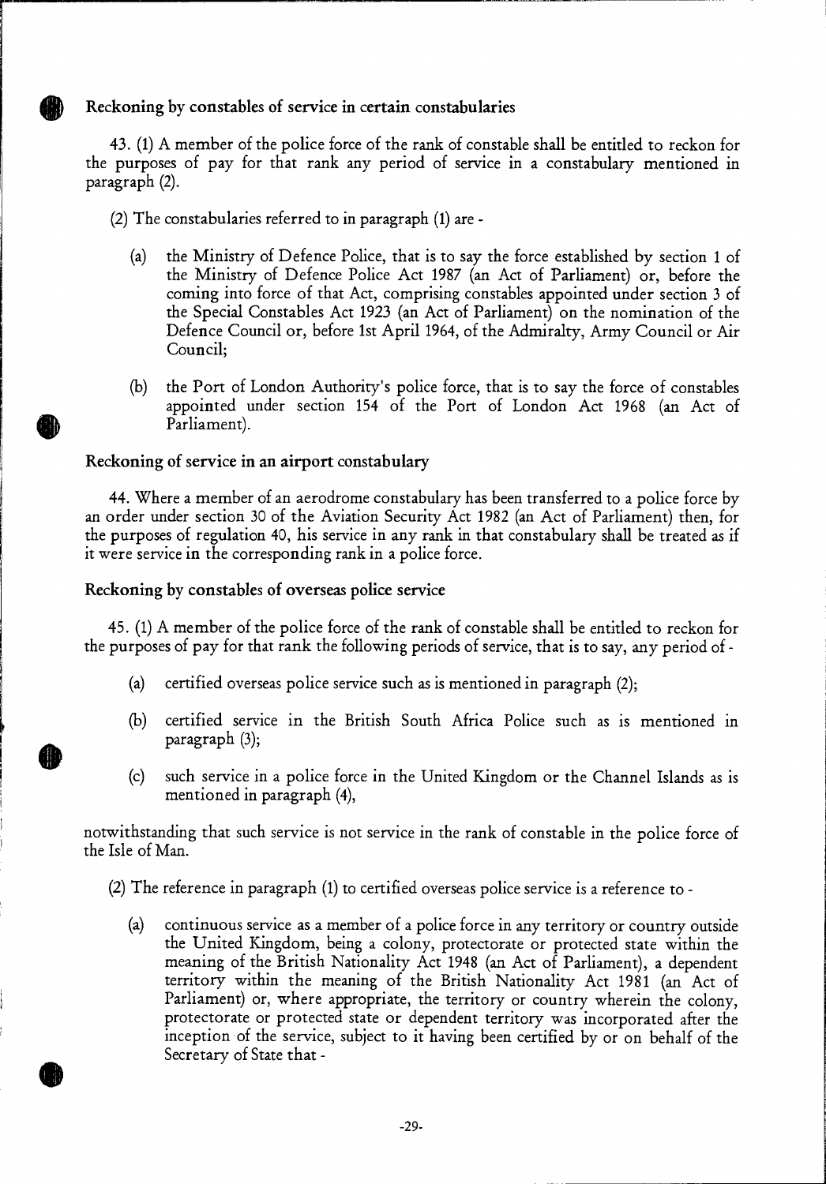### Reckoning by constables of service in certain constabularies

43. (1) A member of the police force of the rank of constable shall be entitled to reckon for the purposes of pay for that rank any period of service in a constabulary mentioned in paragraph (2).

(2) The constabularies referred to in paragraph (1) are -

(a) the Ministry of Defence Police, that is to say the force established by section 1 of the Ministry of Defence Police Act 1987 (an Act of Parliament) or, before the coming into force of that Act, comprising constables appointed under section 3 of the Special Constables Act 1923 (an Act of Parliament) on the nomination of the Defence Council or, before 1st April 1964, of the Admiralty, Army Council or Air Council;

(b) the Port of London Authority's police force, that is to say the force of constables appointed under section 154 of the Port of London Act 1968 (an Act of Parliament).

### Reckoning of service in an airport constabulary

44. Where a member of an aerodrome constabulary has been transferred to a police force by an order under section 30 of the Aviation Security Act 1982 (an Act of Parliament) then, for the purposes of regulation 40, his service in any rank in that constabulary shall be treated as if it were service in the corresponding rank in a police force.

### Reckoning by constables of overseas police service

45. (1) A member of the police force of the rank of constable shall be entitled to reckon for the purposes of pay for that rank the following periods of service, that is to say, any period of -

(a) certified overseas police service such as is mentioned in paragraph (2);

(b) certified service in the British South Africa Police such as is mentioned in paragraph (3);

(c) such service in a police force in the United Kingdom or the Channel Islands as is mentioned in paragraph (4),

notwithstanding that such service is not service in the rank of constable in the police force of the Isle of Man.

(2) The reference in paragraph (1) to certified overseas police service is a reference to -

(a) continuous service as a member of a police force in any territory or country outside the United Kingdom, being a colony, protectorate or protected state within the meaning of the British Nationality Act 1948 (an Act of Parliament), a dependent territory within the meaning of the British Nationality Act 1981 (an Act of Parliament) or, where appropriate, the territory or country wherein the colony, protectorate or protected state or dependent territory was incorporated after the inception of the service, subject to it having been certified by or on behalf of the Secretary of State that -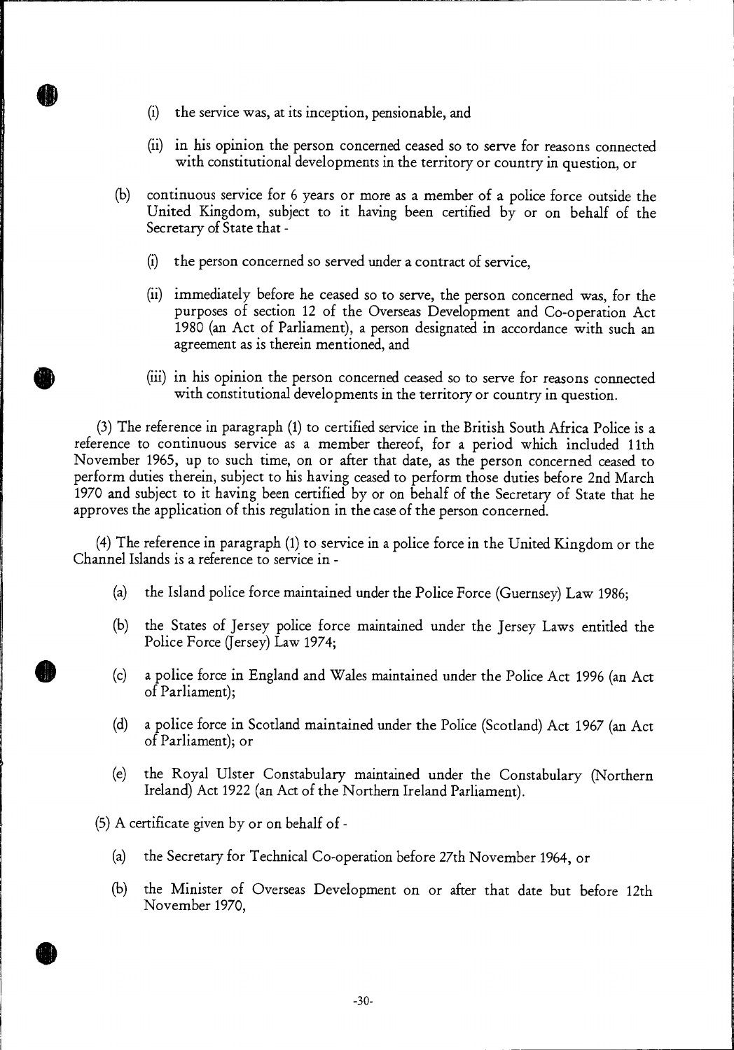(i) the service was, at its inception, pensionable, and

(ii) in his opinion the person concerned ceased so to serve for reasons connected with constitutional developments in the territory or country in question, or

(b) continuous service for 6 years or more as a member of a police force outside the United Kingdom, subject to it having been certified by or on behalf of the Secretary of State that -

(i) the person concerned so served under a contract of service,

(ii) immediately before he ceased so to serve, the person concerned was, for the purposes of section 12 of the Overseas Development and Co-operation Act 1980 (an Act of Parliament), a person designated in accordance with such an agreement as is therein mentioned, and

(iii) in his opinion the person concerned ceased so to serve for reasons connected with constitutional developments in the territory or country in question.

(3) The reference in paragraph (1) to certified service in the British South Africa Police is a reference to continuous service as a member thereof, for a period which included 11th November 1965, up to such time, on or after that date, as the person concerned ceased to perform duties therein, subject to his having ceased to perform those duties before 2nd March 1970 and subject to it having been certified by or on behalf of the Secretary of State that he approves the application of this regulation in the case of the person concerned.

(4) The reference in paragraph (1) to service in a police force in the United Kingdom or the Channel Islands is a reference to service in -

(a) the Island police force maintained under the Police Force (Guernsey) Law 1986;

(b) the States of Jersey police force maintained under the Jersey Laws entitled the Police Force (Jersey) Law 1974;

(c) a police force in England and Wales maintained under the Police Act 1996 (an Act of Parliament);

(d) a police force in Scotland maintained under the Police (Scotland) Act 1967 (an Act of Parliament); or

(e) the Royal Ulster Constabulary maintained under the Constabulary (Northern Ireland) Act 1922 (an Act of the Northern Ireland Parliament).

(5) A certificate given by or on behalf of -

(a) the Secretary for Technical Co-operation before 27th November 1964, or

(b) the Minister of Overseas Development on or after that date but before 12th November 1970,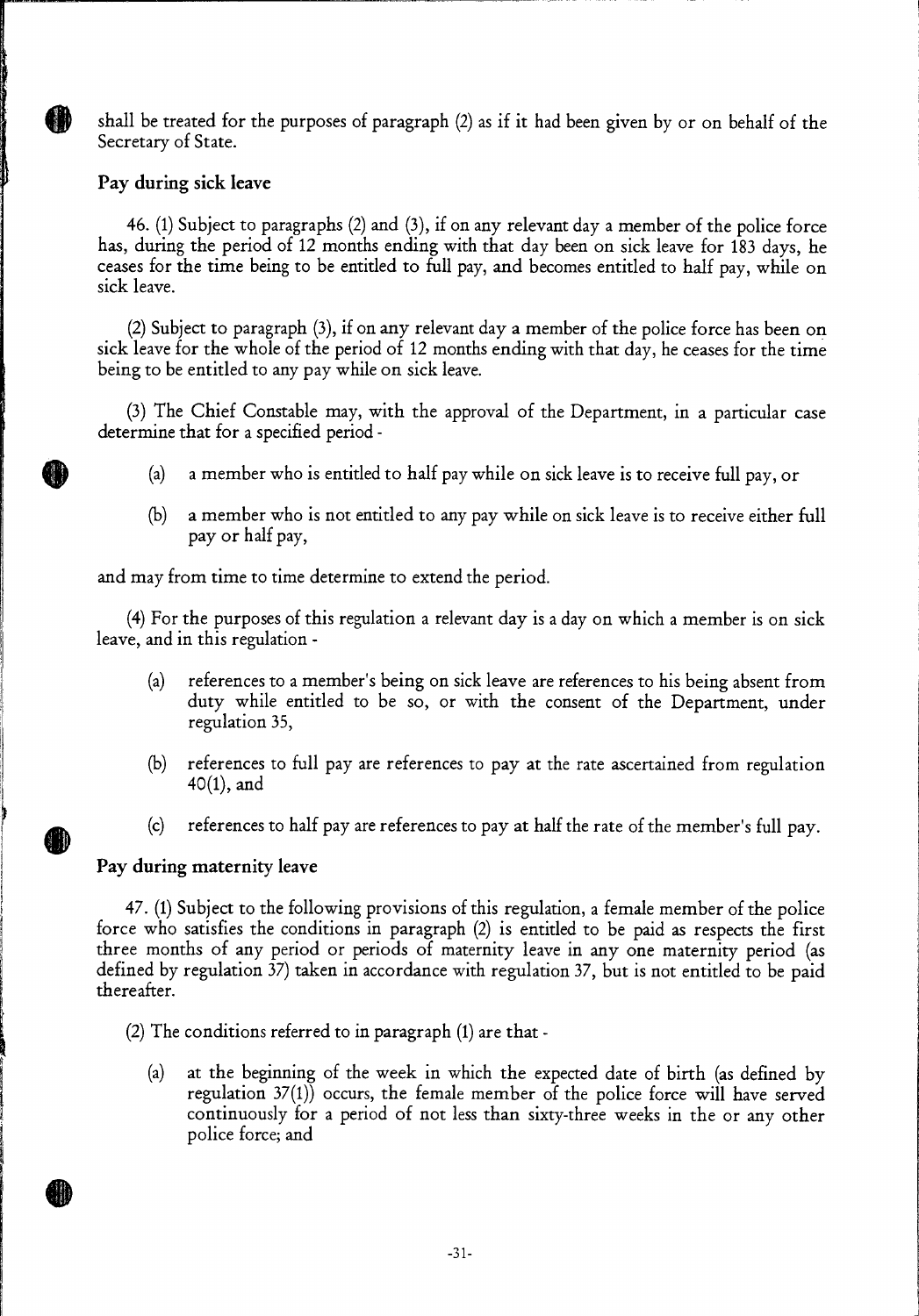shall be treated for the purposes of paragraph (2) as if it had been given by or on behalf of the Secretary of State.

### Pay during sick leave

46. (1) Subject to paragraphs (2) and (3), if on any relevant day a member of the police force has, during the period of 12 months ending with that day been on sick leave for 183 days, he ceases for the time being to be entitled to full pay, and becomes entitled to half pay, while on sick leave.

(2) Subject to paragraph (3), if on any relevant day a member of the police force has been on sick leave for the whole of the period of 12 months ending with that day, he ceases for the time being to be entitled to any pay while on sick leave.

(3) The Chief Constable may, with the approval of the Department, in a particular case determine that for a specified period -

- (a) a member who is entitled to half pay while on sick leave is to receive full pay, or
- (b) a member who is not entitled to any pay while on sick leave is to receive either full pay or half pay,

and may from time to time determine to extend the period.

(4) For the purposes of this regulation a relevant day is a day on which a member is on sick leave, and in this regulation -

- (a) references to a member's being on sick leave are references to his being absent from duty while entitled to be so, or with the consent of the Department, under regulation 35,
- (b) references to full pay are references to pay at the rate ascertained from regulation 40(1), and
- (c) references to half pay are references to pay at half the rate of the member's full pay.

### Pay during maternity leave

47. (1) Subject to the following provisions of this regulation, a female member of the police force who satisfies the conditions in paragraph (2) is entitled to be paid as respects the first three months of any period or periods of maternity leave in any one maternity period (as defined by regulation 37) taken in accordance with regulation 37, but is not entitled to be paid thereafter.

(2) The conditions referred to in paragraph (1) are that -

- (a) at the beginning of the week in which the expected date of birth (as defined by regulation 37(1)) occurs, the female member of the police force will have served continuously for a period of not less than sixty-three weeks in the or any other police force; and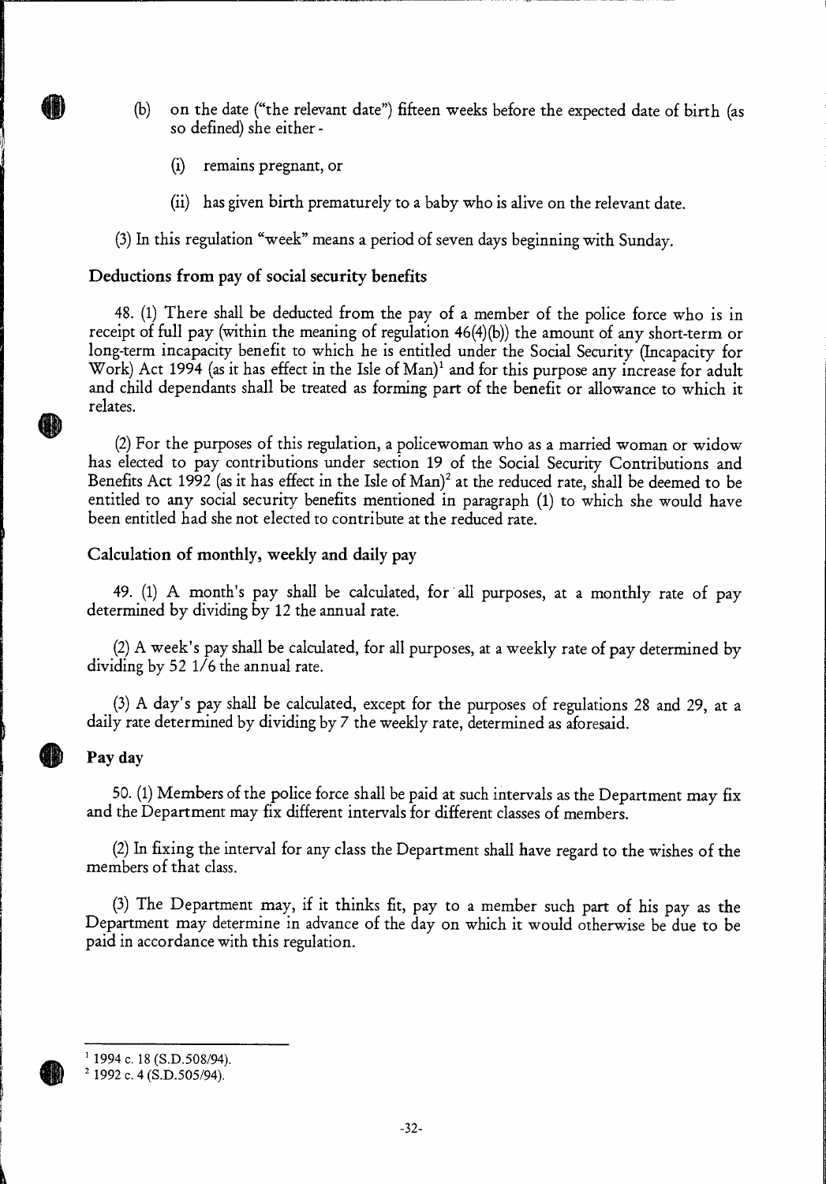(b) on the date ("the relevant date") fifteen weeks before the expected date of birth (as so defined) she either -

(i) remains pregnant, or

(ii) has given birth prematurely to a baby who is alive on the relevant date.

(3) In this regulation "week" means a period of seven days beginning with Sunday.

### Deductions from pay of social security benefits

48. (1) There shall be deducted from the pay of a member of the police force who is in receipt of full pay (within the meaning of regulation 46(4)(b)) the amount of any short-term or long-term incapacity benefit to which he is entitled under the Social Security (Incapacity for Work) Act 1994 (as it has effect in the Isle of Man)[1] and for this purpose any increase for adult and child dependants shall be treated as forming part of the benefit or allowance to which it relates.

(2) For the purposes of this regulation, a policewoman who as a married woman or widow has elected to pay contributions under section 19 of the Social Security Contributions and Benefits Act 1992 (as it has effect in the Isle of Man)[2] at the reduced rate, shall be deemed to be entitled to any social security benefits mentioned in paragraph (1) to which she would have been entitled had she not elected to contribute at the reduced rate.

### Calculation of monthly, weekly and daily pay

49. (1) A month's pay shall be calculated, for all purposes, at a monthly rate of pay determined by dividing by 12 the annual rate.

(2) A week's pay shall be calculated, for all purposes, at a weekly rate of pay determined by dividing by 52 1/6 the annual rate.

(3) A day's pay shall be calculated, except for the purposes of regulations 28 and 29, at a daily rate determined by dividing by 7 the weekly rate, determined as aforesaid.

### Pay day

50. (1) Members of the police force shall be paid at such intervals as the Department may fix and the Department may fix different intervals for different classes of members.

(2) In fixing the interval for any class the Department shall have regard to the wishes of the members of that class.

(3) The Department may, if it thinks fit, pay to a member such part of his pay as the Department may determine in advance of the day on which it would otherwise be due to be paid in accordance with this regulation.

---

[1] 1994 c. 18 (S.D.508/94).

[2] 1992 c. 4 (S.D.505/94).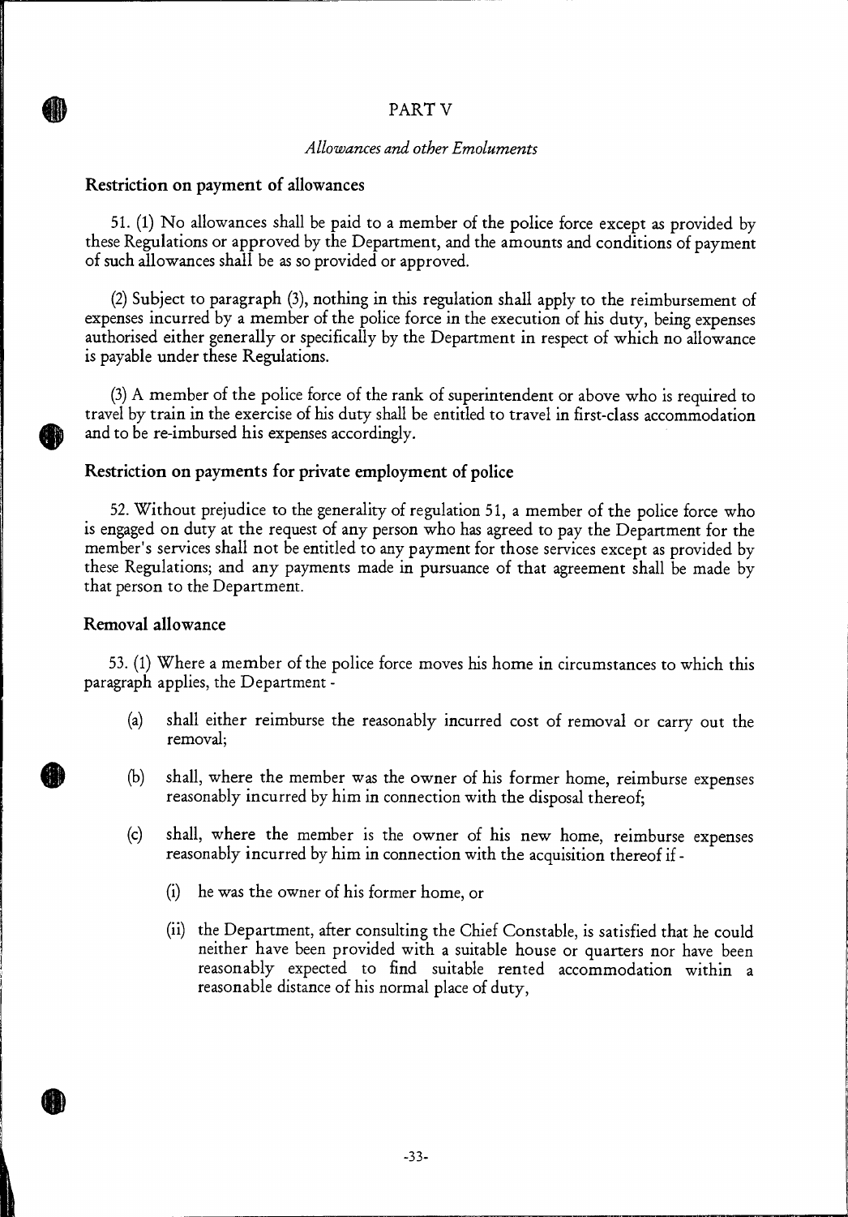# PART V

*Allowances and other Emoluments*

## Restriction on payment of allowances

51. (1) No allowances shall be paid to a member of the police force except as provided by these Regulations or approved by the Department, and the amounts and conditions of payment of such allowances shall be as so provided or approved.

(2) Subject to paragraph (3), nothing in this regulation shall apply to the reimbursement of expenses incurred by a member of the police force in the execution of his duty, being expenses authorised either generally or specifically by the Department in respect of which no allowance is payable under these Regulations.

(3) A member of the police force of the rank of superintendent or above who is required to travel by train in the exercise of his duty shall be entitled to travel in first-class accommodation and to be re-imbursed his expenses accordingly.

## Restriction on payments for private employment of police

52. Without prejudice to the generality of regulation 51, a member of the police force who is engaged on duty at the request of any person who has agreed to pay the Department for the member's services shall not be entitled to any payment for those services except as provided by these Regulations; and any payments made in pursuance of that agreement shall be made by that person to the Department.

## Removal allowance

53. (1) Where a member of the police force moves his home in circumstances to which this paragraph applies, the Department -

(a) shall either reimburse the reasonably incurred cost of removal or carry out the removal;

(b) shall, where the member was the owner of his former home, reimburse expenses reasonably incurred by him in connection with the disposal thereof;

(c) shall, where the member is the owner of his new home, reimburse expenses reasonably incurred by him in connection with the acquisition thereof if -

(i) he was the owner of his former home, or

(ii) the Department, after consulting the Chief Constable, is satisfied that he could neither have been provided with a suitable house or quarters nor have been reasonably expected to find suitable rented accommodation within a reasonable distance of his normal place of duty,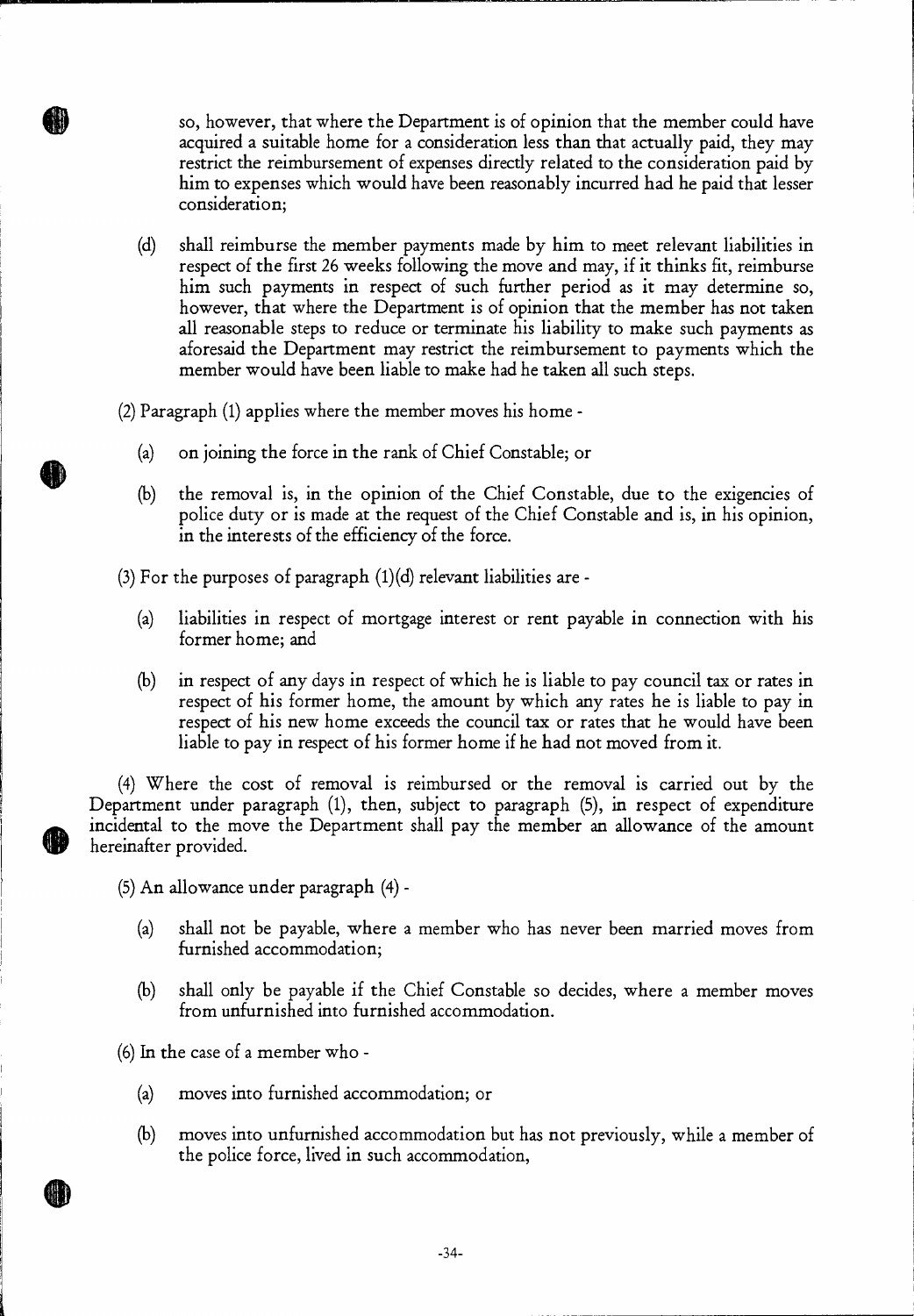so, however, that where the Department is of opinion that the member could have acquired a suitable home for a consideration less than that actually paid, they may restrict the reimbursement of expenses directly related to the consideration paid by him to expenses which would have been reasonably incurred had he paid that lesser consideration;

(d) shall reimburse the member payments made by him to meet relevant liabilities in respect of the first 26 weeks following the move and may, if it thinks fit, reimburse him such payments in respect of such further period as it may determine so, however, that where the Department is of opinion that the member has not taken all reasonable steps to reduce or terminate his liability to make such payments as aforesaid the Department may restrict the reimbursement to payments which the member would have been liable to make had he taken all such steps.

(2) Paragraph (1) applies where the member moves his home -

(a) on joining the force in the rank of Chief Constable; or

(b) the removal is, in the opinion of the Chief Constable, due to the exigencies of police duty or is made at the request of the Chief Constable and is, in his opinion, in the interests of the efficiency of the force.

(3) For the purposes of paragraph (1)(d) relevant liabilities are -

(a) liabilities in respect of mortgage interest or rent payable in connection with his former home; and

(b) in respect of any days in respect of which he is liable to pay council tax or rates in respect of his former home, the amount by which any rates he is liable to pay in respect of his new home exceeds the council tax or rates that he would have been liable to pay in respect of his former home if he had not moved from it.

(4) Where the cost of removal is reimbursed or the removal is carried out by the Department under paragraph (1), then, subject to paragraph (5), in respect of expenditure incidental to the move the Department shall pay the member an allowance of the amount hereinafter provided.

(5) An allowance under paragraph (4) -

(a) shall not be payable, where a member who has never been married moves from furnished accommodation;

(b) shall only be payable if the Chief Constable so decides, where a member moves from unfurnished into furnished accommodation.

(6) In the case of a member who -

(a) moves into furnished accommodation; or

(b) moves into unfurnished accommodation but has not previously, while a member of the police force, lived in such accommodation,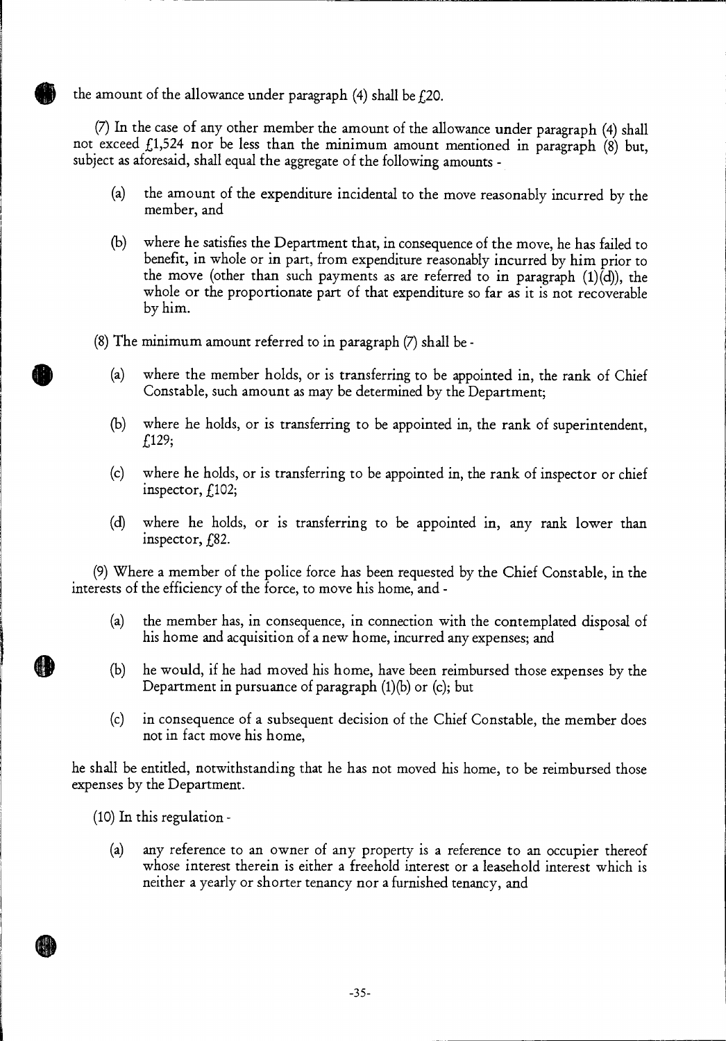the amount of the allowance under paragraph (4) shall be £20.

(7) In the case of any other member the amount of the allowance under paragraph (4) shall not exceed £1,524 nor be less than the minimum amount mentioned in paragraph (8) but, subject as aforesaid, shall equal the aggregate of the following amounts -

- (a) the amount of the expenditure incidental to the move reasonably incurred by the member, and
- (b) where he satisfies the Department that, in consequence of the move, he has failed to benefit, in whole or in part, from expenditure reasonably incurred by him prior to the move (other than such payments as are referred to in paragraph (1)(d)), the whole or the proportionate part of that expenditure so far as it is not recoverable by him.

(8) The minimum amount referred to in paragraph (7) shall be -

- (a) where the member holds, or is transferring to be appointed in, the rank of Chief Constable, such amount as may be determined by the Department;
- (b) where he holds, or is transferring to be appointed in, the rank of superintendent, £129;
- (c) where he holds, or is transferring to be appointed in, the rank of inspector or chief inspector, £102;
- (d) where he holds, or is transferring to be appointed in, any rank lower than inspector, £82.

(9) Where a member of the police force has been requested by the Chief Constable, in the interests of the efficiency of the force, to move his home, and -

- (a) the member has, in consequence, in connection with the contemplated disposal of his home and acquisition of a new home, incurred any expenses; and
- (b) he would, if he had moved his home, have been reimbursed those expenses by the Department in pursuance of paragraph (1)(b) or (c); but
- (c) in consequence of a subsequent decision of the Chief Constable, the member does not in fact move his home,

he shall be entitled, notwithstanding that he has not moved his home, to be reimbursed those expenses by the Department.

(10) In this regulation -

- (a) any reference to an owner of any property is a reference to an occupier thereof whose interest therein is either a freehold interest or a leasehold interest which is neither a yearly or shorter tenancy nor a furnished tenancy, and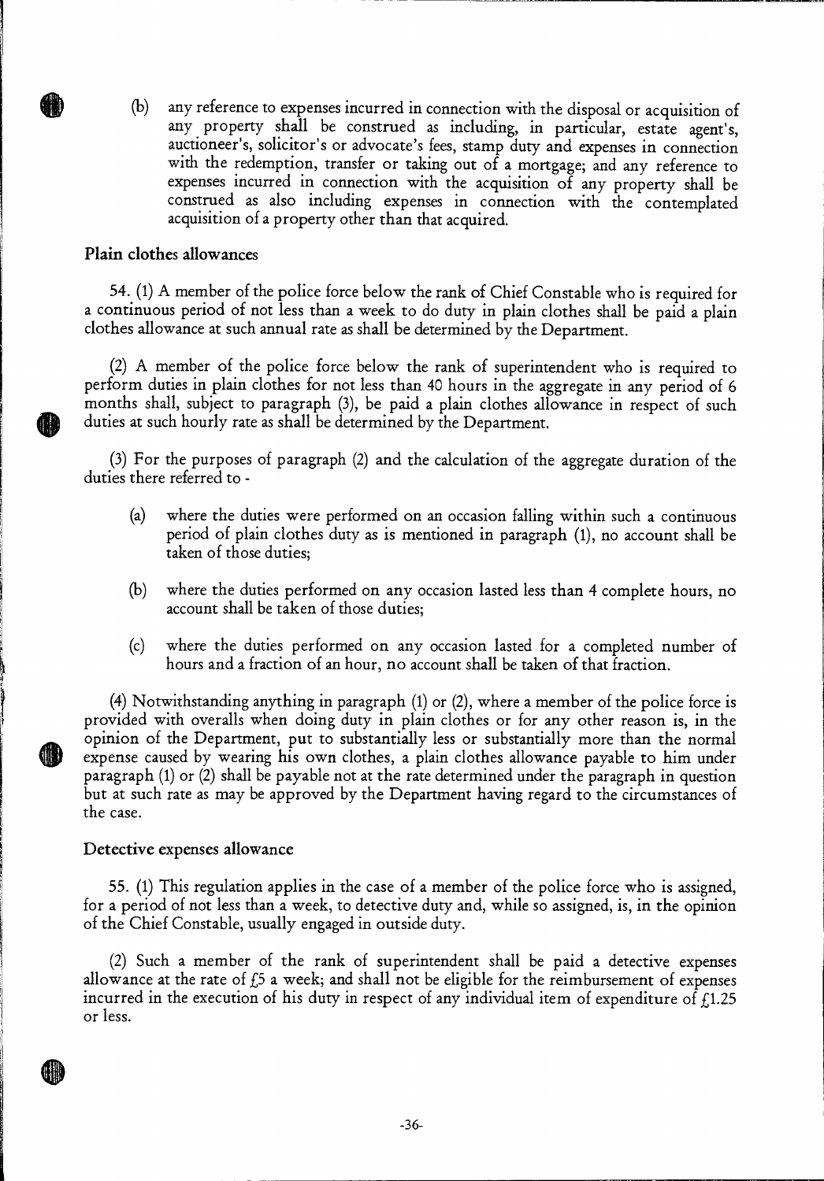(b) any reference to expenses incurred in connection with the disposal or acquisition of any property shall be construed as including, in particular, estate agent's, auctioneer's, solicitor's or advocate's fees, stamp duty and expenses in connection with the redemption, transfer or taking out of a mortgage; and any reference to expenses incurred in connection with the acquisition of any property shall be construed as also including expenses in connection with the contemplated acquisition of a property other than that acquired.

### Plain clothes allowances

54. (1) A member of the police force below the rank of Chief Constable who is required for a continuous period of not less than a week to do duty in plain clothes shall be paid a plain clothes allowance at such annual rate as shall be determined by the Department.

(2) A member of the police force below the rank of superintendent who is required to perform duties in plain clothes for not less than 40 hours in the aggregate in any period of 6 months shall, subject to paragraph (3), be paid a plain clothes allowance in respect of such duties at such hourly rate as shall be determined by the Department.

(3) For the purposes of paragraph (2) and the calculation of the aggregate duration of the duties there referred to -

(a) where the duties were performed on an occasion falling within such a continuous period of plain clothes duty as is mentioned in paragraph (1), no account shall be taken of those duties;

(b) where the duties performed on any occasion lasted less than 4 complete hours, no account shall be taken of those duties;

(c) where the duties performed on any occasion lasted for a completed number of hours and a fraction of an hour, no account shall be taken of that fraction.

(4) Notwithstanding anything in paragraph (1) or (2), where a member of the police force is provided with overalls when doing duty in plain clothes or for any other reason is, in the opinion of the Department, put to substantially less or substantially more than the normal expense caused by wearing his own clothes, a plain clothes allowance payable to him under paragraph (1) or (2) shall be payable not at the rate determined under the paragraph in question but at such rate as may be approved by the Department having regard to the circumstances of the case.

### Detective expenses allowance

55. (1) This regulation applies in the case of a member of the police force who is assigned, for a period of not less than a week, to detective duty and, while so assigned, is, in the opinion of the Chief Constable, usually engaged in outside duty.

(2) Such a member of the rank of superintendent shall be paid a detective expenses allowance at the rate of £5 a week; and shall not be eligible for the reimbursement of expenses incurred in the execution of his duty in respect of any individual item of expenditure of £1.25 or less.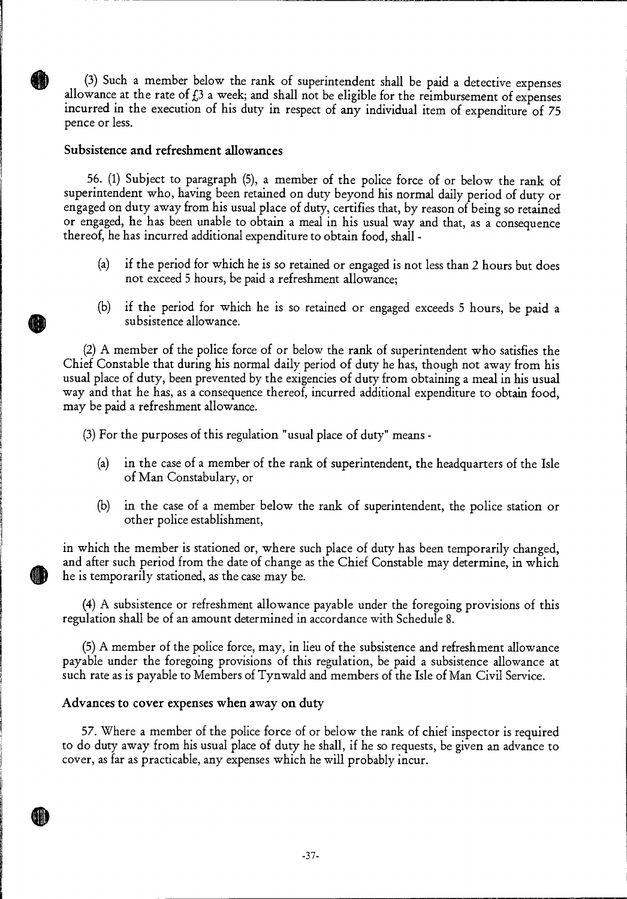(3) Such a member below the rank of superintendent shall be paid a detective expenses allowance at the rate of £3 a week; and shall not be eligible for the reimbursement of expenses incurred in the execution of his duty in respect of any individual item of expenditure of 75 pence or less.

## Subsistence and refreshment allowances

56. (1) Subject to paragraph (5), a member of the police force of or below the rank of superintendent who, having been retained on duty beyond his normal daily period of duty or engaged on duty away from his usual place of duty, certifies that, by reason of being so retained or engaged, he has been unable to obtain a meal in his usual way and that, as a consequence thereof, he has incurred additional expenditure to obtain food, shall -

(a) if the period for which he is so retained or engaged is not less than 2 hours but does not exceed 5 hours, be paid a refreshment allowance;

(b) if the period for which he is so retained or engaged exceeds 5 hours, be paid a subsistence allowance.

(2) A member of the police force of or below the rank of superintendent who satisfies the Chief Constable that during his normal daily period of duty he has, though not away from his usual place of duty, been prevented by the exigencies of duty from obtaining a meal in his usual way and that he has, as a consequence thereof, incurred additional expenditure to obtain food, may be paid a refreshment allowance.

(3) For the purposes of this regulation "usual place of duty" means -

(a) in the case of a member of the rank of superintendent, the headquarters of the Isle of Man Constabulary, or

(b) in the case of a member below the rank of superintendent, the police station or other police establishment,

in which the member is stationed or, where such place of duty has been temporarily changed, and after such period from the date of change as the Chief Constable may determine, in which he is temporarily stationed, as the case may be.

(4) A subsistence or refreshment allowance payable under the foregoing provisions of this regulation shall be of an amount determined in accordance with Schedule 8.

(5) A member of the police force, may, in lieu of the subsistence and refreshment allowance payable under the foregoing provisions of this regulation, be paid a subsistence allowance at such rate as is payable to Members of Tynwald and members of the Isle of Man Civil Service.

## Advances to cover expenses when away on duty

57. Where a member of the police force of or below the rank of chief inspector is required to do duty away from his usual place of duty he shall, if he so requests, be given an advance to cover, as far as practicable, any expenses which he will probably incur.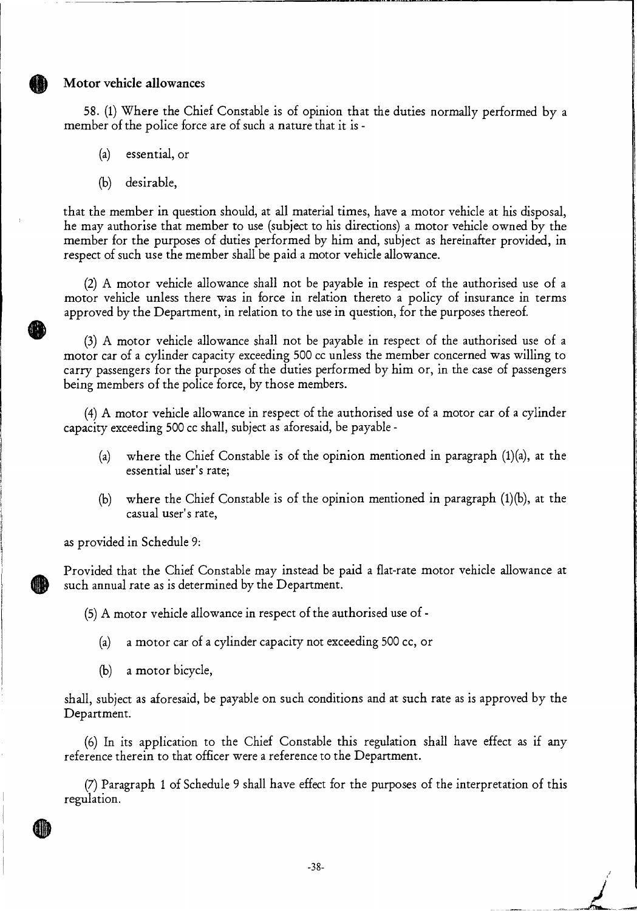## Motor vehicle allowances

58. (1) Where the Chief Constable is of opinion that the duties normally performed by a member of the police force are of such a nature that it is -

(a) essential, or

(b) desirable,

that the member in question should, at all material times, have a motor vehicle at his disposal, he may authorise that member to use (subject to his directions) a motor vehicle owned by the member for the purposes of duties performed by him and, subject as hereinafter provided, in respect of such use the member shall be paid a motor vehicle allowance.

(2) A motor vehicle allowance shall not be payable in respect of the authorised use of a motor vehicle unless there was in force in relation thereto a policy of insurance in terms approved by the Department, in relation to the use in question, for the purposes thereof.

(3) A motor vehicle allowance shall not be payable in respect of the authorised use of a motor car of a cylinder capacity exceeding 500 cc unless the member concerned was willing to carry passengers for the purposes of the duties performed by him or, in the case of passengers being members of the police force, by those members.

(4) A motor vehicle allowance in respect of the authorised use of a motor car of a cylinder capacity exceeding 500 cc shall, subject as aforesaid, be payable -

(a) where the Chief Constable is of the opinion mentioned in paragraph (1)(a), at the essential user's rate;

(b) where the Chief Constable is of the opinion mentioned in paragraph (1)(b), at the casual user's rate,

as provided in Schedule 9:

Provided that the Chief Constable may instead be paid a flat-rate motor vehicle allowance at such annual rate as is determined by the Department.

(5) A motor vehicle allowance in respect of the authorised use of -

(a) a motor car of a cylinder capacity not exceeding 500 cc, or

(b) a motor bicycle,

shall, subject as aforesaid, be payable on such conditions and at such rate as is approved by the Department.

(6) In its application to the Chief Constable this regulation shall have effect as if any reference therein to that officer were a reference to the Department.

(7) Paragraph 1 of Schedule 9 shall have effect for the purposes of the interpretation of this regulation.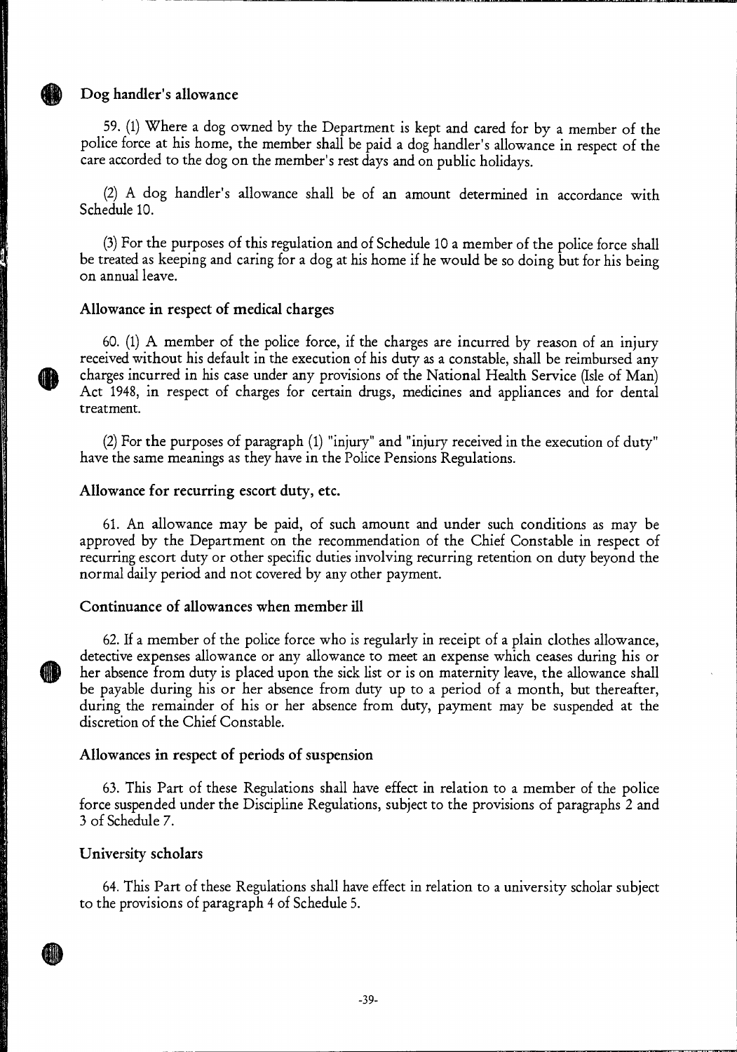### Dog handler's allowance

59. (1) Where a dog owned by the Department is kept and cared for by a member of the police force at his home, the member shall be paid a dog handler's allowance in respect of the care accorded to the dog on the member's rest days and on public holidays.

(2) A dog handler's allowance shall be of an amount determined in accordance with Schedule 10.

(3) For the purposes of this regulation and of Schedule 10 a member of the police force shall be treated as keeping and caring for a dog at his home if he would be so doing but for his being on annual leave.

### Allowance in respect of medical charges

60. (1) A member of the police force, if the charges are incurred by reason of an injury received without his default in the execution of his duty as a constable, shall be reimbursed any charges incurred in his case under any provisions of the National Health Service (Isle of Man) Act 1948, in respect of charges for certain drugs, medicines and appliances and for dental treatment.

(2) For the purposes of paragraph (1) "injury" and "injury received in the execution of duty" have the same meanings as they have in the Police Pensions Regulations.

### Allowance for recurring escort duty, etc.

61. An allowance may be paid, of such amount and under such conditions as may be approved by the Department on the recommendation of the Chief Constable in respect of recurring escort duty or other specific duties involving recurring retention on duty beyond the normal daily period and not covered by any other payment.

### Continuance of allowances when member ill

62. If a member of the police force who is regularly in receipt of a plain clothes allowance, detective expenses allowance or any allowance to meet an expense which ceases during his or her absence from duty is placed upon the sick list or is on maternity leave, the allowance shall be payable during his or her absence from duty up to a period of a month, but thereafter, during the remainder of his or her absence from duty, payment may be suspended at the discretion of the Chief Constable.

### Allowances in respect of periods of suspension

63. This Part of these Regulations shall have effect in relation to a member of the police force suspended under the Discipline Regulations, subject to the provisions of paragraphs 2 and 3 of Schedule 7.

### University scholars

64. This Part of these Regulations shall have effect in relation to a university scholar subject to the provisions of paragraph 4 of Schedule 5.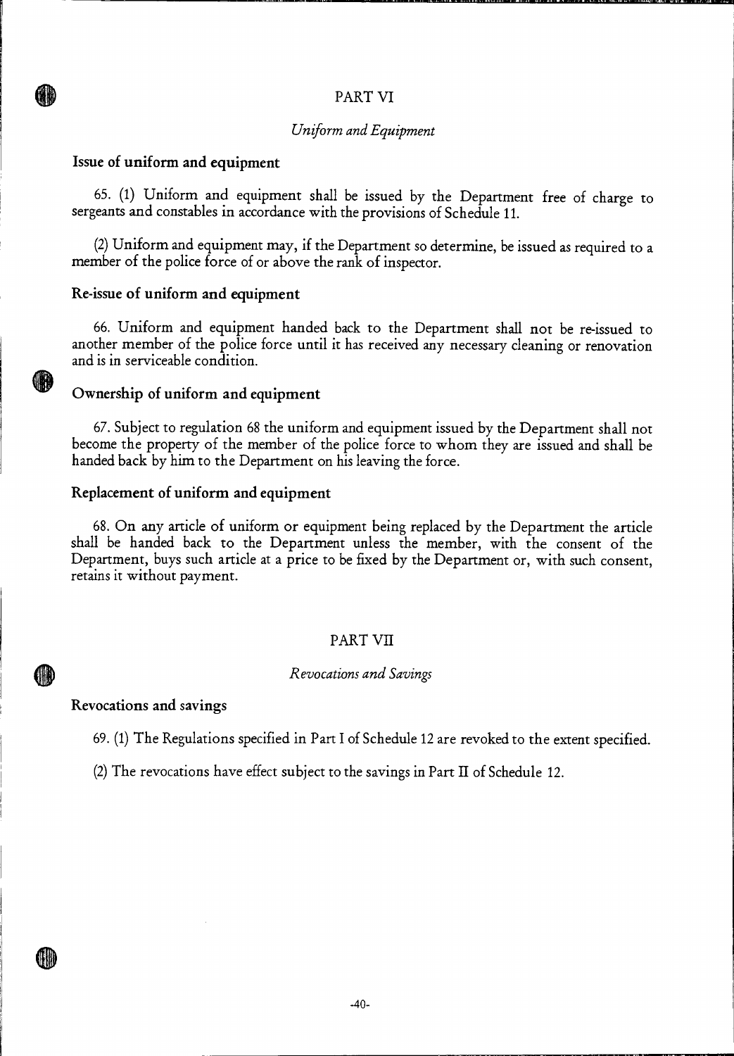## PART VI

*Uniform and Equipment*

### Issue of uniform and equipment

65. (1) Uniform and equipment shall be issued by the Department free of charge to sergeants and constables in accordance with the provisions of Schedule 11.

(2) Uniform and equipment may, if the Department so determine, be issued as required to a member of the police force of or above the rank of inspector.

### Re-issue of uniform and equipment

66. Uniform and equipment handed back to the Department shall not be re-issued to another member of the police force until it has received any necessary cleaning or renovation and is in serviceable condition.

### Ownership of uniform and equipment

67. Subject to regulation 68 the uniform and equipment issued by the Department shall not become the property of the member of the police force to whom they are issued and shall be handed back by him to the Department on his leaving the force.

### Replacement of uniform and equipment

68. On any article of uniform or equipment being replaced by the Department the article shall be handed back to the Department unless the member, with the consent of the Department, buys such article at a price to be fixed by the Department or, with such consent, retains it without payment.

## PART VII

*Revocations and Savings*

### Revocations and savings

69. (1) The Regulations specified in Part I of Schedule 12 are revoked to the extent specified.

(2) The revocations have effect subject to the savings in Part II of Schedule 12.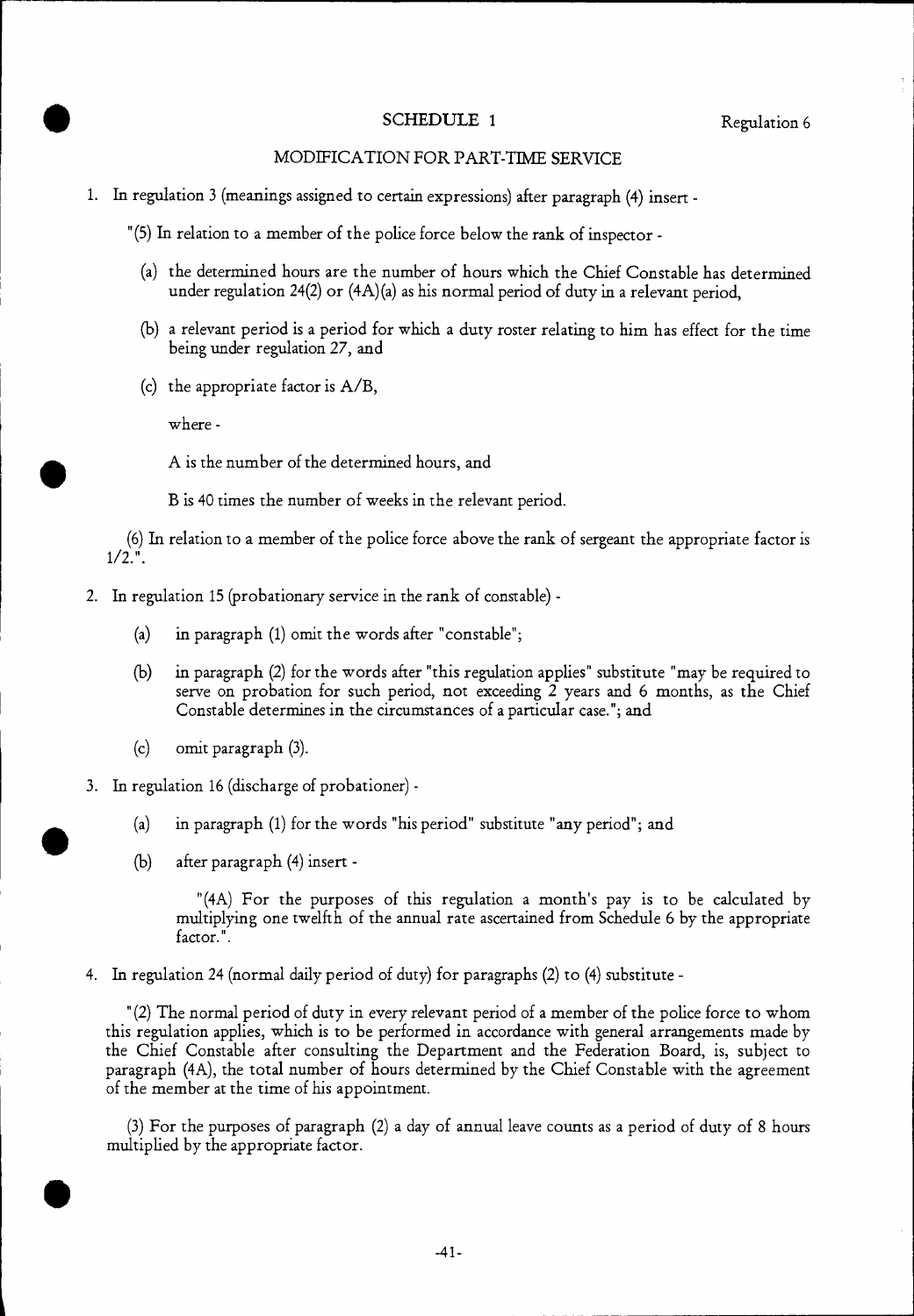## SCHEDULE 1

Regulation 6

### MODIFICATION FOR PART-TIME SERVICE

1. In regulation 3 (meanings assigned to certain expressions) after paragraph (4) insert -

"(5) In relation to a member of the police force below the rank of inspector -

(a) the determined hours are the number of hours which the Chief Constable has determined under regulation 24(2) or (4A)(a) as his normal period of duty in a relevant period,

(b) a relevant period is a period for which a duty roster relating to him has effect for the time being under regulation 27, and

(c) the appropriate factor is A/B,

where -

A is the number of the determined hours, and

B is 40 times the number of weeks in the relevant period.

(6) In relation to a member of the police force above the rank of sergeant the appropriate factor is 1/2.".

2. In regulation 15 (probationary service in the rank of constable) -

   (a) in paragraph (1) omit the words after "constable";

   (b) in paragraph (2) for the words after "this regulation applies" substitute "may be required to serve on probation for such period, not exceeding 2 years and 6 months, as the Chief Constable determines in the circumstances of a particular case."; and

   (c) omit paragraph (3).

3. In regulation 16 (discharge of probationer) -

   (a) in paragraph (1) for the words "his period" substitute "any period"; and

   (b) after paragraph (4) insert -

   "(4A) For the purposes of this regulation a month's pay is to be calculated by multiplying one twelfth of the annual rate ascertained from Schedule 6 by the appropriate factor.".

4. In regulation 24 (normal daily period of duty) for paragraphs (2) to (4) substitute -

"(2) The normal period of duty in every relevant period of a member of the police force to whom this regulation applies, which is to be performed in accordance with general arrangements made by the Chief Constable after consulting the Department and the Federation Board, is, subject to paragraph (4A), the total number of hours determined by the Chief Constable with the agreement of the member at the time of his appointment.

(3) For the purposes of paragraph (2) a day of annual leave counts as a period of duty of 8 hours multiplied by the appropriate factor.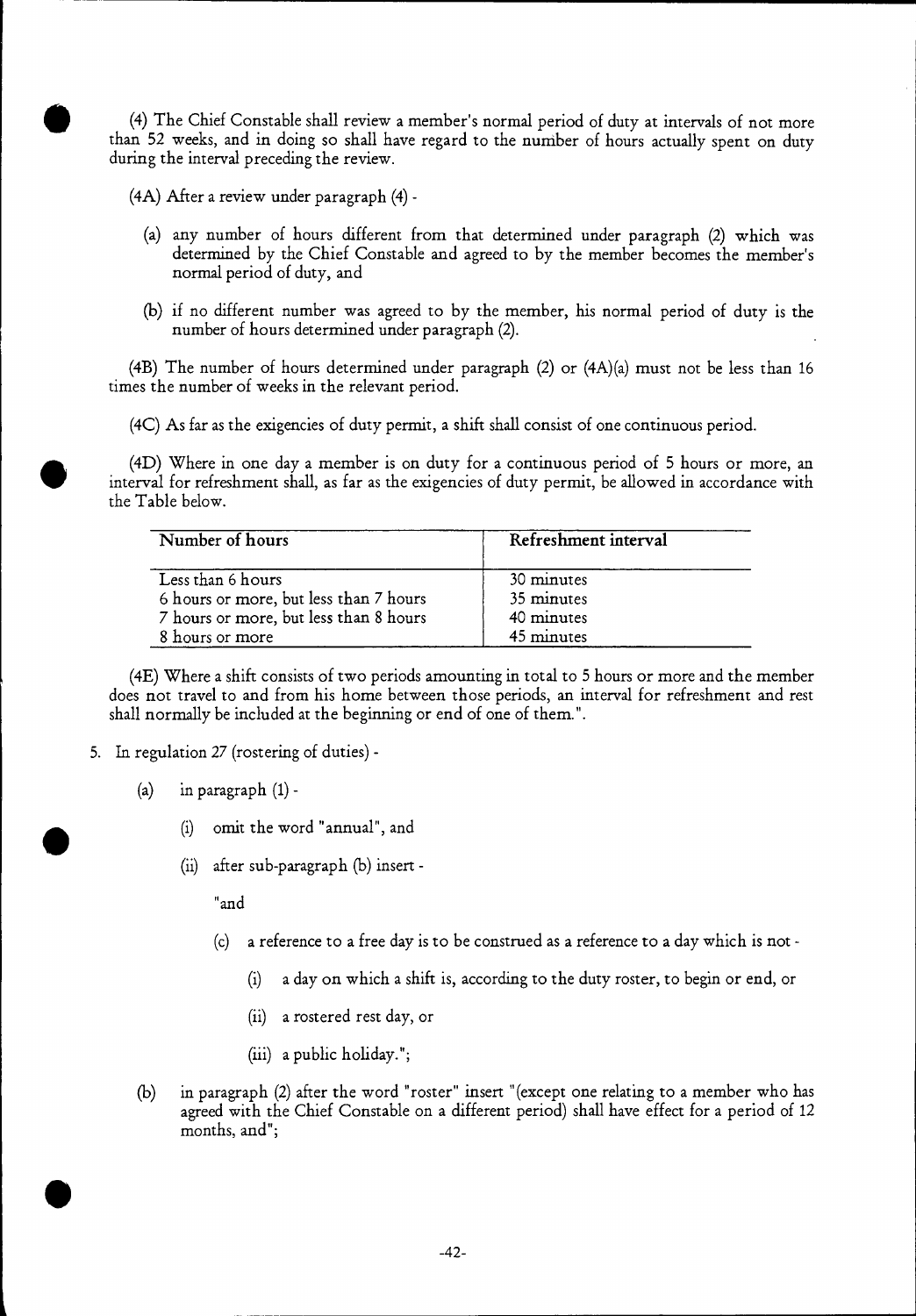(4) The Chief Constable shall review a member's normal period of duty at intervals of not more than 52 weeks, and in doing so shall have regard to the number of hours actually spent on duty during the interval preceding the review.

(4A) After a review under paragraph (4) -

(a) any number of hours different from that determined under paragraph (2) which was determined by the Chief Constable and agreed to by the member becomes the member's normal period of duty, and

(b) if no different number was agreed to by the member, his normal period of duty is the number of hours determined under paragraph (2).

(4B) The number of hours determined under paragraph (2) or (4A)(a) must not be less than 16 times the number of weeks in the relevant period.

(4C) As far as the exigencies of duty permit, a shift shall consist of one continuous period.

(4D) Where in one day a member is on duty for a continuous period of 5 hours or more, an interval for refreshment shall, as far as the exigencies of duty permit, be allowed in accordance with the Table below.

| Number of hours | Refreshment interval |
|---|---|
| Less than 6 hours | 30 minutes |
| 6 hours or more, but less than 7 hours | 35 minutes |
| 7 hours or more, but less than 8 hours | 40 minutes |
| 8 hours or more | 45 minutes |

(4E) Where a shift consists of two periods amounting in total to 5 hours or more and the member does not travel to and from his home between those periods, an interval for refreshment and rest shall normally be included at the beginning or end of one of them.".

5. In regulation 27 (rostering of duties) -

(a) in paragraph (1) -

(i) omit the word "annual", and

(ii) after sub-paragraph (b) insert -

"and

(c) a reference to a free day is to be construed as a reference to a day which is not -

(i) a day on which a shift is, according to the duty roster, to begin or end, or

(ii) a rostered rest day, or

(iii) a public holiday.";

(b) in paragraph (2) after the word "roster" insert "(except one relating to a member who has agreed with the Chief Constable on a different period) shall have effect for a period of 12 months, and";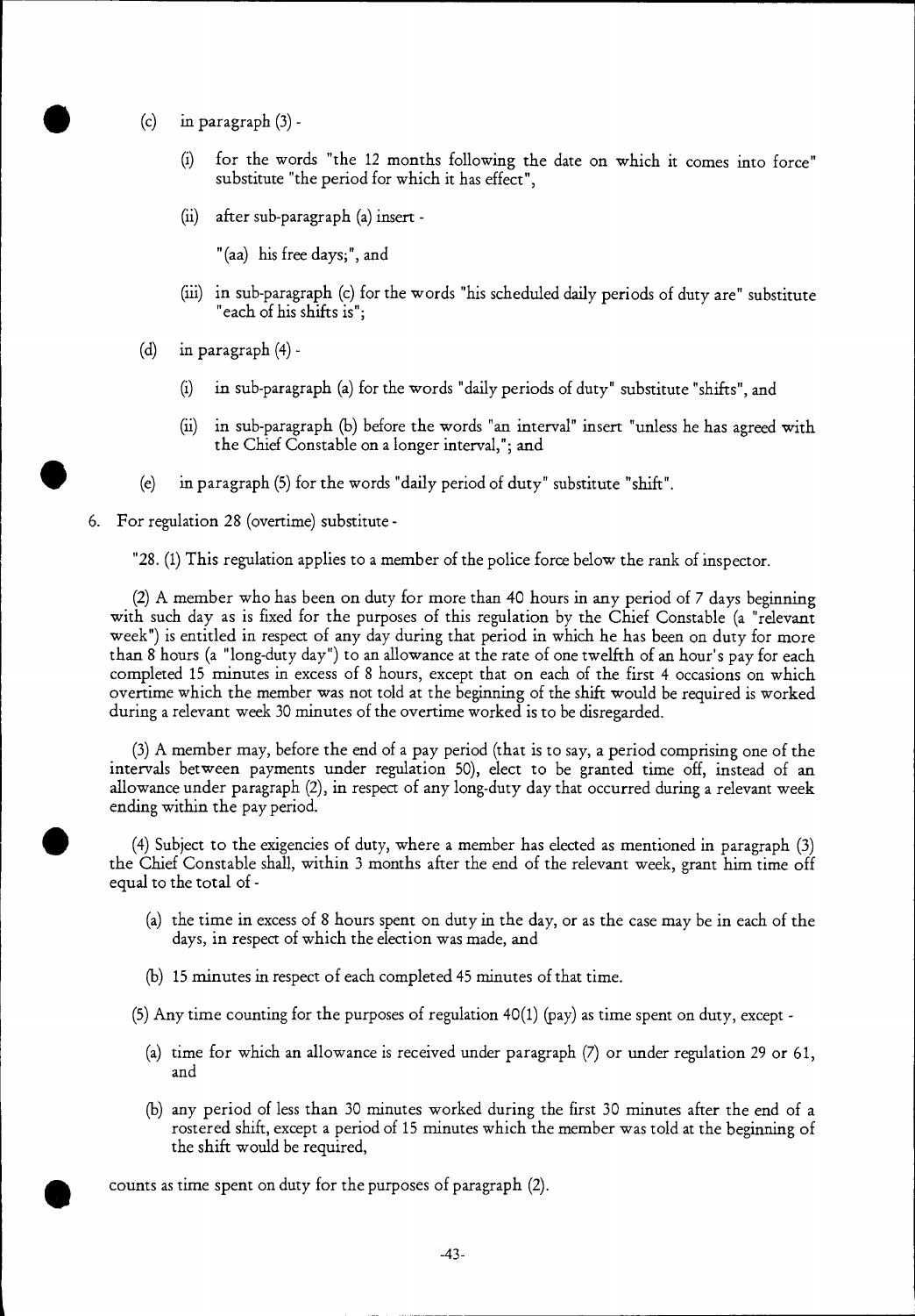(c) in paragraph (3) -

(i) for the words "the 12 months following the date on which it comes into force" substitute "the period for which it has effect",

(ii) after sub-paragraph (a) insert -

"(aa) his free days;", and

(iii) in sub-paragraph (c) for the words "his scheduled daily periods of duty are" substitute "each of his shifts is";

(d) in paragraph (4) -

(i) in sub-paragraph (a) for the words "daily periods of duty" substitute "shifts", and

(ii) in sub-paragraph (b) before the words "an interval" insert "unless he has agreed with the Chief Constable on a longer interval,"; and

(e) in paragraph (5) for the words "daily period of duty" substitute "shift".

6. For regulation 28 (overtime) substitute -

"28. (1) This regulation applies to a member of the police force below the rank of inspector.

(2) A member who has been on duty for more than 40 hours in any period of 7 days beginning with such day as is fixed for the purposes of this regulation by the Chief Constable (a "relevant week") is entitled in respect of any day during that period in which he has been on duty for more than 8 hours (a "long-duty day") to an allowance at the rate of one twelfth of an hour's pay for each completed 15 minutes in excess of 8 hours, except that on each of the first 4 occasions on which overtime which the member was not told at the beginning of the shift would be required is worked during a relevant week 30 minutes of the overtime worked is to be disregarded.

(3) A member may, before the end of a pay period (that is to say, a period comprising one of the intervals between payments under regulation 50), elect to be granted time off, instead of an allowance under paragraph (2), in respect of any long-duty day that occurred during a relevant week ending within the pay period.

(4) Subject to the exigencies of duty, where a member has elected as mentioned in paragraph (3) the Chief Constable shall, within 3 months after the end of the relevant week, grant him time off equal to the total of -

(a) the time in excess of 8 hours spent on duty in the day, or as the case may be in each of the days, in respect of which the election was made, and

(b) 15 minutes in respect of each completed 45 minutes of that time.

(5) Any time counting for the purposes of regulation 40(1) (pay) as time spent on duty, except -

(a) time for which an allowance is received under paragraph (7) or under regulation 29 or 61, and

(b) any period of less than 30 minutes worked during the first 30 minutes after the end of a rostered shift, except a period of 15 minutes which the member was told at the beginning of the shift would be required,

counts as time spent on duty for the purposes of paragraph (2).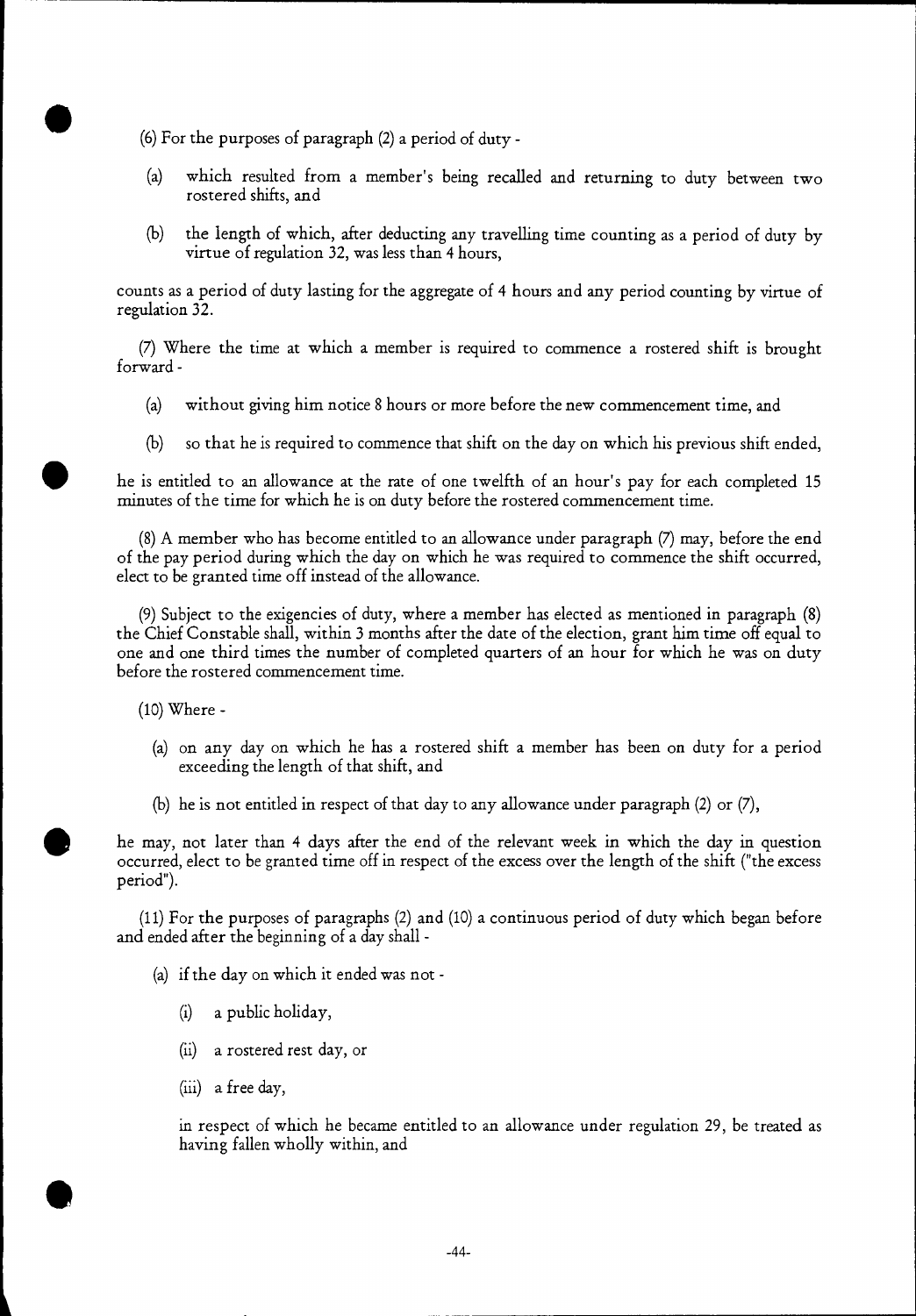(6) For the purposes of paragraph (2) a period of duty -

(a) which resulted from a member's being recalled and returning to duty between two rostered shifts, and

(b) the length of which, after deducting any travelling time counting as a period of duty by virtue of regulation 32, was less than 4 hours,

counts as a period of duty lasting for the aggregate of 4 hours and any period counting by virtue of regulation 32.

(7) Where the time at which a member is required to commence a rostered shift is brought forward -

(a) without giving him notice 8 hours or more before the new commencement time, and

(b) so that he is required to commence that shift on the day on which his previous shift ended,

he is entitled to an allowance at the rate of one twelfth of an hour's pay for each completed 15 minutes of the time for which he is on duty before the rostered commencement time.

(8) A member who has become entitled to an allowance under paragraph (7) may, before the end of the pay period during which the day on which he was required to commence the shift occurred, elect to be granted time off instead of the allowance.

(9) Subject to the exigencies of duty, where a member has elected as mentioned in paragraph (8) the Chief Constable shall, within 3 months after the date of the election, grant him time off equal to one and one third times the number of completed quarters of an hour for which he was on duty before the rostered commencement time.

(10) Where -

(a) on any day on which he has a rostered shift a member has been on duty for a period exceeding the length of that shift, and

(b) he is not entitled in respect of that day to any allowance under paragraph (2) or (7),

he may, not later than 4 days after the end of the relevant week in which the day in question occurred, elect to be granted time off in respect of the excess over the length of the shift ("the excess period").

(11) For the purposes of paragraphs (2) and (10) a continuous period of duty which began before and ended after the beginning of a day shall -

(a) if the day on which it ended was not -

(i) a public holiday,

(ii) a rostered rest day, or

(iii) a free day,

in respect of which he became entitled to an allowance under regulation 29, be treated as having fallen wholly within, and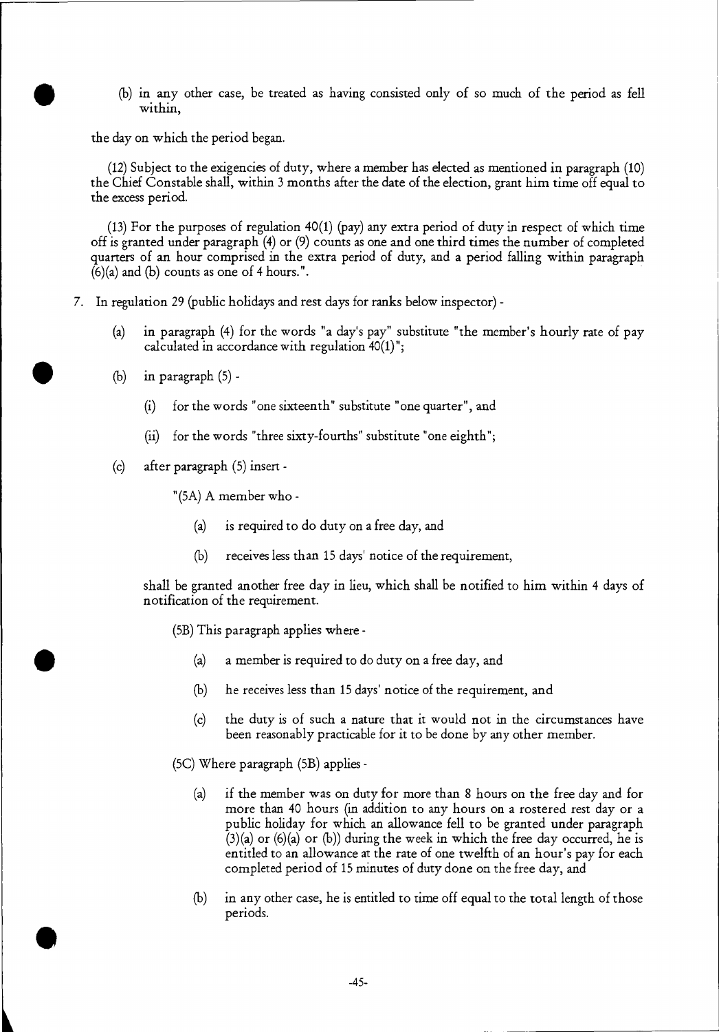(b) in any other case, be treated as having consisted only of so much of the period as fell within,

the day on which the period began.

(12) Subject to the exigencies of duty, where a member has elected as mentioned in paragraph (10) the Chief Constable shall, within 3 months after the date of the election, grant him time off equal to the excess period.

(13) For the purposes of regulation 40(1) (pay) any extra period of duty in respect of which time off is granted under paragraph (4) or (9) counts as one and one third times the number of completed quarters of an hour comprised in the extra period of duty, and a period falling within paragraph (6)(a) and (b) counts as one of 4 hours.".

7. In regulation 29 (public holidays and rest days for ranks below inspector) -

   (a) in paragraph (4) for the words "a day's pay" substitute "the member's hourly rate of pay calculated in accordance with regulation 40(1)";

   (b) in paragraph (5) -

      (i) for the words "one sixteenth" substitute "one quarter", and

      (ii) for the words "three sixty-fourths" substitute "one eighth";

   (c) after paragraph (5) insert -

   "(5A) A member who -

      (a) is required to do duty on a free day, and

      (b) receives less than 15 days' notice of the requirement,

   shall be granted another free day in lieu, which shall be notified to him within 4 days of notification of the requirement.

   (5B) This paragraph applies where -

      (a) a member is required to do duty on a free day, and

      (b) he receives less than 15 days' notice of the requirement, and

      (c) the duty is of such a nature that it would not in the circumstances have been reasonably practicable for it to be done by any other member.

   (5C) Where paragraph (5B) applies -

      (a) if the member was on duty for more than 8 hours on the free day and for more than 40 hours (in addition to any hours on a rostered rest day or a public holiday for which an allowance fell to be granted under paragraph (3)(a) or (6)(a) or (b)) during the week in which the free day occurred, he is entitled to an allowance at the rate of one twelfth of an hour's pay for each completed period of 15 minutes of duty done on the free day, and

      (b) in any other case, he is entitled to time off equal to the total length of those periods.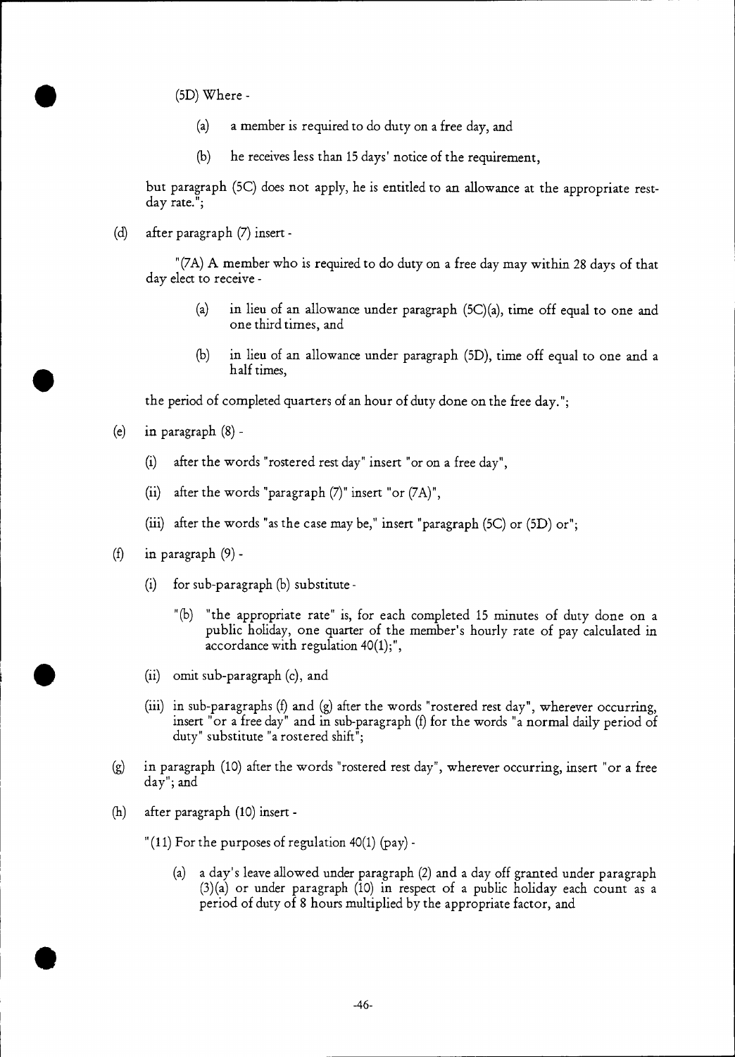(5D) Where -

(a) a member is required to do duty on a free day, and

(b) he receives less than 15 days' notice of the requirement,

but paragraph (5C) does not apply, he is entitled to an allowance at the appropriate rest-day rate.";

(d) after paragraph (7) insert -

"(7A) A member who is required to do duty on a free day may within 28 days of that day elect to receive -

(a) in lieu of an allowance under paragraph (5C)(a), time off equal to one and one third times, and

(b) in lieu of an allowance under paragraph (5D), time off equal to one and a half times,

the period of completed quarters of an hour of duty done on the free day.";

(e) in paragraph (8) -

(i) after the words "rostered rest day" insert "or on a free day",

(ii) after the words "paragraph (7)" insert "or (7A)",

(iii) after the words "as the case may be," insert "paragraph (5C) or (5D) or";

(f) in paragraph (9) -

(i) for sub-paragraph (b) substitute -

"(b) "the appropriate rate" is, for each completed 15 minutes of duty done on a public holiday, one quarter of the member's hourly rate of pay calculated in accordance with regulation 40(1);",

(ii) omit sub-paragraph (c), and

(iii) in sub-paragraphs (f) and (g) after the words "rostered rest day", wherever occurring, insert "or a free day" and in sub-paragraph (f) for the words "a normal daily period of duty" substitute "a rostered shift";

(g) in paragraph (10) after the words "rostered rest day", wherever occurring, insert "or a free day"; and

(h) after paragraph (10) insert -

"(11) For the purposes of regulation 40(1) (pay) -

(a) a day's leave allowed under paragraph (2) and a day off granted under paragraph (3)(a) or under paragraph (10) in respect of a public holiday each count as a period of duty of 8 hours multiplied by the appropriate factor, and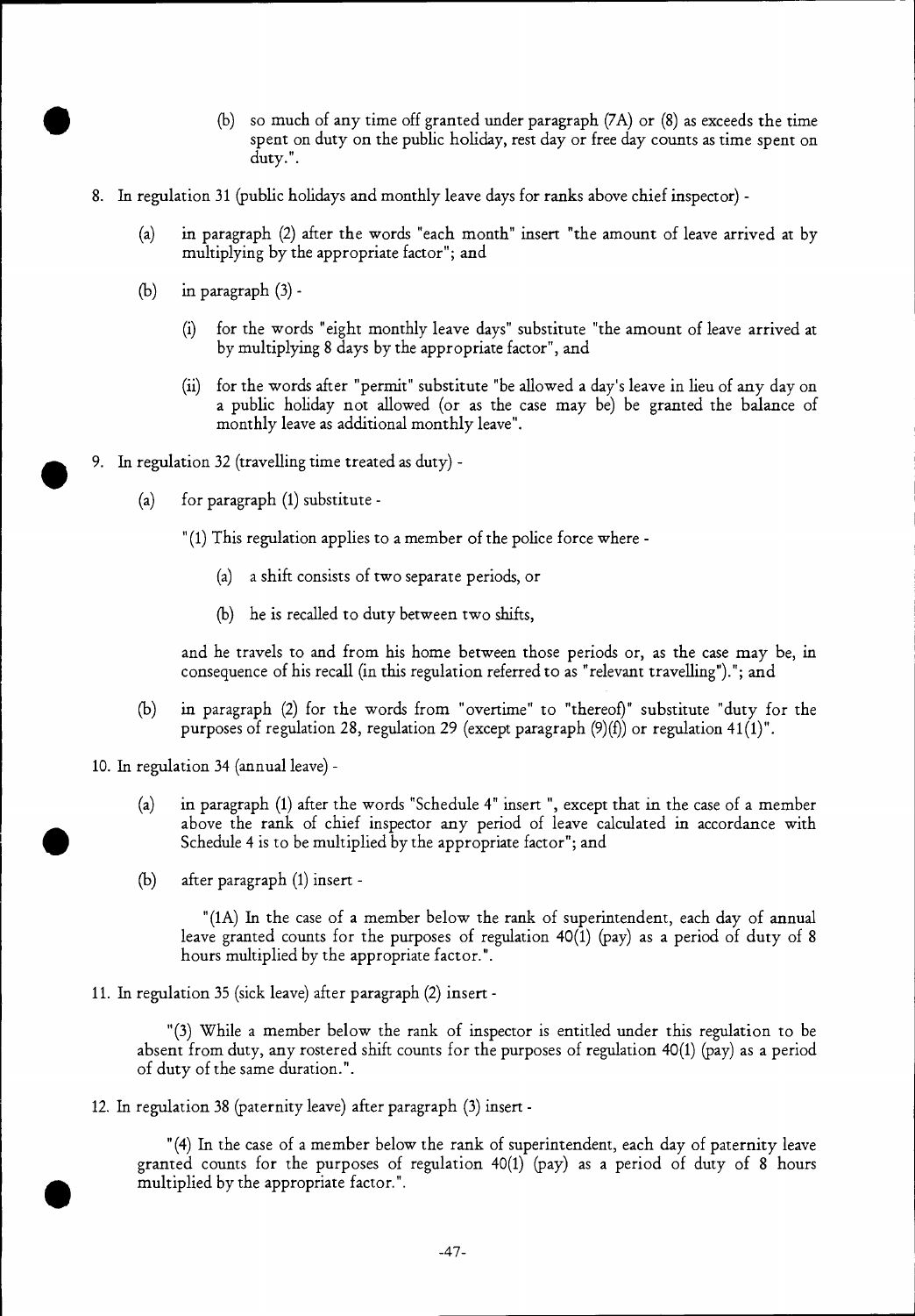(b) so much of any time off granted under paragraph (7A) or (8) as exceeds the time spent on duty on the public holiday, rest day or free day counts as time spent on duty.".

8. In regulation 31 (public holidays and monthly leave days for ranks above chief inspector) -

   (a) in paragraph (2) after the words "each month" insert "the amount of leave arrived at by multiplying by the appropriate factor"; and

   (b) in paragraph (3) -

      (i) for the words "eight monthly leave days" substitute "the amount of leave arrived at by multiplying 8 days by the appropriate factor", and

      (ii) for the words after "permit" substitute "be allowed a day's leave in lieu of any day on a public holiday not allowed (or as the case may be) be granted the balance of monthly leave as additional monthly leave".

9. In regulation 32 (travelling time treated as duty) -

   (a) for paragraph (1) substitute -

   "(1) This regulation applies to a member of the police force where -

      (a) a shift consists of two separate periods, or

      (b) he is recalled to duty between two shifts,

   and he travels to and from his home between those periods or, as the case may be, in consequence of his recall (in this regulation referred to as "relevant travelling")."; and

   (b) in paragraph (2) for the words from "overtime" to "thereof)" substitute "duty for the purposes of regulation 28, regulation 29 (except paragraph (9)(f)) or regulation 41(1)".

10. In regulation 34 (annual leave) -

   (a) in paragraph (1) after the words "Schedule 4" insert ", except that in the case of a member above the rank of chief inspector any period of leave calculated in accordance with Schedule 4 is to be multiplied by the appropriate factor"; and

   (b) after paragraph (1) insert -

   "(1A) In the case of a member below the rank of superintendent, each day of annual leave granted counts for the purposes of regulation 40(1) (pay) as a period of duty of 8 hours multiplied by the appropriate factor.".

11. In regulation 35 (sick leave) after paragraph (2) insert -

   "(3) While a member below the rank of inspector is entitled under this regulation to be absent from duty, any rostered shift counts for the purposes of regulation 40(1) (pay) as a period of duty of the same duration.".

12. In regulation 38 (paternity leave) after paragraph (3) insert -

   "(4) In the case of a member below the rank of superintendent, each day of paternity leave granted counts for the purposes of regulation 40(1) (pay) as a period of duty of 8 hours multiplied by the appropriate factor.".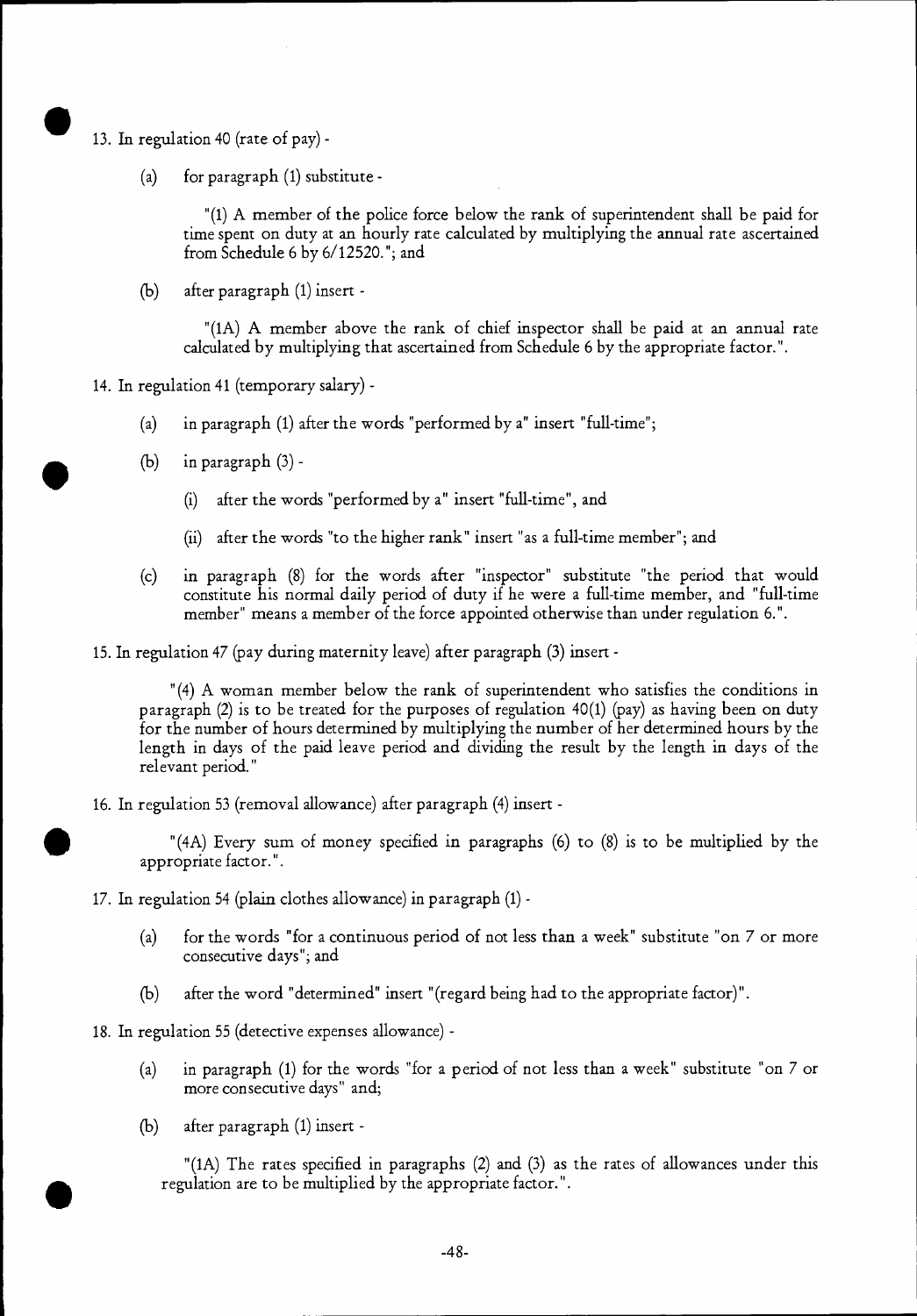13. In regulation 40 (rate of pay) -

    (a) for paragraph (1) substitute -

    "(1) A member of the police force below the rank of superintendent shall be paid for time spent on duty at an hourly rate calculated by multiplying the annual rate ascertained from Schedule 6 by 6/12520."; and

    (b) after paragraph (1) insert -

    "(1A) A member above the rank of chief inspector shall be paid at an annual rate calculated by multiplying that ascertained from Schedule 6 by the appropriate factor.".

14. In regulation 41 (temporary salary) -

    (a) in paragraph (1) after the words "performed by a" insert "full-time";

    (b) in paragraph (3) -

    (i) after the words "performed by a" insert "full-time", and

    (ii) after the words "to the higher rank" insert "as a full-time member"; and

    (c) in paragraph (8) for the words after "inspector" substitute "the period that would constitute his normal daily period of duty if he were a full-time member, and "full-time member" means a member of the force appointed otherwise than under regulation 6.".

15. In regulation 47 (pay during maternity leave) after paragraph (3) insert -

    "(4) A woman member below the rank of superintendent who satisfies the conditions in paragraph (2) is to be treated for the purposes of regulation 40(1) (pay) as having been on duty for the number of hours determined by multiplying the number of her determined hours by the length in days of the paid leave period and dividing the result by the length in days of the relevant period."

16. In regulation 53 (removal allowance) after paragraph (4) insert -

    "(4A) Every sum of money specified in paragraphs (6) to (8) is to be multiplied by the appropriate factor.".

17. In regulation 54 (plain clothes allowance) in paragraph (1) -

    (a) for the words "for a continuous period of not less than a week" substitute "on 7 or more consecutive days"; and

    (b) after the word "determined" insert "(regard being had to the appropriate factor)".

18. In regulation 55 (detective expenses allowance) -

    (a) in paragraph (1) for the words "for a period of not less than a week" substitute "on 7 or more consecutive days" and;

    (b) after paragraph (1) insert -

    "(1A) The rates specified in paragraphs (2) and (3) as the rates of allowances under this regulation are to be multiplied by the appropriate factor.".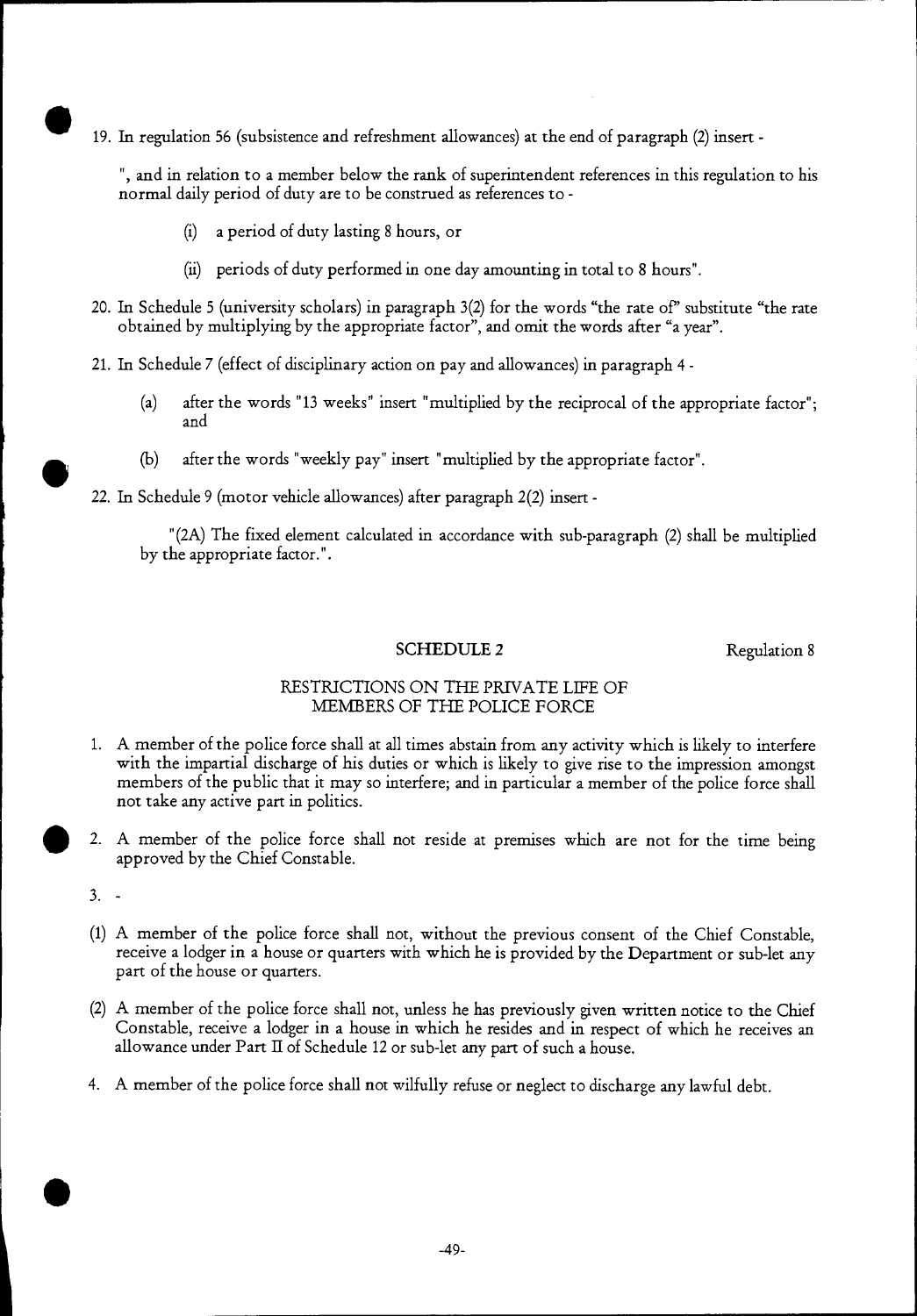19. In regulation 56 (subsistence and refreshment allowances) at the end of paragraph (2) insert -

", and in relation to a member below the rank of superintendent references in this regulation to his normal daily period of duty are to be construed as references to -

(i) a period of duty lasting 8 hours, or

(ii) periods of duty performed in one day amounting in total to 8 hours".

20. In Schedule 5 (university scholars) in paragraph 3(2) for the words "the rate of" substitute "the rate obtained by multiplying by the appropriate factor", and omit the words after "a year".

21. In Schedule 7 (effect of disciplinary action on pay and allowances) in paragraph 4 -

(a) after the words "13 weeks" insert "multiplied by the reciprocal of the appropriate factor"; and

(b) after the words "weekly pay" insert "multiplied by the appropriate factor".

22. In Schedule 9 (motor vehicle allowances) after paragraph 2(2) insert -

"(2A) The fixed element calculated in accordance with sub-paragraph (2) shall be multiplied by the appropriate factor.".

## SCHEDULE 2

Regulation 8

### RESTRICTIONS ON THE PRIVATE LIFE OF MEMBERS OF THE POLICE FORCE

1. A member of the police force shall at all times abstain from any activity which is likely to interfere with the impartial discharge of his duties or which is likely to give rise to the impression amongst members of the public that it may so interfere; and in particular a member of the police force shall not take any active part in politics.

2. A member of the police force shall not reside at premises which are not for the time being approved by the Chief Constable.

3. -

(1) A member of the police force shall not, without the previous consent of the Chief Constable, receive a lodger in a house or quarters with which he is provided by the Department or sub-let any part of the house or quarters.

(2) A member of the police force shall not, unless he has previously given written notice to the Chief Constable, receive a lodger in a house in which he resides and in respect of which he receives an allowance under Part II of Schedule 12 or sub-let any part of such a house.

4. A member of the police force shall not wilfully refuse or neglect to discharge any lawful debt.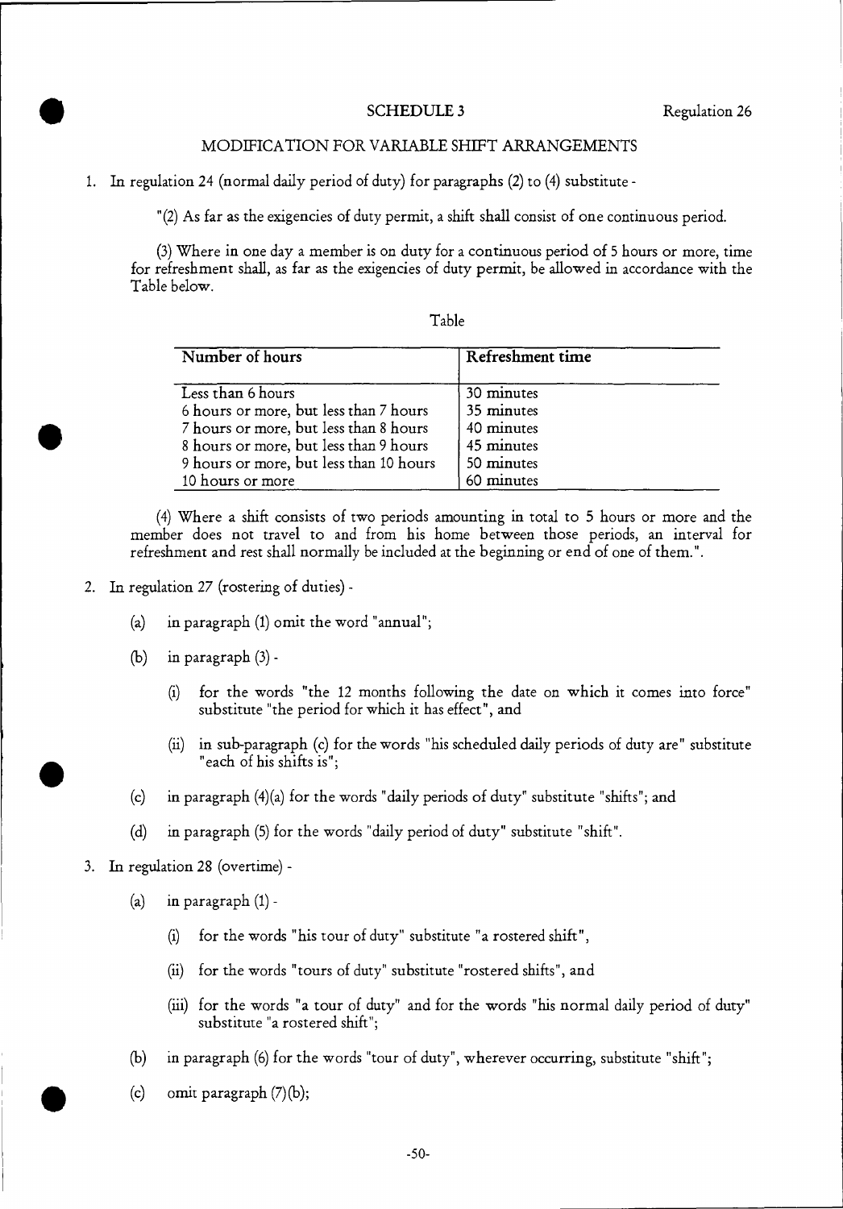## SCHEDULE 3

Regulation 26

### MODIFICATION FOR VARIABLE SHIFT ARRANGEMENTS

1. In regulation 24 (normal daily period of duty) for paragraphs (2) to (4) substitute -

"(2) As far as the exigencies of duty permit, a shift shall consist of one continuous period.

(3) Where in one day a member is on duty for a continuous period of 5 hours or more, time for refreshment shall, as far as the exigencies of duty permit, be allowed in accordance with the Table below.

Table

| Number of hours | Refreshment time |
| --- | --- |
| Less than 6 hours | 30 minutes |
| 6 hours or more, but less than 7 hours | 35 minutes |
| 7 hours or more, but less than 8 hours | 40 minutes |
| 8 hours or more, but less than 9 hours | 45 minutes |
| 9 hours or more, but less than 10 hours | 50 minutes |
| 10 hours or more | 60 minutes |

(4) Where a shift consists of two periods amounting in total to 5 hours or more and the member does not travel to and from his home between those periods, an interval for refreshment and rest shall normally be included at the beginning or end of one of them.".

2. In regulation 27 (rostering of duties) -

   (a) in paragraph (1) omit the word "annual";

   (b) in paragraph (3) -

      (i) for the words "the 12 months following the date on which it comes into force" substitute "the period for which it has effect", and

      (ii) in sub-paragraph (c) for the words "his scheduled daily periods of duty are" substitute "each of his shifts is";

   (c) in paragraph (4)(a) for the words "daily periods of duty" substitute "shifts"; and

   (d) in paragraph (5) for the words "daily period of duty" substitute "shift".

3. In regulation 28 (overtime) -

   (a) in paragraph (1) -

      (i) for the words "his tour of duty" substitute "a rostered shift",

      (ii) for the words "tours of duty" substitute "rostered shifts", and

      (iii) for the words "a tour of duty" and for the words "his normal daily period of duty" substitute "a rostered shift";

   (b) in paragraph (6) for the words "tour of duty", wherever occurring, substitute "shift";

   (c) omit paragraph (7)(b);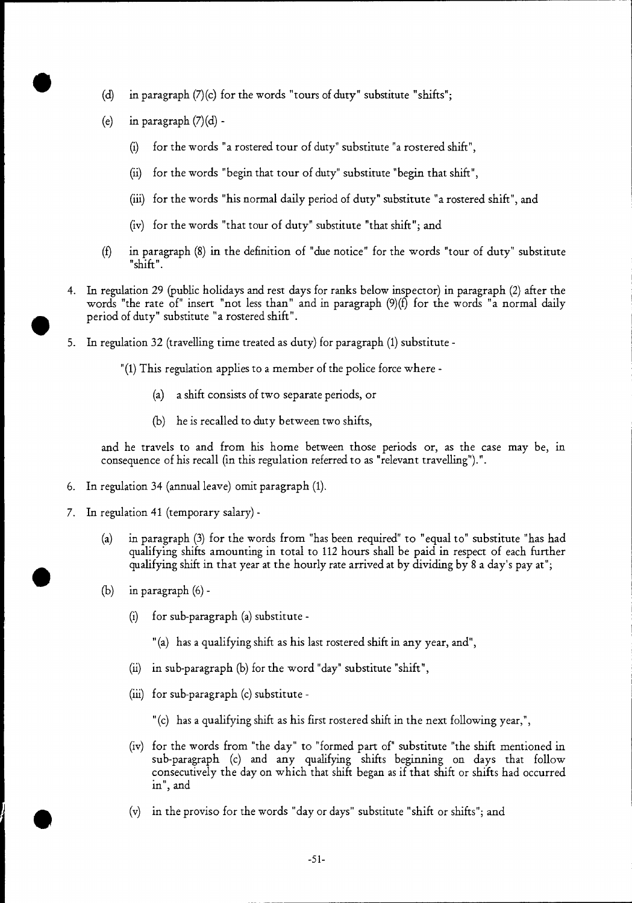(d) in paragraph (7)(c) for the words "tours of duty" substitute "shifts";

(e) in paragraph (7)(d) -

(i) for the words "a rostered tour of duty" substitute "a rostered shift",

(ii) for the words "begin that tour of duty" substitute "begin that shift",

(iii) for the words "his normal daily period of duty" substitute "a rostered shift", and

(iv) for the words "that tour of duty" substitute "that shift"; and

(f) in paragraph (8) in the definition of "due notice" for the words "tour of duty" substitute "shift".

4. In regulation 29 (public holidays and rest days for ranks below inspector) in paragraph (2) after the words "the rate of" insert "not less than" and in paragraph (9)(f) for the words "a normal daily period of duty" substitute "a rostered shift".

5. In regulation 32 (travelling time treated as duty) for paragraph (1) substitute -

"(1) This regulation applies to a member of the police force where -

(a) a shift consists of two separate periods, or

(b) he is recalled to duty between two shifts,

and he travels to and from his home between those periods or, as the case may be, in consequence of his recall (in this regulation referred to as "relevant travelling").".

6. In regulation 34 (annual leave) omit paragraph (1).

7. In regulation 41 (temporary salary) -

(a) in paragraph (3) for the words from "has been required" to "equal to" substitute "has had qualifying shifts amounting in total to 112 hours shall be paid in respect of each further qualifying shift in that year at the hourly rate arrived at by dividing by 8 a day's pay at";

(b) in paragraph (6) -

(i) for sub-paragraph (a) substitute -

"(a) has a qualifying shift as his last rostered shift in any year, and",

(ii) in sub-paragraph (b) for the word "day" substitute "shift",

(iii) for sub-paragraph (c) substitute -

"(c) has a qualifying shift as his first rostered shift in the next following year,",

(iv) for the words from "the day" to "formed part of" substitute "the shift mentioned in sub-paragraph (c) and any qualifying shifts beginning on days that follow consecutively the day on which that shift began as if that shift or shifts had occurred in", and

(v) in the proviso for the words "day or days" substitute "shift or shifts"; and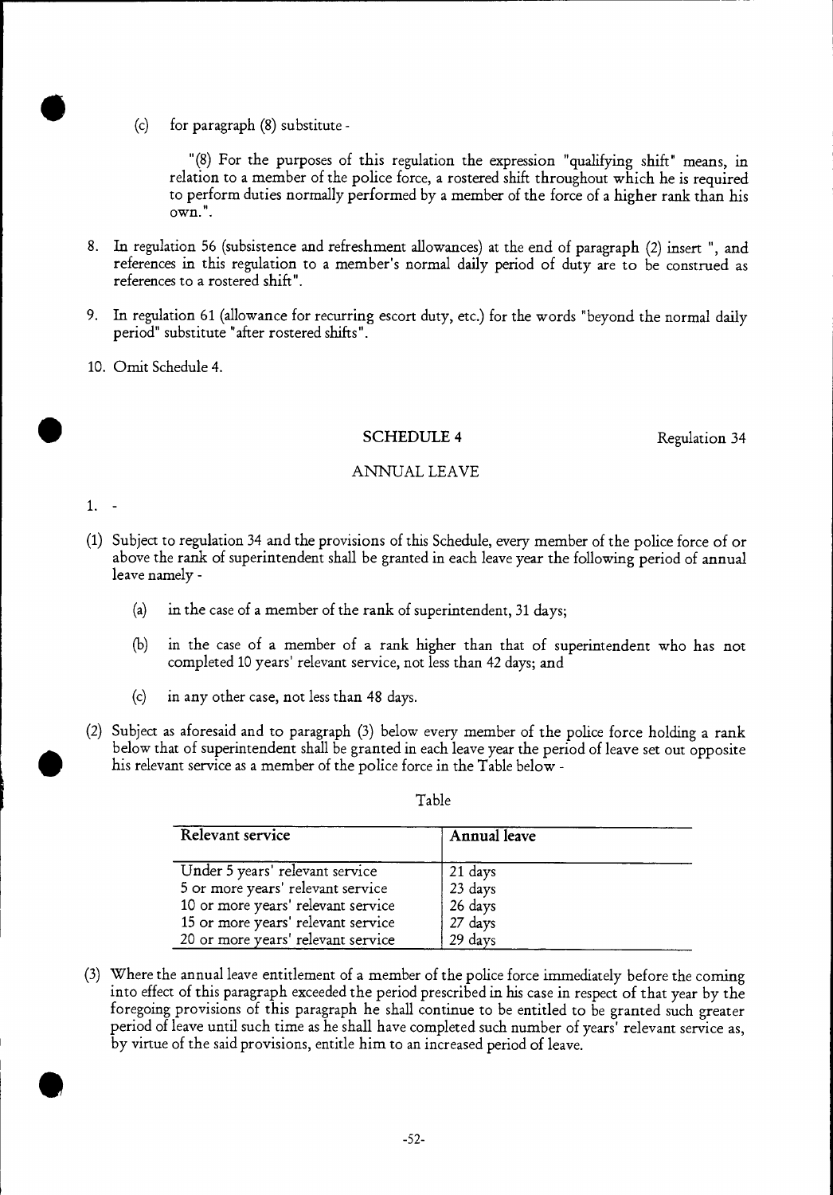(c) for paragraph (8) substitute -

"(8) For the purposes of this regulation the expression "qualifying shift" means, in relation to a member of the police force, a rostered shift throughout which he is required to perform duties normally performed by a member of the force of a higher rank than his own.".

8. In regulation 56 (subsistence and refreshment allowances) at the end of paragraph (2) insert ", and references in this regulation to a member's normal daily period of duty are to be construed as references to a rostered shift".

9. In regulation 61 (allowance for recurring escort duty, etc.) for the words "beyond the normal daily period" substitute "after rostered shifts".

10. Omit Schedule 4.

## SCHEDULE 4

Regulation 34

### ANNUAL LEAVE

1. -

(1) Subject to regulation 34 and the provisions of this Schedule, every member of the police force of or above the rank of superintendent shall be granted in each leave year the following period of annual leave namely -

(a) in the case of a member of the rank of superintendent, 31 days;

(b) in the case of a member of a rank higher than that of superintendent who has not completed 10 years' relevant service, not less than 42 days; and

(c) in any other case, not less than 48 days.

(2) Subject as aforesaid and to paragraph (3) below every member of the police force holding a rank below that of superintendent shall be granted in each leave year the period of leave set out opposite his relevant service as a member of the police force in the Table below -

Table

| Relevant service | Annual leave |
|---|---|
| Under 5 years' relevant service | 21 days |
| 5 or more years' relevant service | 23 days |
| 10 or more years' relevant service | 26 days |
| 15 or more years' relevant service | 27 days |
| 20 or more years' relevant service | 29 days |

(3) Where the annual leave entitlement of a member of the police force immediately before the coming into effect of this paragraph exceeded the period prescribed in his case in respect of that year by the foregoing provisions of this paragraph he shall continue to be entitled to be granted such greater period of leave until such time as he shall have completed such number of years' relevant service as, by virtue of the said provisions, entitle him to an increased period of leave.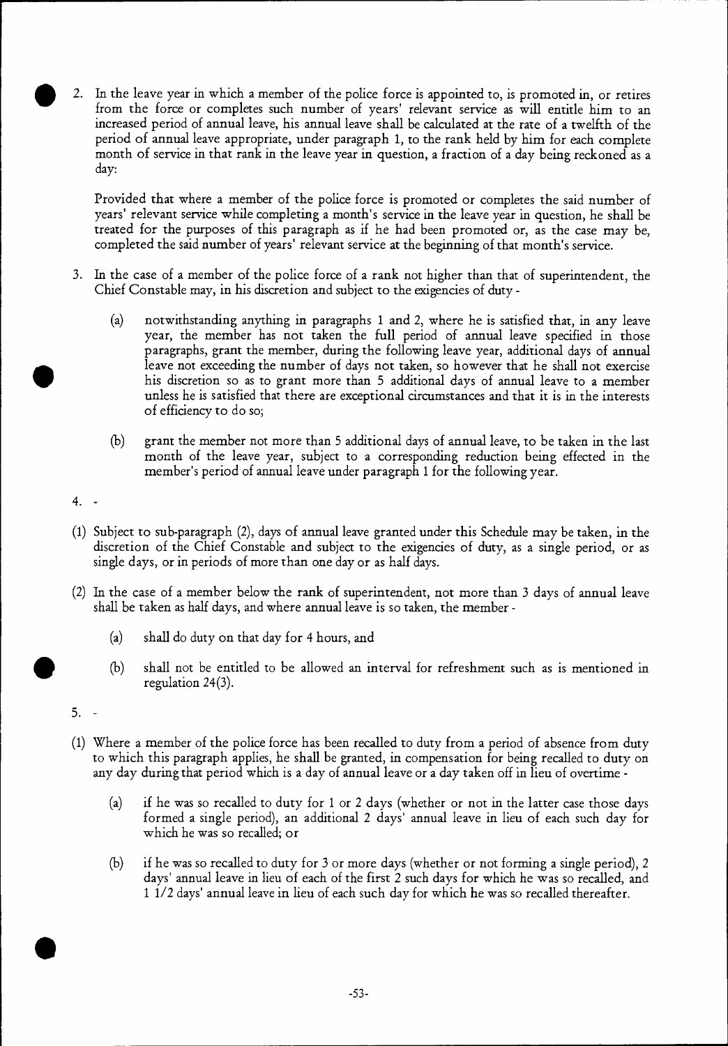2. In the leave year in which a member of the police force is appointed to, is promoted in, or retires from the force or completes such number of years' relevant service as will entitle him to an increased period of annual leave, his annual leave shall be calculated at the rate of a twelfth of the period of annual leave appropriate, under paragraph 1, to the rank held by him for each complete month of service in that rank in the leave year in question, a fraction of a day being reckoned as a day:

   Provided that where a member of the police force is promoted or completes the said number of years' relevant service while completing a month's service in the leave year in question, he shall be treated for the purposes of this paragraph as if he had been promoted or, as the case may be, completed the said number of years' relevant service at the beginning of that month's service.

3. In the case of a member of the police force of a rank not higher than that of superintendent, the Chief Constable may, in his discretion and subject to the exigencies of duty -

   (a) notwithstanding anything in paragraphs 1 and 2, where he is satisfied that, in any leave year, the member has not taken the full period of annual leave specified in those paragraphs, grant the member, during the following leave year, additional days of annual leave not exceeding the number of days not taken, so however that he shall not exercise his discretion so as to grant more than 5 additional days of annual leave to a member unless he is satisfied that there are exceptional circumstances and that it is in the interests of efficiency to do so;

   (b) grant the member not more than 5 additional days of annual leave, to be taken in the last month of the leave year, subject to a corresponding reduction being effected in the member's period of annual leave under paragraph 1 for the following year.

4. -

(1) Subject to sub-paragraph (2), days of annual leave granted under this Schedule may be taken, in the discretion of the Chief Constable and subject to the exigencies of duty, as a single period, or as single days, or in periods of more than one day or as half days.

(2) In the case of a member below the rank of superintendent, not more than 3 days of annual leave shall be taken as half days, and where annual leave is so taken, the member -

   (a) shall do duty on that day for 4 hours, and

   (b) shall not be entitled to be allowed an interval for refreshment such as is mentioned in regulation 24(3).

5. -

(1) Where a member of the police force has been recalled to duty from a period of absence from duty to which this paragraph applies, he shall be granted, in compensation for being recalled to duty on any day during that period which is a day of annual leave or a day taken off in lieu of overtime -

   (a) if he was so recalled to duty for 1 or 2 days (whether or not in the latter case those days formed a single period), an additional 2 days' annual leave in lieu of each such day for which he was so recalled; or

   (b) if he was so recalled to duty for 3 or more days (whether or not forming a single period), 2 days' annual leave in lieu of each of the first 2 such days for which he was so recalled, and 1 1/2 days' annual leave in lieu of each such day for which he was so recalled thereafter.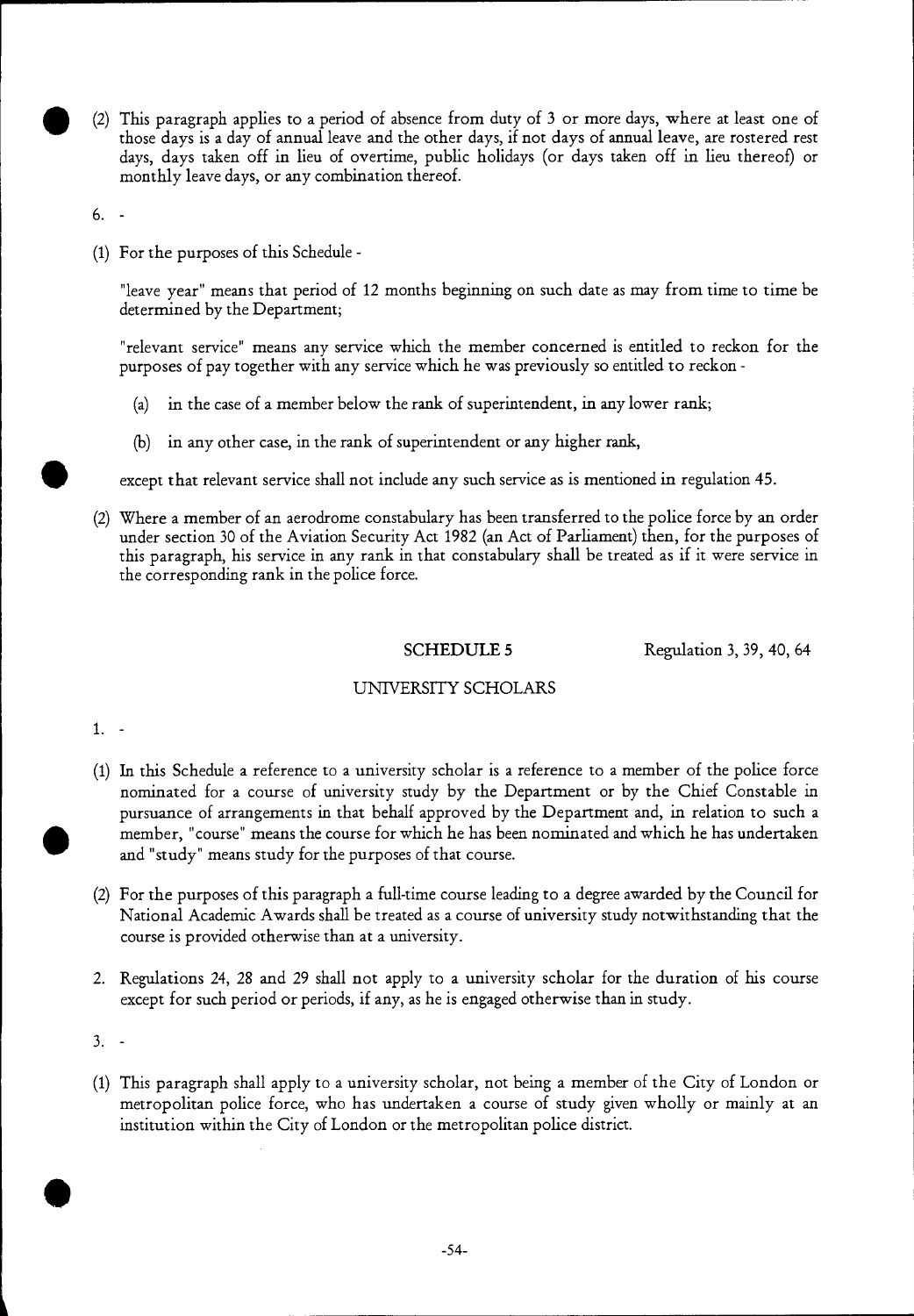(2) This paragraph applies to a period of absence from duty of 3 or more days, where at least one of those days is a day of annual leave and the other days, if not days of annual leave, are rostered rest days, days taken off in lieu of overtime, public holidays (or days taken off in lieu thereof) or monthly leave days, or any combination thereof.

6. -

(1) For the purposes of this Schedule -

"leave year" means that period of 12 months beginning on such date as may from time to time be determined by the Department;

"relevant service" means any service which the member concerned is entitled to reckon for the purposes of pay together with any service which he was previously so entitled to reckon -

(a) in the case of a member below the rank of superintendent, in any lower rank;

(b) in any other case, in the rank of superintendent or any higher rank,

except that relevant service shall not include any such service as is mentioned in regulation 45.

(2) Where a member of an aerodrome constabulary has been transferred to the police force by an order under section 30 of the Aviation Security Act 1982 (an Act of Parliament) then, for the purposes of this paragraph, his service in any rank in that constabulary shall be treated as if it were service in the corresponding rank in the police force.

## SCHEDULE 5

Regulation 3, 39, 40, 64

### UNIVERSITY SCHOLARS

1. -

(1) In this Schedule a reference to a university scholar is a reference to a member of the police force nominated for a course of university study by the Department or by the Chief Constable in pursuance of arrangements in that behalf approved by the Department and, in relation to such a member, "course" means the course for which he has been nominated and which he has undertaken and "study" means study for the purposes of that course.

(2) For the purposes of this paragraph a full-time course leading to a degree awarded by the Council for National Academic Awards shall be treated as a course of university study notwithstanding that the course is provided otherwise than at a university.

2. Regulations 24, 28 and 29 shall not apply to a university scholar for the duration of his course except for such period or periods, if any, as he is engaged otherwise than in study.

3. -

(1) This paragraph shall apply to a university scholar, not being a member of the City of London or metropolitan police force, who has undertaken a course of study given wholly or mainly at an institution within the City of London or the metropolitan police district.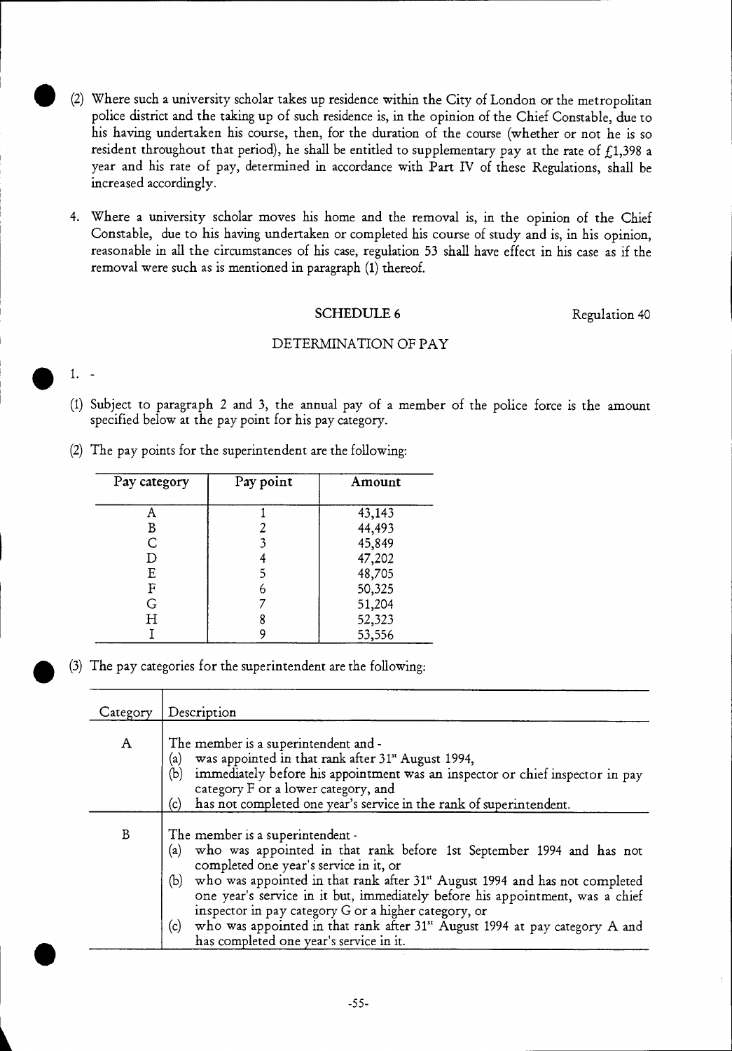(2) Where such a university scholar takes up residence within the City of London or the metropolitan police district and the taking up of such residence is, in the opinion of the Chief Constable, due to his having undertaken his course, then, for the duration of the course (whether or not he is so resident throughout that period), he shall be entitled to supplementary pay at the rate of £1,398 a year and his rate of pay, determined in accordance with Part IV of these Regulations, shall be increased accordingly.

4. Where a university scholar moves his home and the removal is, in the opinion of the Chief Constable, due to his having undertaken or completed his course of study and is, in his opinion, reasonable in all the circumstances of his case, regulation 53 shall have effect in his case as if the removal were such as is mentioned in paragraph (1) thereof.

## SCHEDULE 6

Regulation 40

### DETERMINATION OF PAY

1. -

(1) Subject to paragraph 2 and 3, the annual pay of a member of the police force is the amount specified below at the pay point for his pay category.

(2) The pay points for the superintendent are the following:

| Pay category | Pay point | Amount |
|---|---|---|
| A | 1 | 43,143 |
| B | 2 | 44,493 |
| C | 3 | 45,849 |
| D | 4 | 47,202 |
| E | 5 | 48,705 |
| F | 6 | 50,325 |
| G | 7 | 51,204 |
| H | 8 | 52,323 |
| I | 9 | 53,556 |

(3) The pay categories for the superintendent are the following:

| Category | Description |
|---|---|
| A | The member is a superintendent and - (a) was appointed in that rank after 31st August 1994, (b) immediately before his appointment was an inspector or chief inspector in pay category F or a lower category, and (c) has not completed one year's service in the rank of superintendent. |
| B | The member is a superintendent - (a) who was appointed in that rank before 1st September 1994 and has not completed one year's service in it, or (b) who was appointed in that rank after 31st August 1994 and has not completed one year's service in it but, immediately before his appointment, was a chief inspector in pay category G or a higher category, or (c) who was appointed in that rank after 31st August 1994 at pay category A and has completed one year's service in it. |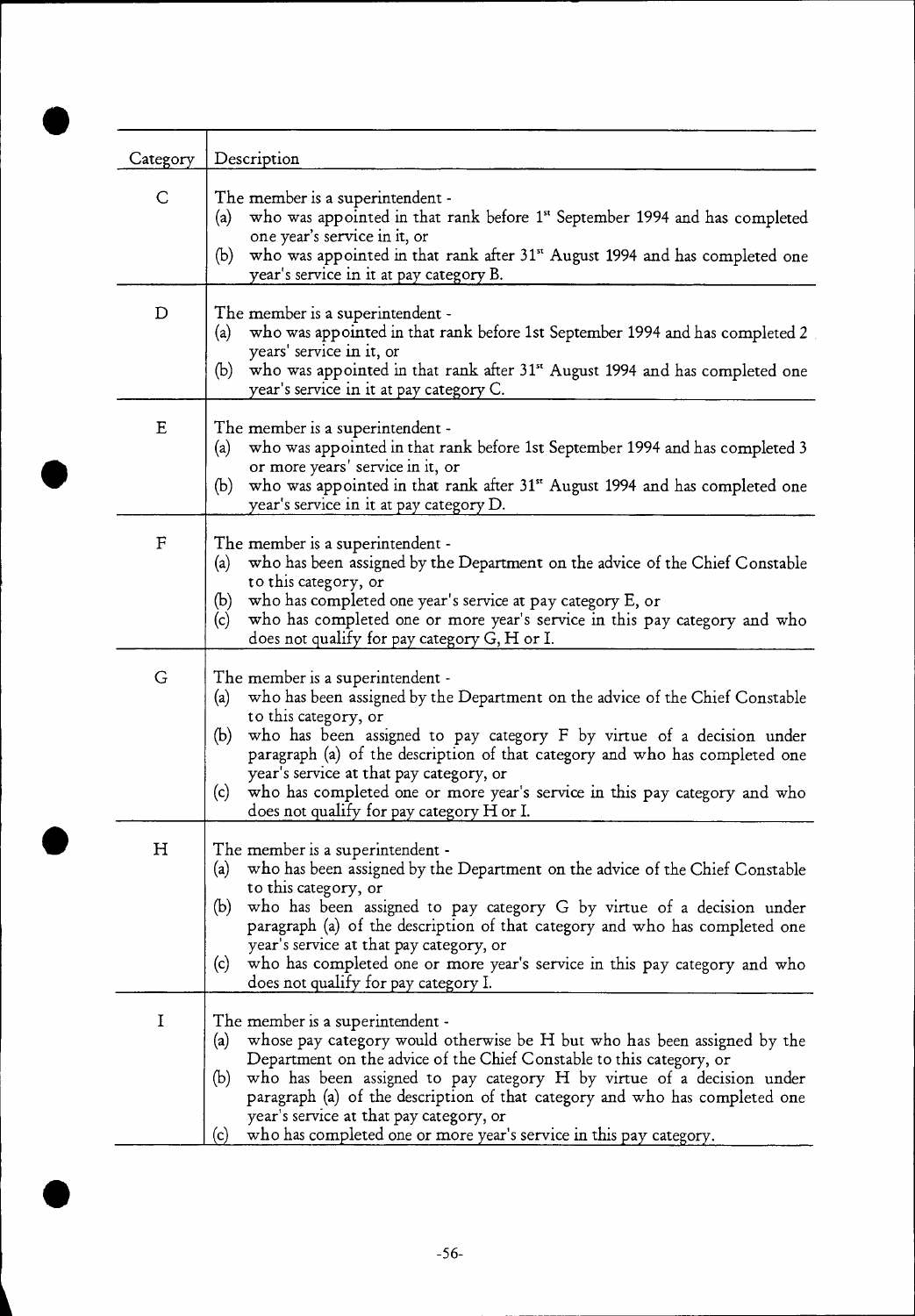| Category | Description |
|---|---|
| C | The member is a superintendent - (a) who was appointed in that rank before 1st September 1994 and has completed one year's service in it, or (b) who was appointed in that rank after 31st August 1994 and has completed one year's service in it at pay category B. |
| D | The member is a superintendent - (a) who was appointed in that rank before 1st September 1994 and has completed 2 years' service in it, or (b) who was appointed in that rank after 31st August 1994 and has completed one year's service in it at pay category C. |
| E | The member is a superintendent - (a) who was appointed in that rank before 1st September 1994 and has completed 3 or more years' service in it, or (b) who was appointed in that rank after 31st August 1994 and has completed one year's service in it at pay category D. |
| F | The member is a superintendent - (a) who has been assigned by the Department on the advice of the Chief Constable to this category, or (b) who has completed one year's service at pay category E, or (c) who has completed one or more year's service in this pay category and who does not qualify for pay category G, H or I. |
| G | The member is a superintendent - (a) who has been assigned by the Department on the advice of the Chief Constable to this category, or (b) who has been assigned to pay category F by virtue of a decision under paragraph (a) of the description of that category and who has completed one year's service at that pay category, or (c) who has completed one or more year's service in this pay category and who does not qualify for pay category H or I. |
| H | The member is a superintendent - (a) who has been assigned by the Department on the advice of the Chief Constable to this category, or (b) who has been assigned to pay category G by virtue of a decision under paragraph (a) of the description of that category and who has completed one year's service at that pay category, or (c) who has completed one or more year's service in this pay category and who does not qualify for pay category I. |
| I | The member is a superintendent - (a) whose pay category would otherwise be H but who has been assigned by the Department on the advice of the Chief Constable to this category, or (b) who has been assigned to pay category H by virtue of a decision under paragraph (a) of the description of that category and who has completed one year's service at that pay category, or (c) who has completed one or more year's service in this pay category. |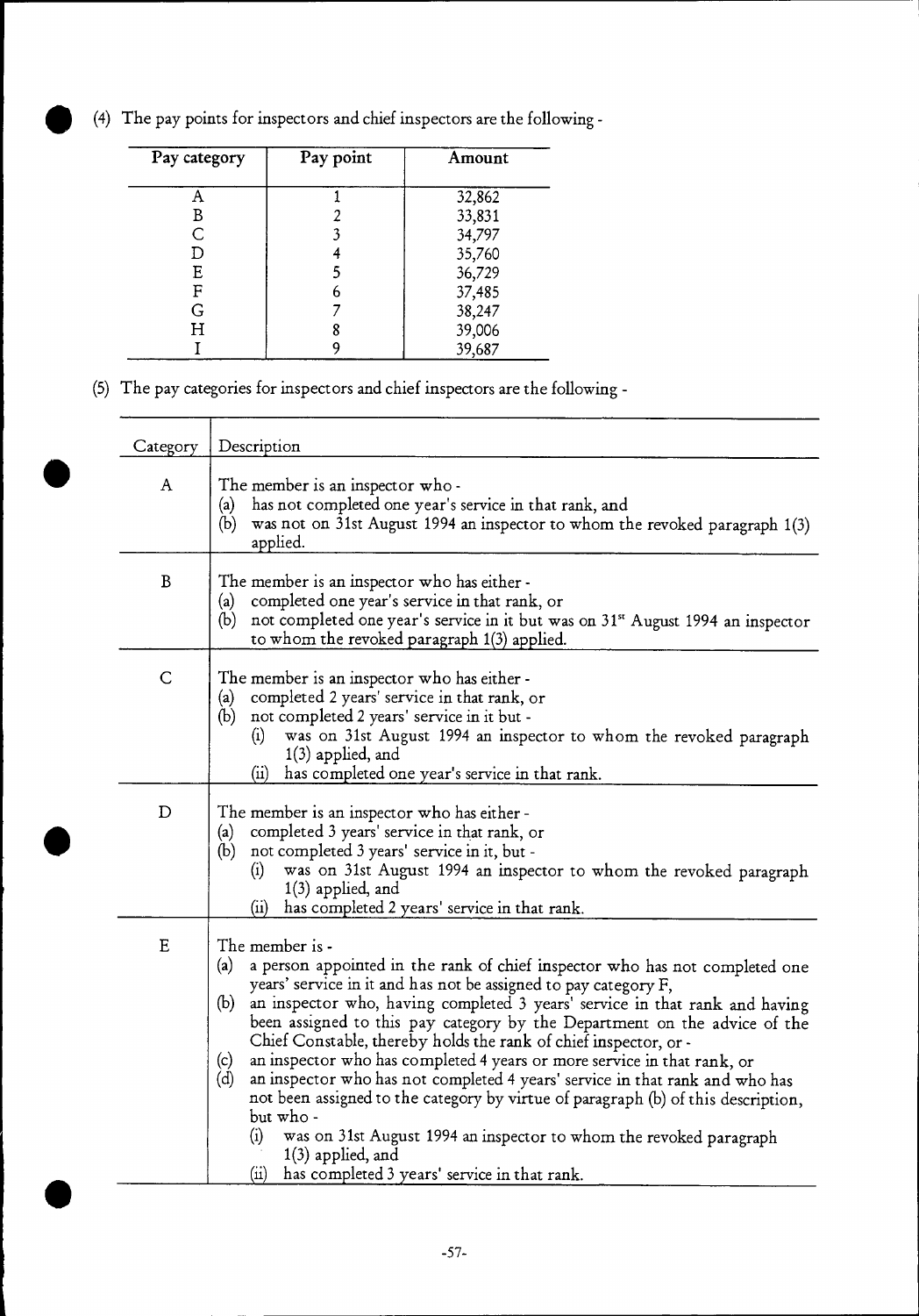(4) The pay points for inspectors and chief inspectors are the following -

| Pay category | Pay point | Amount |
|---|---|---|
| A | 1 | 32,862 |
| B | 2 | 33,831 |
| C | 3 | 34,797 |
| D | 4 | 35,760 |
| E | 5 | 36,729 |
| F | 6 | 37,485 |
| G | 7 | 38,247 |
| H | 8 | 39,006 |
| I | 9 | 39,687 |

(5) The pay categories for inspectors and chief inspectors are the following -

| Category | Description |
|---|---|
| A | The member is an inspector who - (a) has not completed one year's service in that rank, and (b) was not on 31st August 1994 an inspector to whom the revoked paragraph 1(3) applied. |
| B | The member is an inspector who has either - (a) completed one year's service in that rank, or (b) not completed one year's service in it but was on 31st August 1994 an inspector to whom the revoked paragraph 1(3) applied. |
| C | The member is an inspector who has either - (a) completed 2 years' service in that rank, or (b) not completed 2 years' service in it but - (i) was on 31st August 1994 an inspector to whom the revoked paragraph 1(3) applied, and (ii) has completed one year's service in that rank. |
| D | The member is an inspector who has either - (a) completed 3 years' service in that rank, or (b) not completed 3 years' service in it, but - (i) was on 31st August 1994 an inspector to whom the revoked paragraph 1(3) applied, and (ii) has completed 2 years' service in that rank. |
| E | The member is - (a) a person appointed in the rank of chief inspector who has not completed one years' service in it and has not be assigned to pay category F, (b) an inspector who, having completed 3 years' service in that rank and having been assigned to this pay category by the Department on the advice of the Chief Constable, thereby holds the rank of chief inspector, or - (c) an inspector who has completed 4 years or more service in that rank, or (d) an inspector who has not completed 4 years' service in that rank and who has not been assigned to the category by virtue of paragraph (b) of this description, but who - (i) was on 31st August 1994 an inspector to whom the revoked paragraph 1(3) applied, and (ii) has completed 3 years' service in that rank. |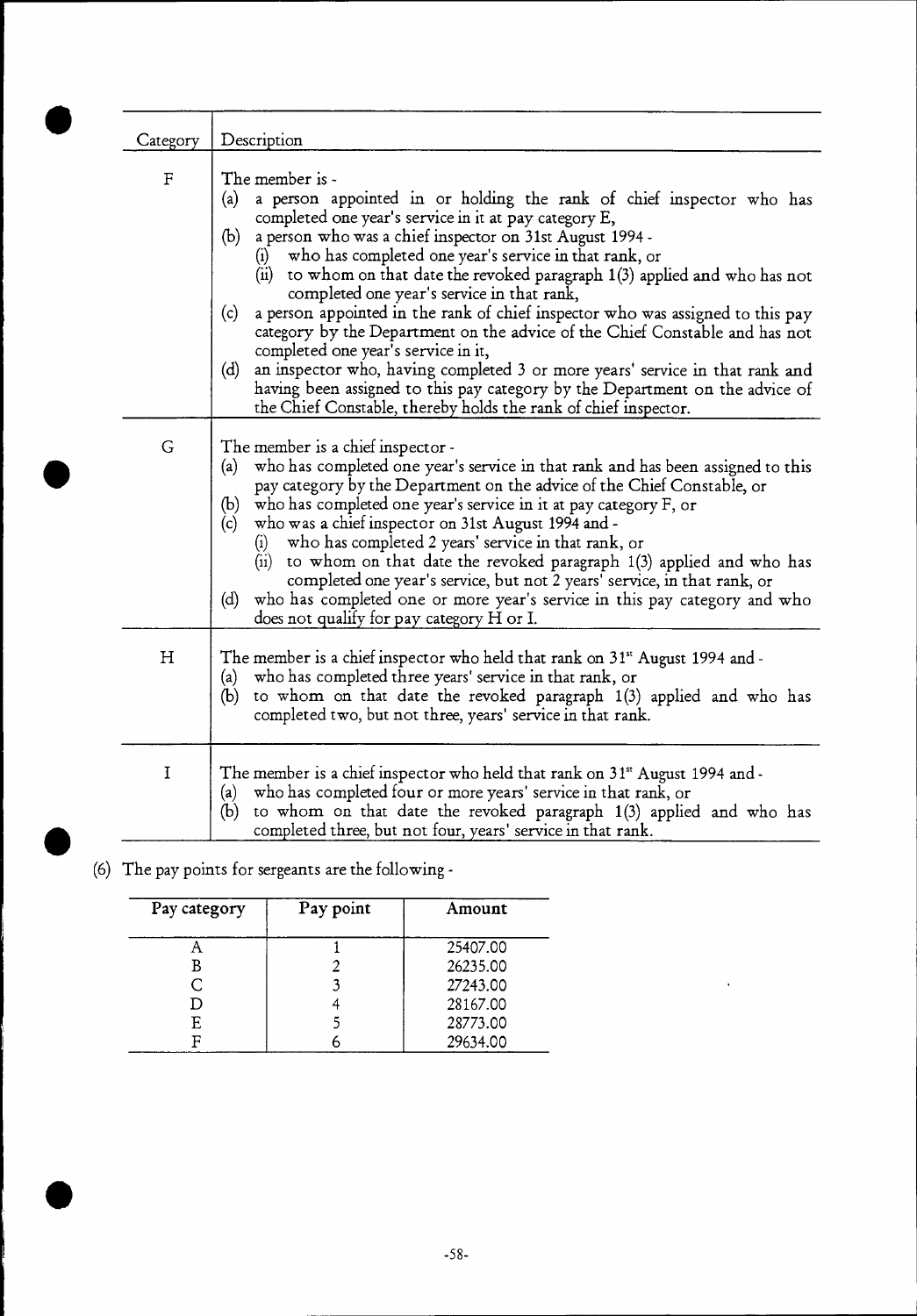| Category | Description |
|---|---|
| F | The member is -<br>(a) a person appointed in or holding the rank of chief inspector who has completed one year's service in it at pay category E,<br>(b) a person who was a chief inspector on 31st August 1994 -<br>(i) who has completed one year's service in that rank, or<br>(ii) to whom on that date the revoked paragraph 1(3) applied and who has not completed one year's service in that rank,<br>(c) a person appointed in the rank of chief inspector who was assigned to this pay category by the Department on the advice of the Chief Constable and has not completed one year's service in it,<br>(d) an inspector who, having completed 3 or more years' service in that rank and having been assigned to this pay category by the Department on the advice of the Chief Constable, thereby holds the rank of chief inspector. |
| G | The member is a chief inspector -<br>(a) who has completed one year's service in that rank and has been assigned to this pay category by the Department on the advice of the Chief Constable, or<br>(b) who has completed one year's service in it at pay category F, or<br>(c) who was a chief inspector on 31st August 1994 and -<br>(i) who has completed 2 years' service in that rank, or<br>(ii) to whom on that date the revoked paragraph 1(3) applied and who has completed one year's service, but not 2 years' service, in that rank, or<br>(d) who has completed one or more year's service in this pay category and who does not qualify for pay category H or I. |
| H | The member is a chief inspector who held that rank on 31st August 1994 and -<br>(a) who has completed three years' service in that rank, or<br>(b) to whom on that date the revoked paragraph 1(3) applied and who has completed two, but not three, years' service in that rank. |
| I | The member is a chief inspector who held that rank on 31st August 1994 and -<br>(a) who has completed four or more years' service in that rank, or<br>(b) to whom on that date the revoked paragraph 1(3) applied and who has completed three, but not four, years' service in that rank. |

(6) The pay points for sergeants are the following -

| Pay category | Pay point | Amount |
|---|---|---|
| A | 1 | 25407.00 |
| B | 2 | 26235.00 |
| C | 3 | 27243.00 |
| D | 4 | 28167.00 |
| E | 5 | 28773.00 |
| F | 6 | 29634.00 |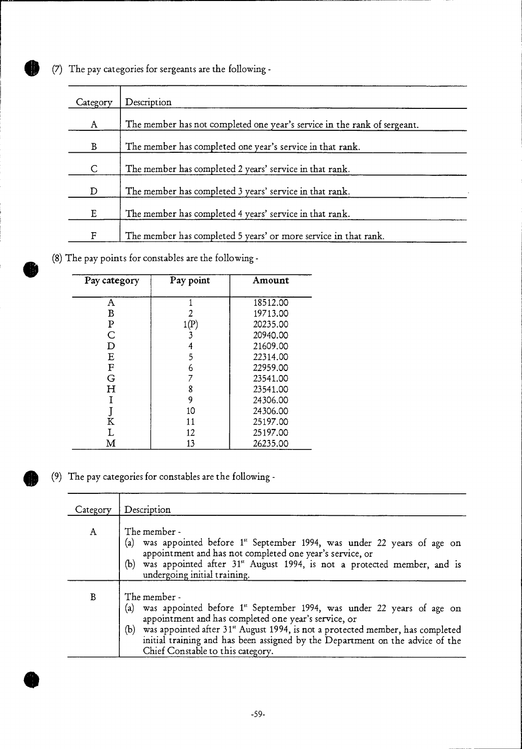(7) The pay categories for sergeants are the following -

| Category | Description |
|---|---|
| A | The member has not completed one year's service in the rank of sergeant. |
| B | The member has completed one year's service in that rank. |
| C | The member has completed 2 years' service in that rank. |
| D | The member has completed 3 years' service in that rank. |
| E | The member has completed 4 years' service in that rank. |
| F | The member has completed 5 years' or more service in that rank. |

(8) The pay points for constables are the following -

| Pay category | Pay point | Amount |
|---|---|---|
| A | 1 | 18512.00 |
| B | 2 | 19713.00 |
| P | 1(P) | 20235.00 |
| C | 3 | 20940.00 |
| D | 4 | 21609.00 |
| E | 5 | 22314.00 |
| F | 6 | 22959.00 |
| G | 7 | 23541.00 |
| H | 8 | 23541.00 |
| I | 9 | 24306.00 |
| J | 10 | 24306.00 |
| K | 11 | 25197.00 |
| L | 12 | 25197.00 |
| M | 13 | 26235.00 |

(9) The pay categories for constables are the following -

| Category | Description |
|---|---|
| A | The member - (a) was appointed before 1st September 1994, was under 22 years of age on appointment and has not completed one year's service, or (b) was appointed after 31st August 1994, is not a protected member, and is undergoing initial training. |
| B | The member - (a) was appointed before 1st September 1994, was under 22 years of age on appointment and has completed one year's service, or (b) was appointed after 31st August 1994, is not a protected member, has completed initial training and has been assigned by the Department on the advice of the Chief Constable to this category. |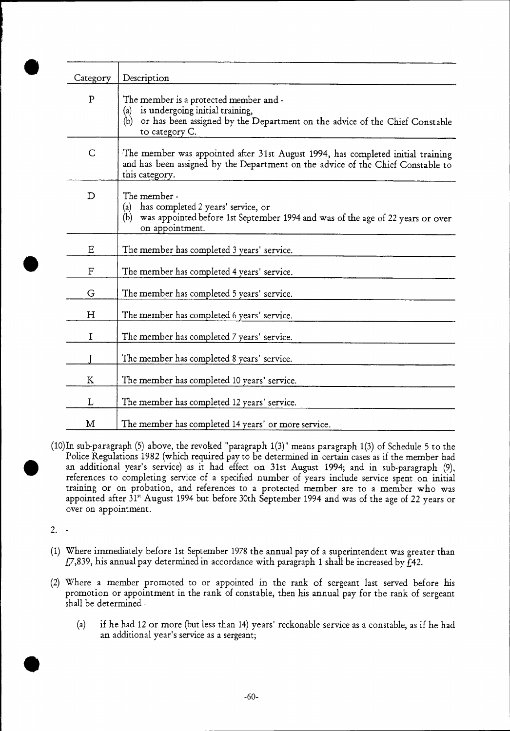| Category | Description |
|---|---|
| P | The member is a protected member and - (a) is undergoing initial training, (b) or has been assigned by the Department on the advice of the Chief Constable to category C. |
| C | The member was appointed after 31st August 1994, has completed initial training and has been assigned by the Department on the advice of the Chief Constable to this category. |
| D | The member - (a) has completed 2 years' service, or (b) was appointed before 1st September 1994 and was of the age of 22 years or over on appointment. |
| E | The member has completed 3 years' service. |
| F | The member has completed 4 years' service. |
| G | The member has completed 5 years' service. |
| H | The member has completed 6 years' service. |
| I | The member has completed 7 years' service. |
| J | The member has completed 8 years' service. |
| K | The member has completed 10 years' service. |
| L | The member has completed 12 years' service. |
| M | The member has completed 14 years' or more service. |

(10) In sub-paragraph (5) above, the revoked "paragraph 1(3)" means paragraph 1(3) of Schedule 5 to the Police Regulations 1982 (which required pay to be determined in certain cases as if the member had an additional year's service) as it had effect on 31st August 1994; and in sub-paragraph (9), references to completing service of a specified number of years include service spent on initial training or on probation, and references to a protected member are to a member who was appointed after 31st August 1994 but before 30th September 1994 and was of the age of 22 years or over on appointment.

2. -

(1) Where immediately before 1st September 1978 the annual pay of a superintendent was greater than £7,839, his annual pay determined in accordance with paragraph 1 shall be increased by £42.

(2) Where a member promoted to or appointed in the rank of sergeant last served before his promotion or appointment in the rank of constable, then his annual pay for the rank of sergeant shall be determined -

(a) if he had 12 or more (but less than 14) years' reckonable service as a constable, as if he had an additional year's service as a sergeant;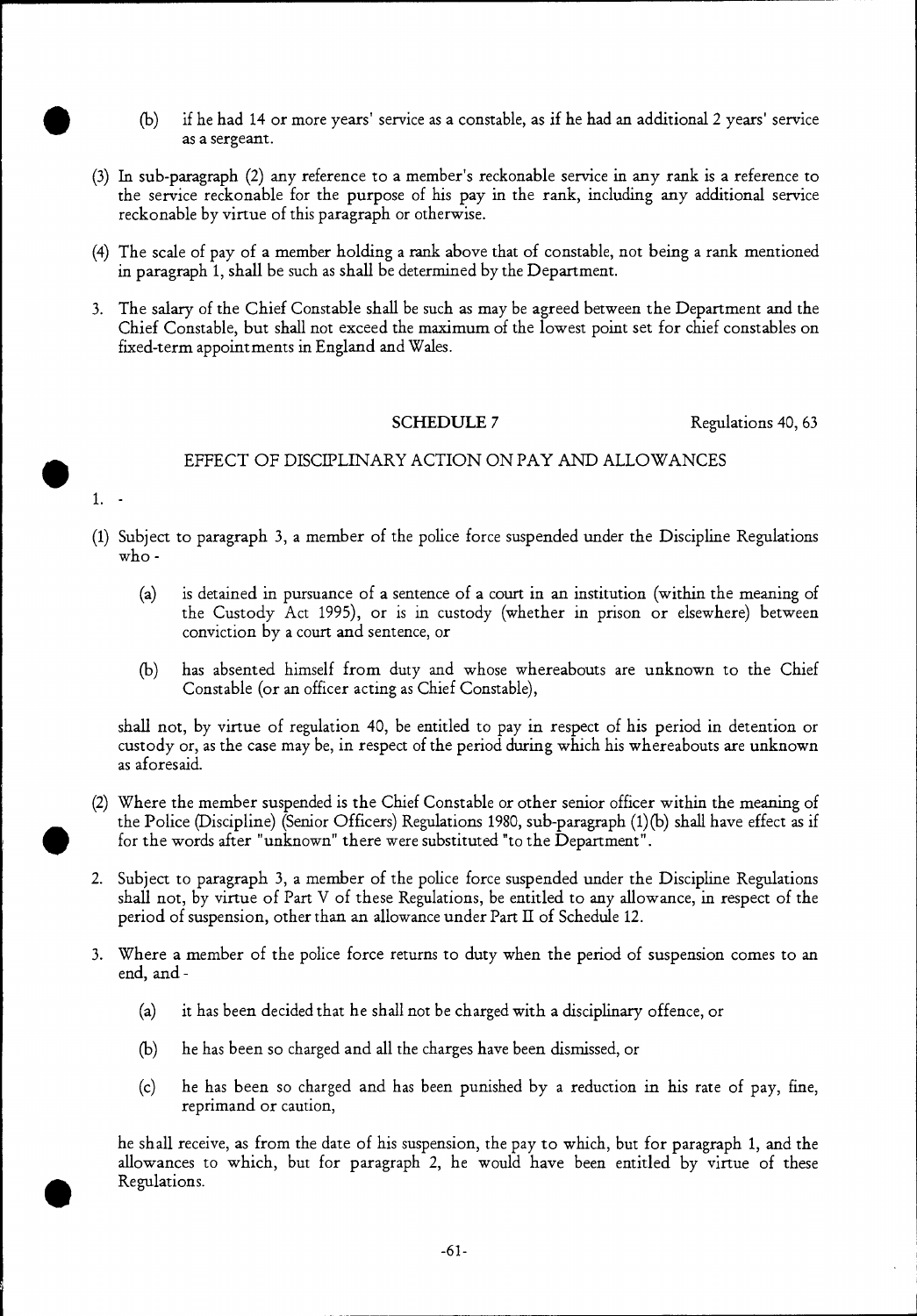(b) if he had 14 or more years' service as a constable, as if he had an additional 2 years' service as a sergeant.

(3) In sub-paragraph (2) any reference to a member's reckonable service in any rank is a reference to the service reckonable for the purpose of his pay in the rank, including any additional service reckonable by virtue of this paragraph or otherwise.

(4) The scale of pay of a member holding a rank above that of constable, not being a rank mentioned in paragraph 1, shall be such as shall be determined by the Department.

3. The salary of the Chief Constable shall be such as may be agreed between the Department and the Chief Constable, but shall not exceed the maximum of the lowest point set for chief constables on fixed-term appointments in England and Wales.

## SCHEDULE 7

Regulations 40, 63

### EFFECT OF DISCIPLINARY ACTION ON PAY AND ALLOWANCES

1. -

(1) Subject to paragraph 3, a member of the police force suspended under the Discipline Regulations who -

(a) is detained in pursuance of a sentence of a court in an institution (within the meaning of the Custody Act 1995), or is in custody (whether in prison or elsewhere) between conviction by a court and sentence, or

(b) has absented himself from duty and whose whereabouts are unknown to the Chief Constable (or an officer acting as Chief Constable),

shall not, by virtue of regulation 40, be entitled to pay in respect of his period in detention or custody or, as the case may be, in respect of the period during which his whereabouts are unknown as aforesaid.

(2) Where the member suspended is the Chief Constable or other senior officer within the meaning of the Police (Discipline) (Senior Officers) Regulations 1980, sub-paragraph (1)(b) shall have effect as if for the words after "unknown" there were substituted "to the Department".

2. Subject to paragraph 3, a member of the police force suspended under the Discipline Regulations shall not, by virtue of Part V of these Regulations, be entitled to any allowance, in respect of the period of suspension, other than an allowance under Part II of Schedule 12.

3. Where a member of the police force returns to duty when the period of suspension comes to an end, and -

(a) it has been decided that he shall not be charged with a disciplinary offence, or

(b) he has been so charged and all the charges have been dismissed, or

(c) he has been so charged and has been punished by a reduction in his rate of pay, fine, reprimand or caution,

he shall receive, as from the date of his suspension, the pay to which, but for paragraph 1, and the allowances to which, but for paragraph 2, he would have been entitled by virtue of these Regulations.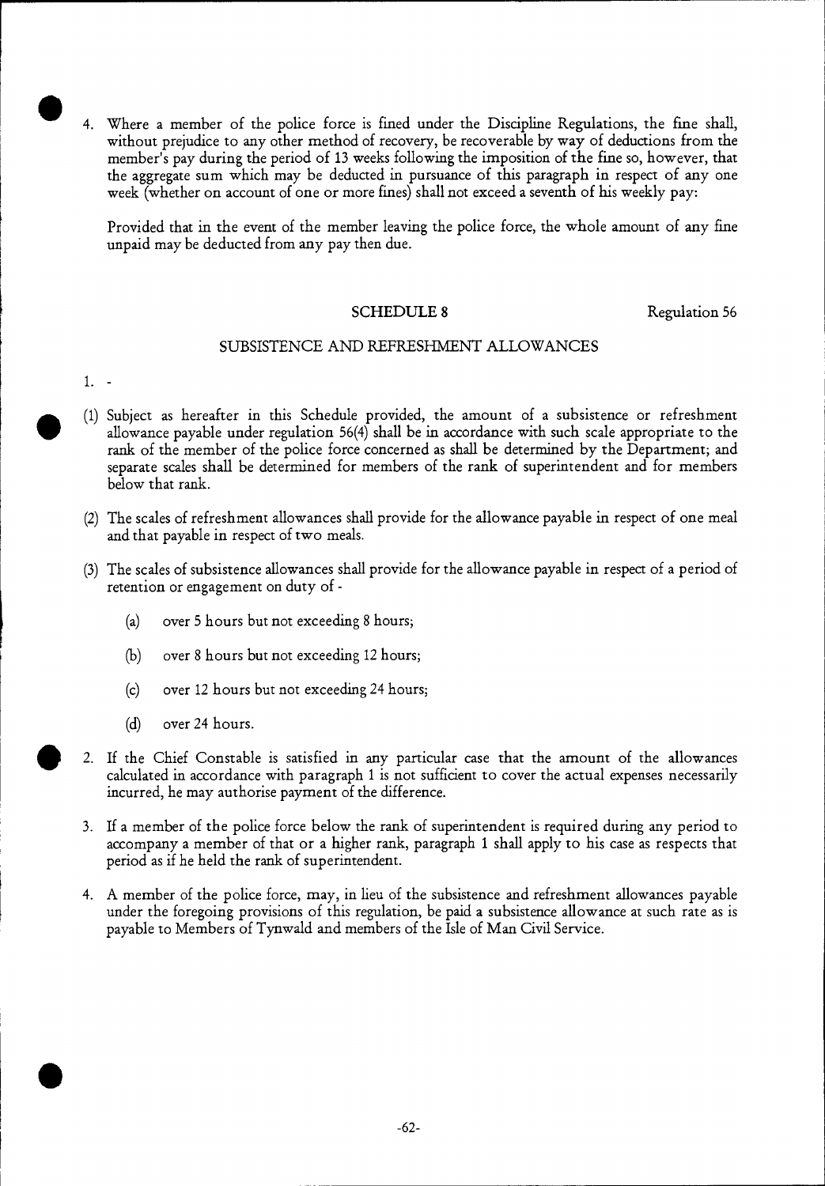4. Where a member of the police force is fined under the Discipline Regulations, the fine shall, without prejudice to any other method of recovery, be recoverable by way of deductions from the member's pay during the period of 13 weeks following the imposition of the fine so, however, that the aggregate sum which may be deducted in pursuance of this paragraph in respect of any one week (whether on account of one or more fines) shall not exceed a seventh of his weekly pay:

Provided that in the event of the member leaving the police force, the whole amount of any fine unpaid may be deducted from any pay then due.

## SCHEDULE 8

Regulation 56

### SUBSISTENCE AND REFRESHMENT ALLOWANCES

1. -

(1) Subject as hereafter in this Schedule provided, the amount of a subsistence or refreshment allowance payable under regulation 56(4) shall be in accordance with such scale appropriate to the rank of the member of the police force concerned as shall be determined by the Department; and separate scales shall be determined for members of the rank of superintendent and for members below that rank.

(2) The scales of refreshment allowances shall provide for the allowance payable in respect of one meal and that payable in respect of two meals.

(3) The scales of subsistence allowances shall provide for the allowance payable in respect of a period of retention or engagement on duty of -

- (a) over 5 hours but not exceeding 8 hours;
- (b) over 8 hours but not exceeding 12 hours;
- (c) over 12 hours but not exceeding 24 hours;
- (d) over 24 hours.

2. If the Chief Constable is satisfied in any particular case that the amount of the allowances calculated in accordance with paragraph 1 is not sufficient to cover the actual expenses necessarily incurred, he may authorise payment of the difference.

3. If a member of the police force below the rank of superintendent is required during any period to accompany a member of that or a higher rank, paragraph 1 shall apply to his case as respects that period as if he held the rank of superintendent.

4. A member of the police force, may, in lieu of the subsistence and refreshment allowances payable under the foregoing provisions of this regulation, be paid a subsistence allowance at such rate as is payable to Members of Tynwald and members of the Isle of Man Civil Service.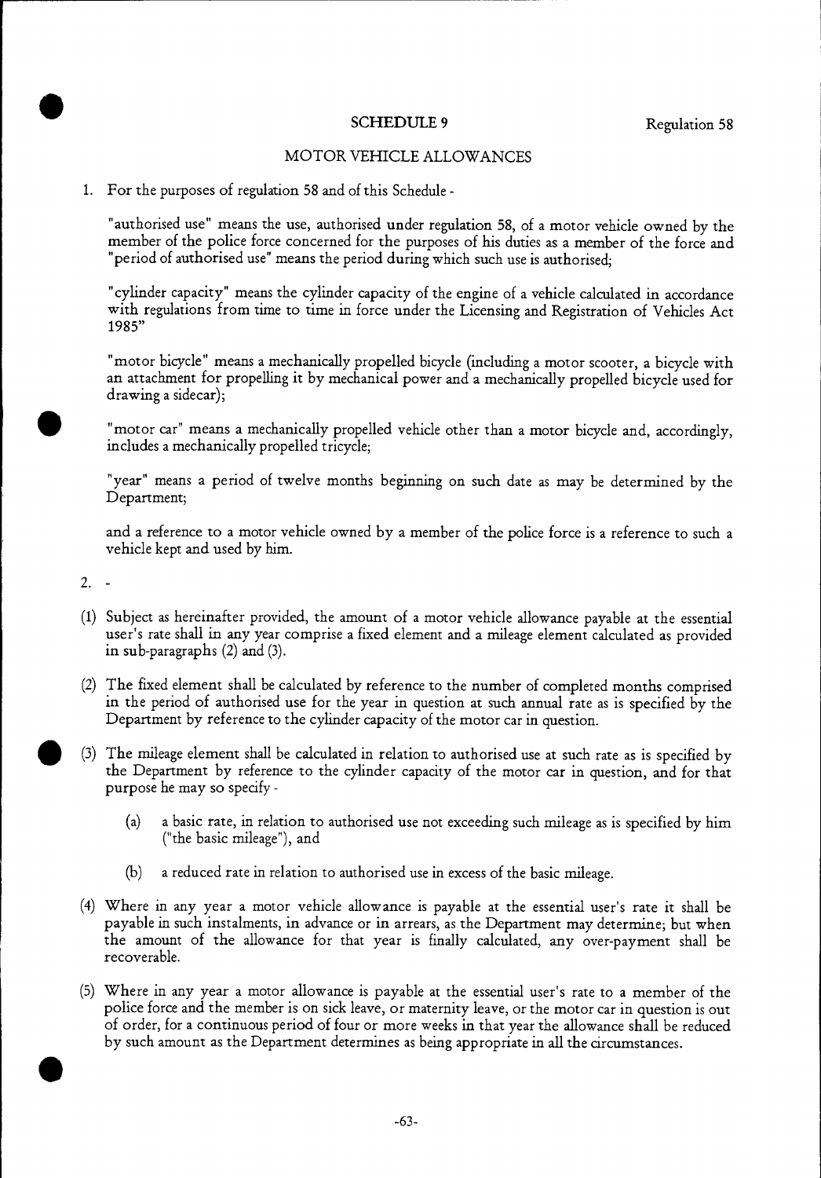## SCHEDULE 9

Regulation 58

### MOTOR VEHICLE ALLOWANCES

1. For the purposes of regulation 58 and of this Schedule -

"authorised use" means the use, authorised under regulation 58, of a motor vehicle owned by the member of the police force concerned for the purposes of his duties as a member of the force and "period of authorised use" means the period during which such use is authorised;

"cylinder capacity" means the cylinder capacity of the engine of a vehicle calculated in accordance with regulations from time to time in force under the Licensing and Registration of Vehicles Act 1985"

"motor bicycle" means a mechanically propelled bicycle (including a motor scooter, a bicycle with an attachment for propelling it by mechanical power and a mechanically propelled bicycle used for drawing a sidecar);

"motor car" means a mechanically propelled vehicle other than a motor bicycle and, accordingly, includes a mechanically propelled tricycle;

"year" means a period of twelve months beginning on such date as may be determined by the Department;

and a reference to a motor vehicle owned by a member of the police force is a reference to such a vehicle kept and used by him.

2. -

(1) Subject as hereinafter provided, the amount of a motor vehicle allowance payable at the essential user's rate shall in any year comprise a fixed element and a mileage element calculated as provided in sub-paragraphs (2) and (3).

(2) The fixed element shall be calculated by reference to the number of completed months comprised in the period of authorised use for the year in question at such annual rate as is specified by the Department by reference to the cylinder capacity of the motor car in question.

(3) The mileage element shall be calculated in relation to authorised use at such rate as is specified by the Department by reference to the cylinder capacity of the motor car in question, and for that purpose he may so specify -

  (a) a basic rate, in relation to authorised use not exceeding such mileage as is specified by him ("the basic mileage"), and

  (b) a reduced rate in relation to authorised use in excess of the basic mileage.

(4) Where in any year a motor vehicle allowance is payable at the essential user's rate it shall be payable in such instalments, in advance or in arrears, as the Department may determine; but when the amount of the allowance for that year is finally calculated, any over-payment shall be recoverable.

(5) Where in any year a motor allowance is payable at the essential user's rate to a member of the police force and the member is on sick leave, or maternity leave, or the motor car in question is out of order, for a continuous period of four or more weeks in that year the allowance shall be reduced by such amount as the Department determines as being appropriate in all the circumstances.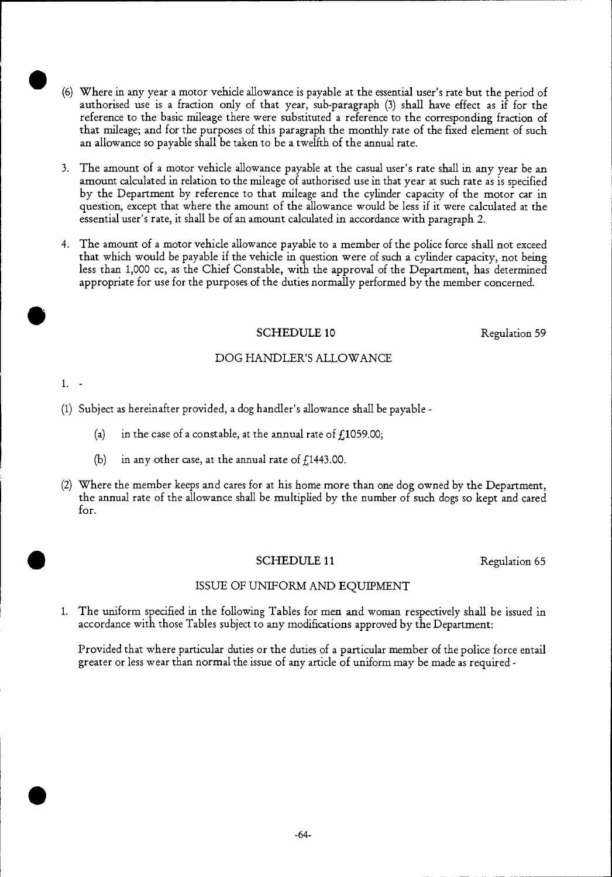(6) Where in any year a motor vehicle allowance is payable at the essential user's rate but the period of authorised use is a fraction only of that year, sub-paragraph (3) shall have effect as if for the reference to the basic mileage there were substituted a reference to the corresponding fraction of that mileage; and for the purposes of this paragraph the monthly rate of the fixed element of such an allowance so payable shall be taken to be a twelfth of the annual rate.

3. The amount of a motor vehicle allowance payable at the casual user's rate shall in any year be an amount calculated in relation to the mileage of authorised use in that year at such rate as is specified by the Department by reference to that mileage and the cylinder capacity of the motor car in question, except that where the amount of the allowance would be less if it were calculated at the essential user's rate, it shall be of an amount calculated in accordance with paragraph 2.

4. The amount of a motor vehicle allowance payable to a member of the police force shall not exceed that which would be payable if the vehicle in question were of such a cylinder capacity, not being less than 1,000 cc, as the Chief Constable, with the approval of the Department, has determined appropriate for use for the purposes of the duties normally performed by the member concerned.

## SCHEDULE 10

Regulation 59

### DOG HANDLER'S ALLOWANCE

1. -

(1) Subject as hereinafter provided, a dog handler's allowance shall be payable -

   (a) in the case of a constable, at the annual rate of £1059.00;

   (b) in any other case, at the annual rate of £1443.00.

(2) Where the member keeps and cares for at his home more than one dog owned by the Department, the annual rate of the allowance shall be multiplied by the number of such dogs so kept and cared for.

## SCHEDULE 11

Regulation 65

### ISSUE OF UNIFORM AND EQUIPMENT

1. The uniform specified in the following Tables for men and woman respectively shall be issued in accordance with those Tables subject to any modifications approved by the Department:

Provided that where particular duties or the duties of a particular member of the police force entail greater or less wear than normal the issue of any article of uniform may be made as required -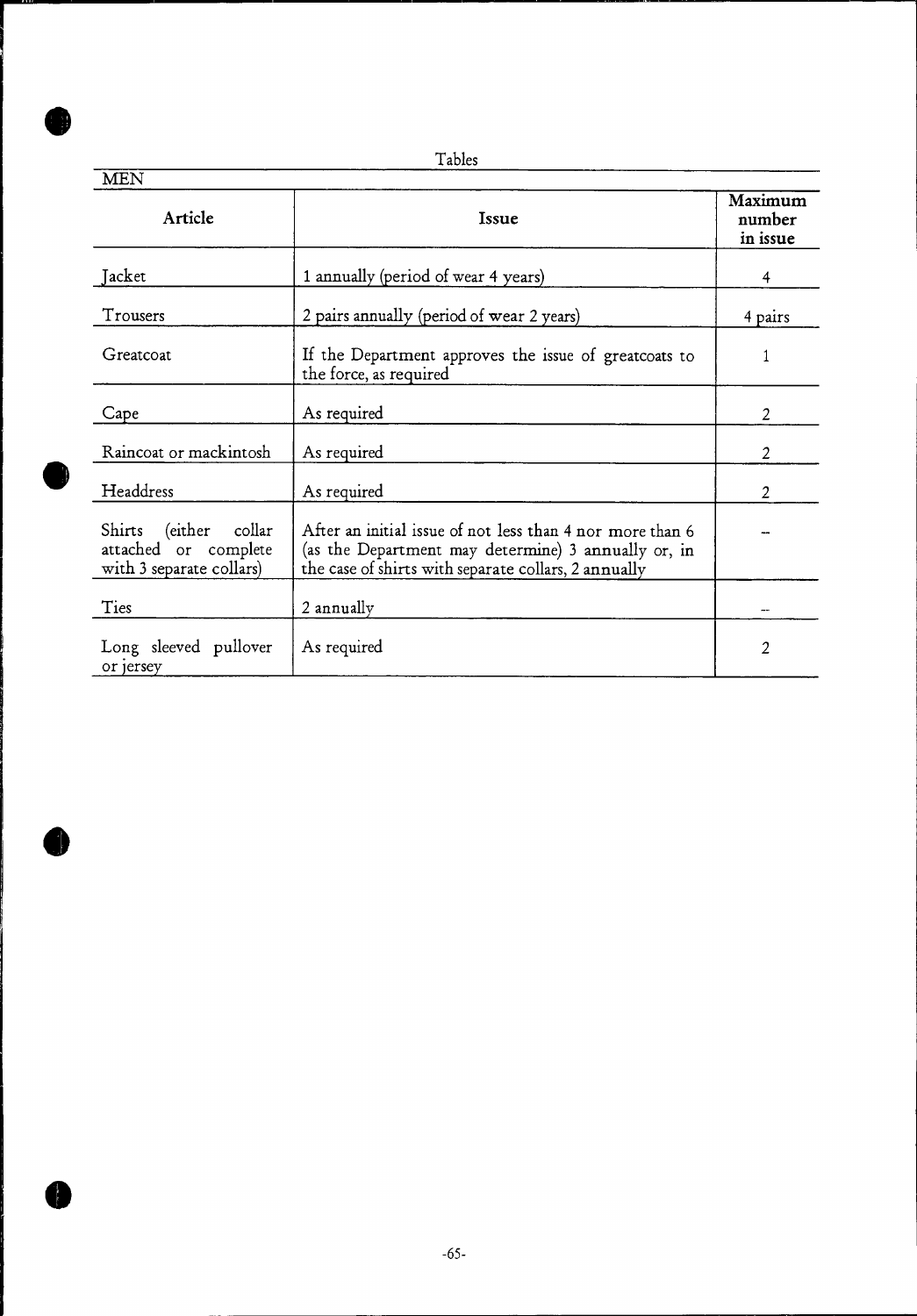Tables

MEN

| Article | Issue | Maximum number in issue |
|---|---|---|
| Jacket | 1 annually (period of wear 4 years) | 4 |
| Trousers | 2 pairs annually (period of wear 2 years) | 4 pairs |
| Greatcoat | If the Department approves the issue of greatcoats to the force, as required | 1 |
| Cape | As required | 2 |
| Raincoat or mackintosh | As required | 2 |
| Headdress | As required | 2 |
| Shirts (either collar attached or complete with 3 separate collars) | After an initial issue of not less than 4 nor more than 6 (as the Department may determine) 3 annually or, in the case of shirts with separate collars, 2 annually | – |
| Ties | 2 annually | – |
| Long sleeved pullover or jersey | As required | 2 |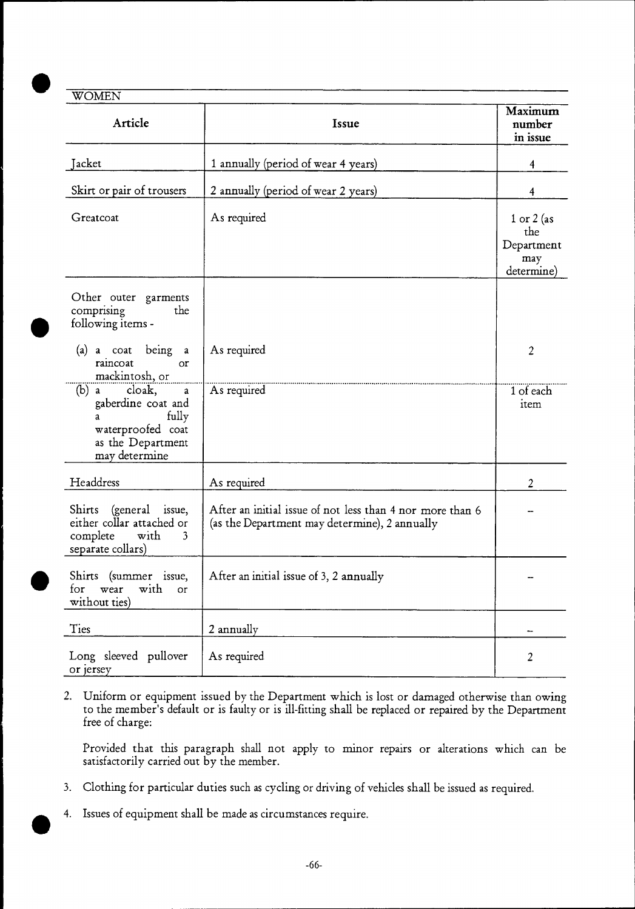WOMEN

| Article | Issue | Maximum number in issue |
|---|---|---|
| Jacket | 1 annually (period of wear 4 years) | 4 |
| Skirt or pair of trousers | 2 annually (period of wear 2 years) | 4 |
| Greatcoat | As required | 1 or 2 (as the Department may determine) |
| Other outer garments comprising the following items - | | |
| (a) a coat being a raincoat or mackintosh, or | As required | 2 |
| (b) a cloak, a gaberdine coat and a fully waterproofed coat as the Department may determine | As required | 1 of each item |
| Headdress | As required | 2 |
| Shirts (general issue, either collar attached or complete with 3 separate collars) | After an initial issue of not less than 4 nor more than 6 (as the Department may determine), 2 annually | – |
| Shirts (summer issue, for wear with or without ties) | After an initial issue of 3, 2 annually | – |
| Ties | 2 annually | – |
| Long sleeved pullover or jersey | As required | 2 |

2. Uniform or equipment issued by the Department which is lost or damaged otherwise than owing to the member's default or is faulty or is ill-fitting shall be replaced or repaired by the Department free of charge:

   Provided that this paragraph shall not apply to minor repairs or alterations which can be satisfactorily carried out by the member.

3. Clothing for particular duties such as cycling or driving of vehicles shall be issued as required.

4. Issues of equipment shall be made as circumstances require.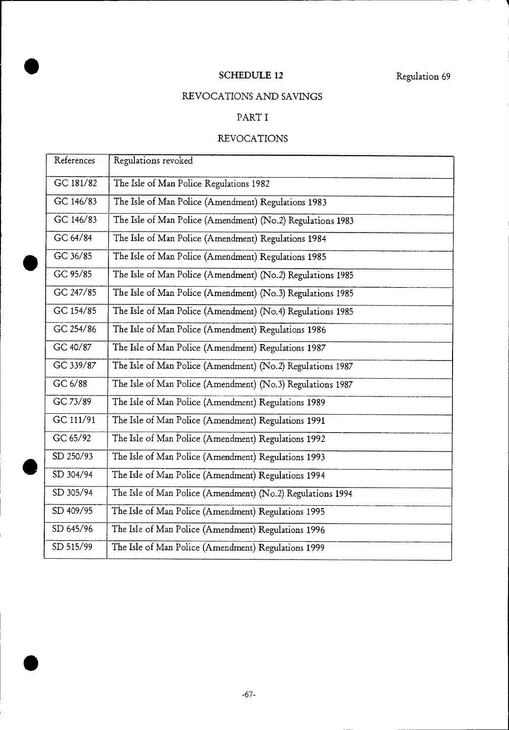## SCHEDULE 12

Regulation 69

## REVOCATIONS AND SAVINGS

### PART I

### REVOCATIONS

| References | Regulations revoked |
|---|---|
| GC 181/82 | The Isle of Man Police Regulations 1982 |
| GC 146/83 | The Isle of Man Police (Amendment) Regulations 1983 |
| GC 146/83 | The Isle of Man Police (Amendment) (No.2) Regulations 1983 |
| GC 64/84 | The Isle of Man Police (Amendment) Regulations 1984 |
| GC 36/85 | The Isle of Man Police (Amendment) Regulations 1985 |
| GC 95/85 | The Isle of Man Police (Amendment) (No.2) Regulations 1985 |
| GC 247/85 | The Isle of Man Police (Amendment) (No.3) Regulations 1985 |
| GC 154/85 | The Isle of Man Police (Amendment) (No.4) Regulations 1985 |
| GC 254/86 | The Isle of Man Police (Amendment) Regulations 1986 |
| GC 40/87 | The Isle of Man Police (Amendment) Regulations 1987 |
| GC 339/87 | The Isle of Man Police (Amendment) (No.2) Regulations 1987 |
| GC 6/88 | The Isle of Man Police (Amendment) (No.3) Regulations 1987 |
| GC 73/89 | The Isle of Man Police (Amendment) Regulations 1989 |
| GC 111/91 | The Isle of Man Police (Amendment) Regulations 1991 |
| GC 65/92 | The Isle of Man Police (Amendment) Regulations 1992 |
| SD 250/93 | The Isle of Man Police (Amendment) Regulations 1993 |
| SD 304/94 | The Isle of Man Police (Amendment) Regulations 1994 |
| SD 305/94 | The Isle of Man Police (Amendment) (No.2) Regulations 1994 |
| SD 409/95 | The Isle of Man Police (Amendment) Regulations 1995 |
| SD 645/96 | The Isle of Man Police (Amendment) Regulations 1996 |
| SD 515/99 | The Isle of Man Police (Amendment) Regulations 1999 |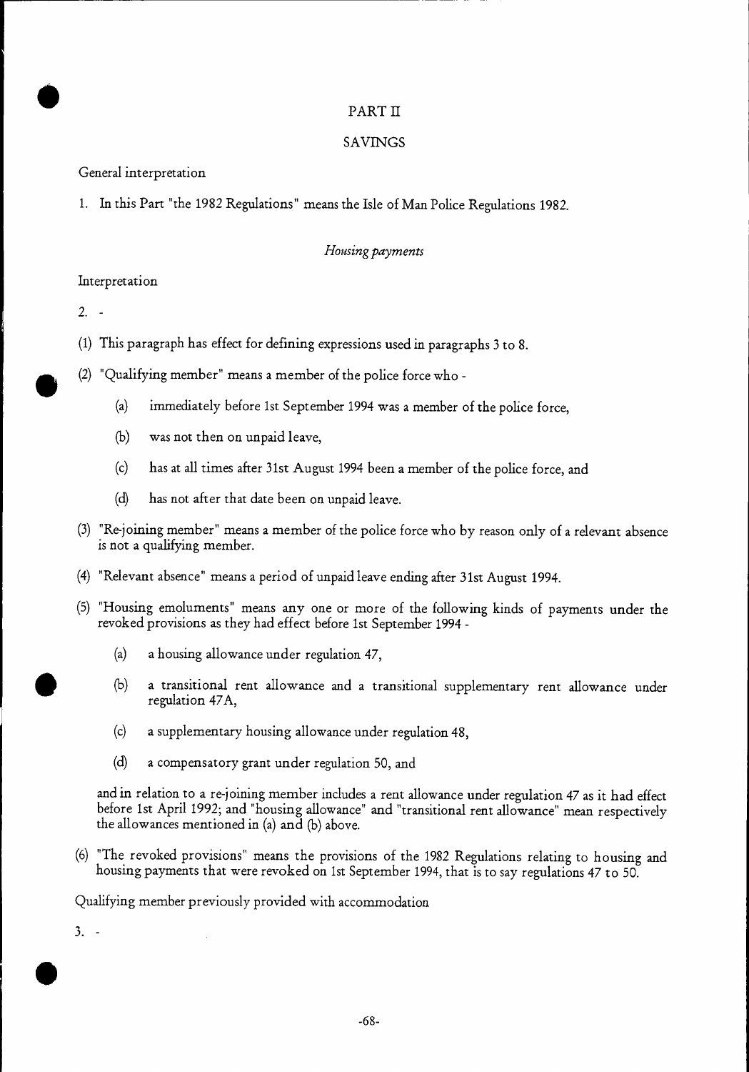# PART II

## SAVINGS

General interpretation

1. In this Part "the 1982 Regulations" means the Isle of Man Police Regulations 1982.

*Housing payments*

Interpretation

2. -

(1) This paragraph has effect for defining expressions used in paragraphs 3 to 8.

(2) "Qualifying member" means a member of the police force who -

- (a) immediately before 1st September 1994 was a member of the police force,
- (b) was not then on unpaid leave,
- (c) has at all times after 31st August 1994 been a member of the police force, and
- (d) has not after that date been on unpaid leave.

(3) "Re-joining member" means a member of the police force who by reason only of a relevant absence is not a qualifying member.

(4) "Relevant absence" means a period of unpaid leave ending after 31st August 1994.

(5) "Housing emoluments" means any one or more of the following kinds of payments under the revoked provisions as they had effect before 1st September 1994 -

- (a) a housing allowance under regulation 47,
- (b) a transitional rent allowance and a transitional supplementary rent allowance under regulation 47A,
- (c) a supplementary housing allowance under regulation 48,
- (d) a compensatory grant under regulation 50, and

and in relation to a re-joining member includes a rent allowance under regulation 47 as it had effect before 1st April 1992; and "housing allowance" and "transitional rent allowance" mean respectively the allowances mentioned in (a) and (b) above.

(6) "The revoked provisions" means the provisions of the 1982 Regulations relating to housing and housing payments that were revoked on 1st September 1994, that is to say regulations 47 to 50.

Qualifying member previously provided with accommodation

3. -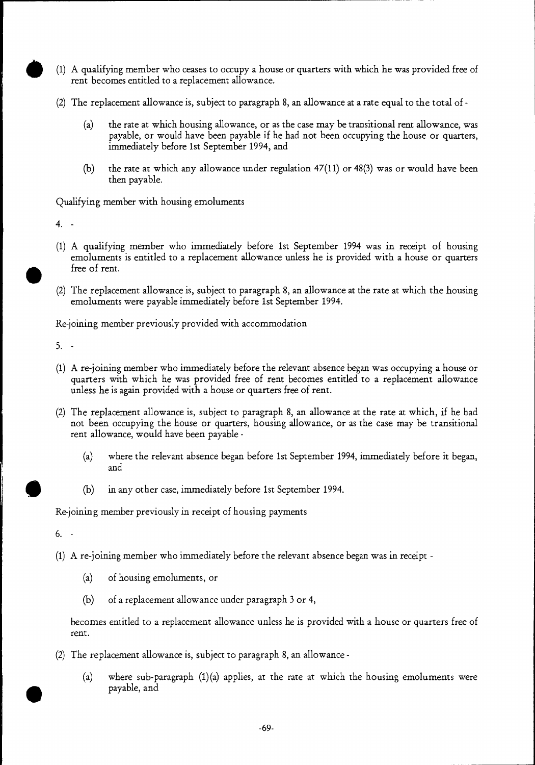(1) A qualifying member who ceases to occupy a house or quarters with which he was provided free of rent becomes entitled to a replacement allowance.

(2) The replacement allowance is, subject to paragraph 8, an allowance at a rate equal to the total of -

(a) the rate at which housing allowance, or as the case may be transitional rent allowance, was payable, or would have been payable if he had not been occupying the house or quarters, immediately before 1st September 1994, and

(b) the rate at which any allowance under regulation 47(11) or 48(3) was or would have been then payable.

Qualifying member with housing emoluments

4. -

(1) A qualifying member who immediately before 1st September 1994 was in receipt of housing emoluments is entitled to a replacement allowance unless he is provided with a house or quarters free of rent.

(2) The replacement allowance is, subject to paragraph 8, an allowance at the rate at which the housing emoluments were payable immediately before 1st September 1994.

Re-joining member previously provided with accommodation

5. -

(1) A re-joining member who immediately before the relevant absence began was occupying a house or quarters with which he was provided free of rent becomes entitled to a replacement allowance unless he is again provided with a house or quarters free of rent.

(2) The replacement allowance is, subject to paragraph 8, an allowance at the rate at which, if he had not been occupying the house or quarters, housing allowance, or as the case may be transitional rent allowance, would have been payable -

(a) where the relevant absence began before 1st September 1994, immediately before it began, and

(b) in any other case, immediately before 1st September 1994.

Re-joining member previously in receipt of housing payments

6. -

(1) A re-joining member who immediately before the relevant absence began was in receipt -

(a) of housing emoluments, or

(b) of a replacement allowance under paragraph 3 or 4,

becomes entitled to a replacement allowance unless he is provided with a house or quarters free of rent.

(2) The replacement allowance is, subject to paragraph 8, an allowance -

(a) where sub-paragraph (1)(a) applies, at the rate at which the housing emoluments were payable, and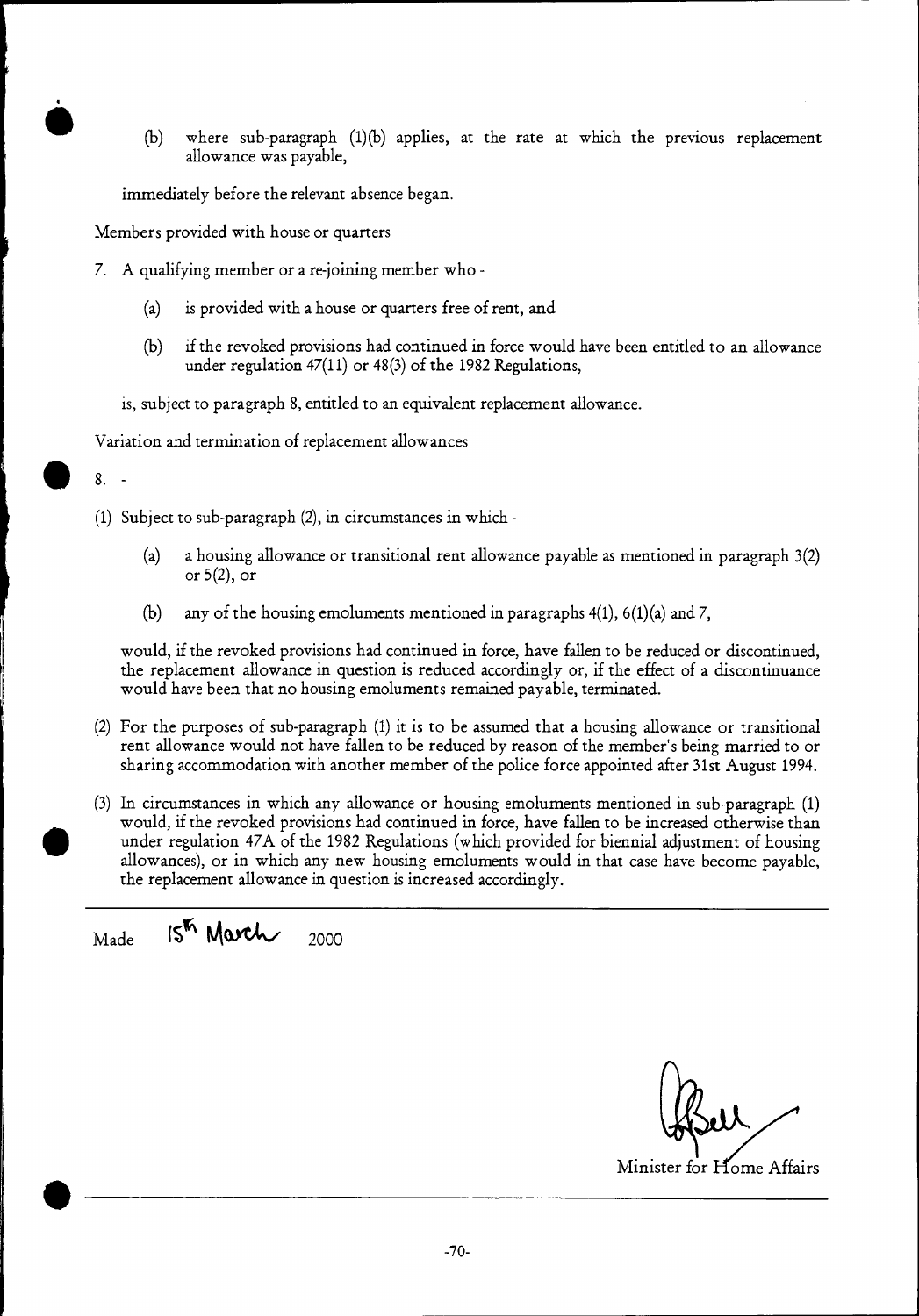(b) where sub-paragraph (1)(b) applies, at the rate at which the previous replacement allowance was payable,

immediately before the relevant absence began.

Members provided with house or quarters

7. A qualifying member or a re-joining member who -

   (a) is provided with a house or quarters free of rent, and

   (b) if the revoked provisions had continued in force would have been entitled to an allowance under regulation 47(11) or 48(3) of the 1982 Regulations,

is, subject to paragraph 8, entitled to an equivalent replacement allowance.

Variation and termination of replacement allowances

8. -

(1) Subject to sub-paragraph (2), in circumstances in which -

   (a) a housing allowance or transitional rent allowance payable as mentioned in paragraph 3(2) or 5(2), or

   (b) any of the housing emoluments mentioned in paragraphs 4(1), 6(1)(a) and 7,

would, if the revoked provisions had continued in force, have fallen to be reduced or discontinued, the replacement allowance in question is reduced accordingly or, if the effect of a discontinuance would have been that no housing emoluments remained payable, terminated.

(2) For the purposes of sub-paragraph (1) it is to be assumed that a housing allowance or transitional rent allowance would not have fallen to be reduced by reason of the member's being married to or sharing accommodation with another member of the police force appointed after 31st August 1994.

(3) In circumstances in which any allowance or housing emoluments mentioned in sub-paragraph (1) would, if the revoked provisions had continued in force, have fallen to be increased otherwise than under regulation 47A of the 1982 Regulations (which provided for biennial adjustment of housing allowances), or in which any new housing emoluments would in that case have become payable, the replacement allowance in question is increased accordingly.

Made 15th March 2000

Minister for Home Affairs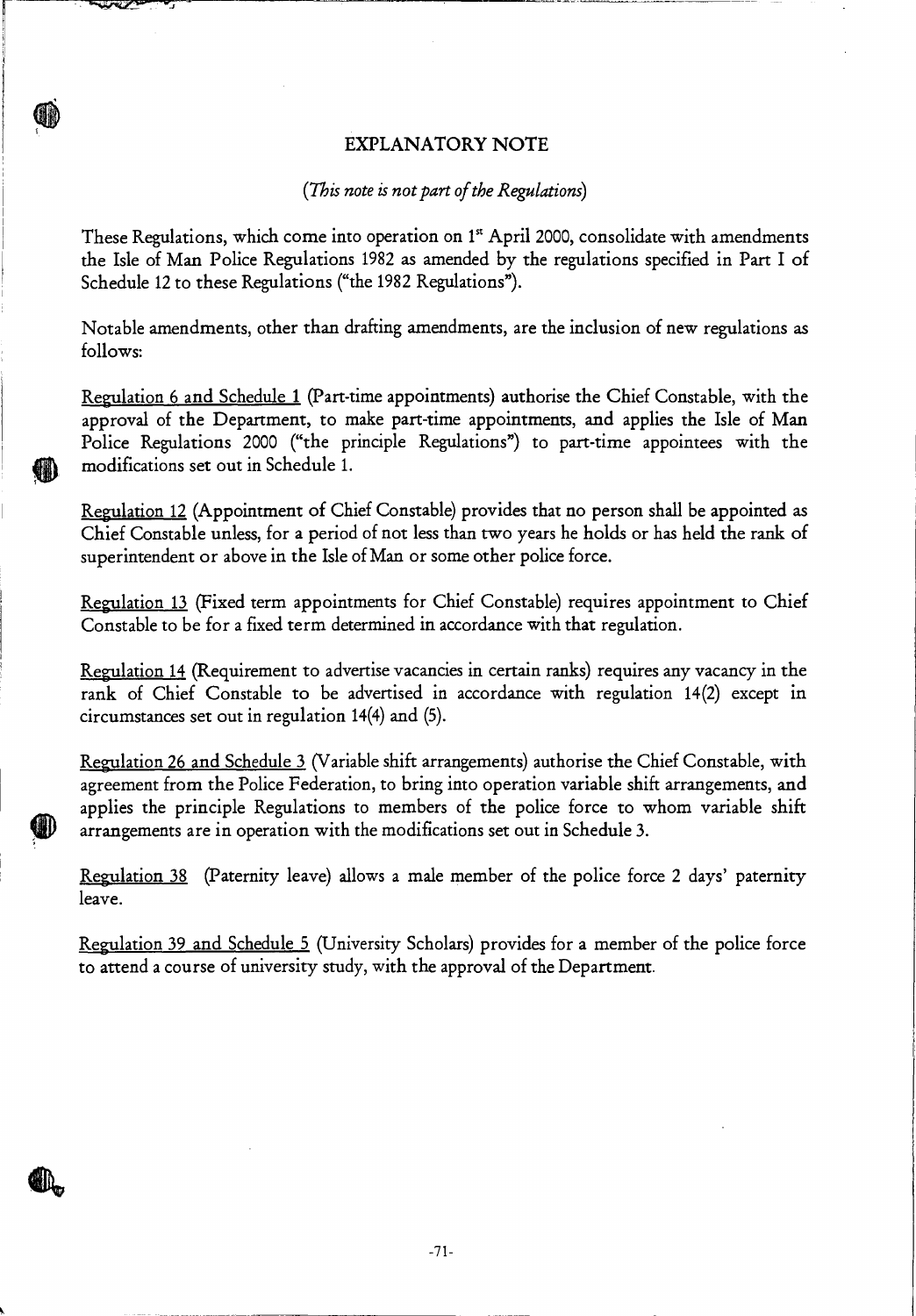## EXPLANATORY NOTE

*(This note is not part of the Regulations)*

These Regulations, which come into operation on 1st April 2000, consolidate with amendments the Isle of Man Police Regulations 1982 as amended by the regulations specified in Part I of Schedule 12 to these Regulations ("the 1982 Regulations").

Notable amendments, other than drafting amendments, are the inclusion of new regulations as follows:

Regulation 6 and Schedule 1 (Part-time appointments) authorise the Chief Constable, with the approval of the Department, to make part-time appointments, and applies the Isle of Man Police Regulations 2000 ("the principle Regulations") to part-time appointees with the modifications set out in Schedule 1.

Regulation 12 (Appointment of Chief Constable) provides that no person shall be appointed as Chief Constable unless, for a period of not less than two years he holds or has held the rank of superintendent or above in the Isle of Man or some other police force.

Regulation 13 (Fixed term appointments for Chief Constable) requires appointment to Chief Constable to be for a fixed term determined in accordance with that regulation.

Regulation 14 (Requirement to advertise vacancies in certain ranks) requires any vacancy in the rank of Chief Constable to be advertised in accordance with regulation 14(2) except in circumstances set out in regulation 14(4) and (5).

Regulation 26 and Schedule 3 (Variable shift arrangements) authorise the Chief Constable, with agreement from the Police Federation, to bring into operation variable shift arrangements, and applies the principle Regulations to members of the police force to whom variable shift arrangements are in operation with the modifications set out in Schedule 3.

Regulation 38 (Paternity leave) allows a male member of the police force 2 days' paternity leave.

Regulation 39 and Schedule 5 (University Scholars) provides for a member of the police force to attend a course of university study, with the approval of the Department.